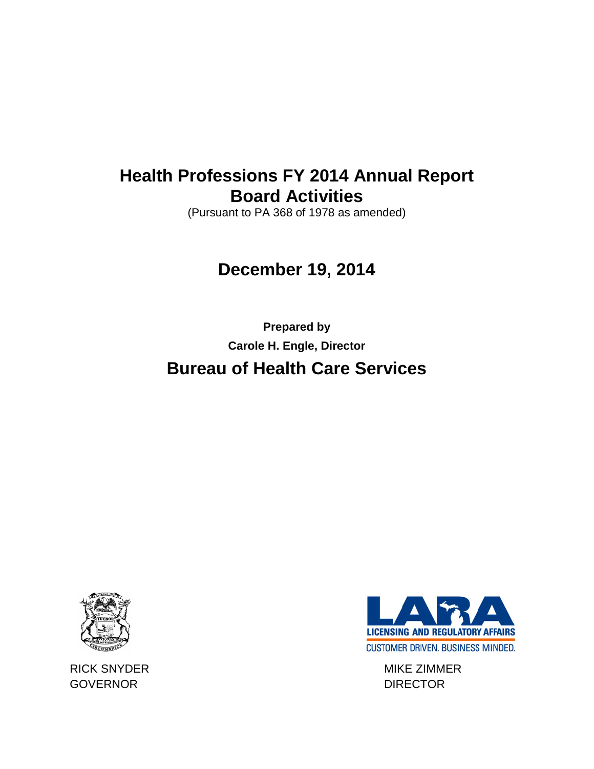# Health Professions FY 2014 Annual Report
# Board Activities

(Pursuant to PA 368 of 1978 as amended)

## December 19, 2014

**Prepared by**

**Carole H. Engle, Director**

## Bureau of Health Care Services

LICENSING AND REGULATORY AFFAIRS

CUSTOMER DRIVEN. BUSINESS MINDED.

RICK SNYDER
GOVERNOR

MIKE ZIMMER
DIRECTOR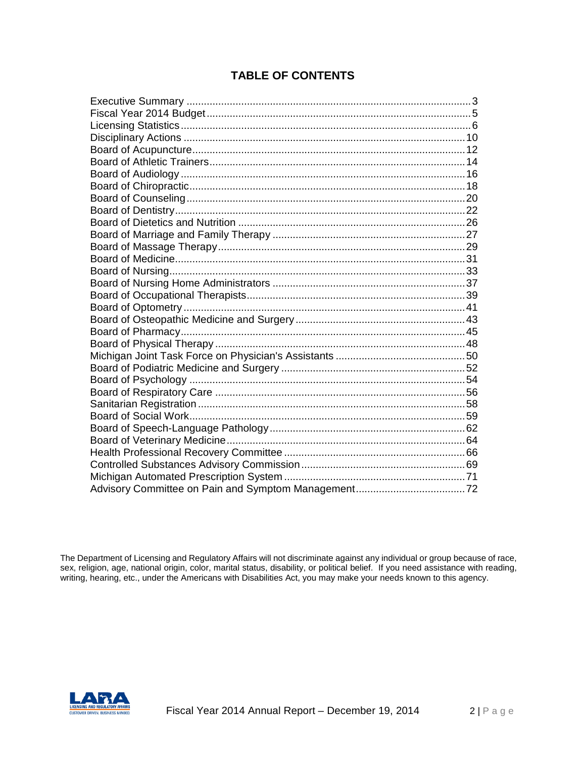## TABLE OF CONTENTS

| | |
|---|---|
| Executive Summary | 3 |
| Fiscal Year 2014 Budget | 5 |
| Licensing Statistics | 6 |
| Disciplinary Actions | 10 |
| Board of Acupuncture | 12 |
| Board of Athletic Trainers | 14 |
| Board of Audiology | 16 |
| Board of Chiropractic | 18 |
| Board of Counseling | 20 |
| Board of Dentistry | 22 |
| Board of Dietetics and Nutrition | 26 |
| Board of Marriage and Family Therapy | 27 |
| Board of Massage Therapy | 29 |
| Board of Medicine | 31 |
| Board of Nursing | 33 |
| Board of Nursing Home Administrators | 37 |
| Board of Occupational Therapists | 39 |
| Board of Optometry | 41 |
| Board of Osteopathic Medicine and Surgery | 43 |
| Board of Pharmacy | 45 |
| Board of Physical Therapy | 48 |
| Michigan Joint Task Force on Physician's Assistants | 50 |
| Board of Podiatric Medicine and Surgery | 52 |
| Board of Psychology | 54 |
| Board of Respiratory Care | 56 |
| Sanitarian Registration | 58 |
| Board of Social Work | 59 |
| Board of Speech-Language Pathology | 62 |
| Board of Veterinary Medicine | 64 |
| Health Professional Recovery Committee | 66 |
| Controlled Substances Advisory Commission | 69 |
| Michigan Automated Prescription System | 71 |
| Advisory Committee on Pain and Symptom Management | 72 |

The Department of Licensing and Regulatory Affairs will not discriminate against any individual or group because of race, sex, religion, age, national origin, color, marital status, disability, or political belief. If you need assistance with reading, writing, hearing, etc., under the Americans with Disabilities Act, you may make your needs known to this agency.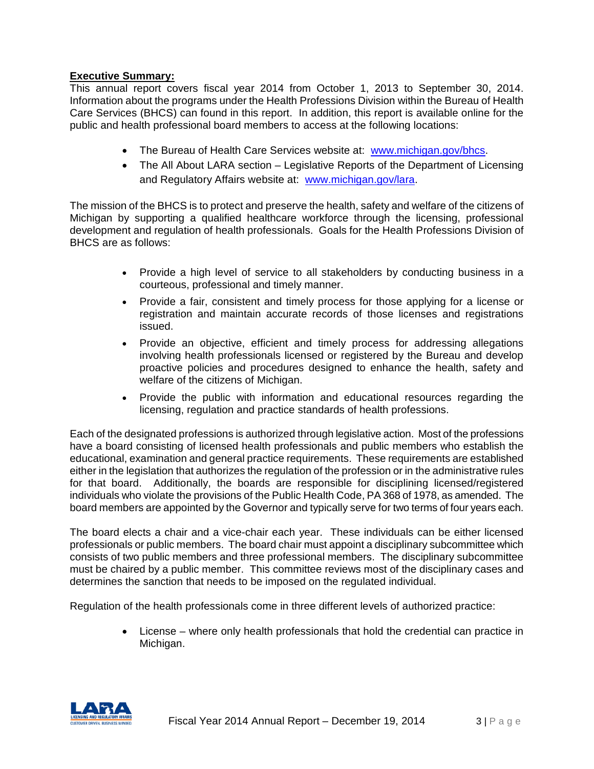**Executive Summary:**

This annual report covers fiscal year 2014 from October 1, 2013 to September 30, 2014. Information about the programs under the Health Professions Division within the Bureau of Health Care Services (BHCS) can found in this report. In addition, this report is available online for the public and health professional board members to access at the following locations:

- The Bureau of Health Care Services website at: [www.michigan.gov/bhcs](www.michigan.gov/bhcs).
- The All About LARA section – Legislative Reports of the Department of Licensing and Regulatory Affairs website at: [www.michigan.gov/lara](www.michigan.gov/lara).

The mission of the BHCS is to protect and preserve the health, safety and welfare of the citizens of Michigan by supporting a qualified healthcare workforce through the licensing, professional development and regulation of health professionals. Goals for the Health Professions Division of BHCS are as follows:

- Provide a high level of service to all stakeholders by conducting business in a courteous, professional and timely manner.
- Provide a fair, consistent and timely process for those applying for a license or registration and maintain accurate records of those licenses and registrations issued.
- Provide an objective, efficient and timely process for addressing allegations involving health professionals licensed or registered by the Bureau and develop proactive policies and procedures designed to enhance the health, safety and welfare of the citizens of Michigan.
- Provide the public with information and educational resources regarding the licensing, regulation and practice standards of health professions.

Each of the designated professions is authorized through legislative action. Most of the professions have a board consisting of licensed health professionals and public members who establish the educational, examination and general practice requirements. These requirements are established either in the legislation that authorizes the regulation of the profession or in the administrative rules for that board. Additionally, the boards are responsible for disciplining licensed/registered individuals who violate the provisions of the Public Health Code, PA 368 of 1978, as amended. The board members are appointed by the Governor and typically serve for two terms of four years each.

The board elects a chair and a vice-chair each year. These individuals can be either licensed professionals or public members. The board chair must appoint a disciplinary subcommittee which consists of two public members and three professional members. The disciplinary subcommittee must be chaired by a public member. This committee reviews most of the disciplinary cases and determines the sanction that needs to be imposed on the regulated individual.

Regulation of the health professionals come in three different levels of authorized practice:

- License – where only health professionals that hold the credential can practice in Michigan.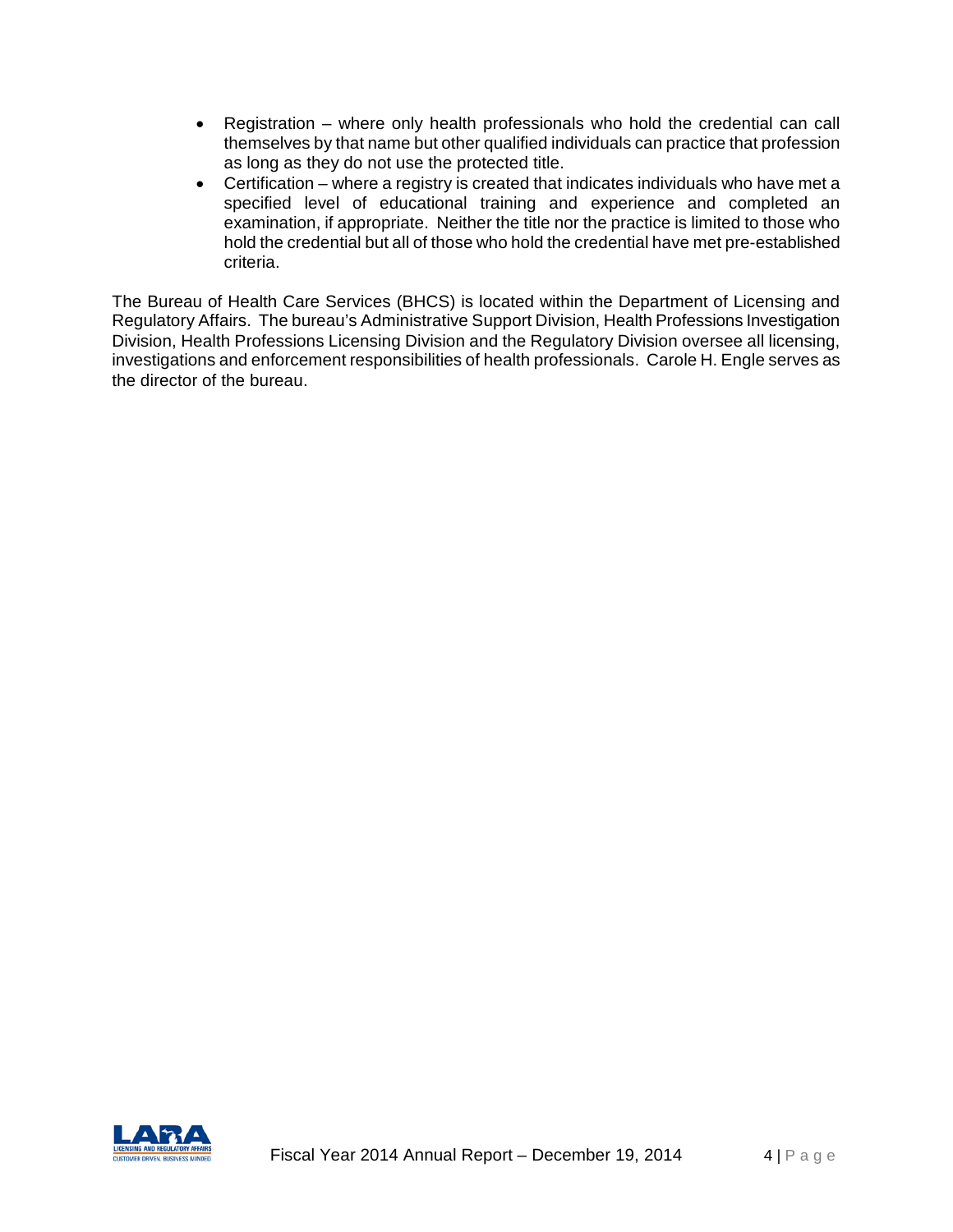- Registration – where only health professionals who hold the credential can call themselves by that name but other qualified individuals can practice that profession as long as they do not use the protected title.
- Certification – where a registry is created that indicates individuals who have met a specified level of educational training and experience and completed an examination, if appropriate. Neither the title nor the practice is limited to those who hold the credential but all of those who hold the credential have met pre-established criteria.

The Bureau of Health Care Services (BHCS) is located within the Department of Licensing and Regulatory Affairs. The bureau's Administrative Support Division, Health Professions Investigation Division, Health Professions Licensing Division and the Regulatory Division oversee all licensing, investigations and enforcement responsibilities of health professionals. Carole H. Engle serves as the director of the bureau.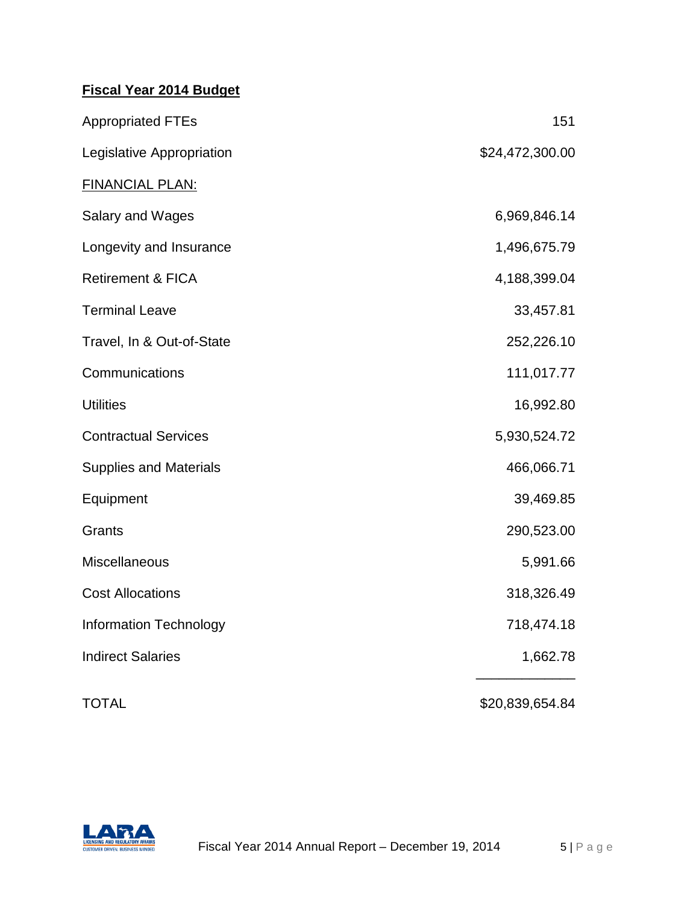**Fiscal Year 2014 Budget**

| | |
|---|---|
| Appropriated FTEs | 151 |
| Legislative Appropriation | $24,472,300.00 |
| FINANCIAL PLAN: | |
| Salary and Wages | 6,969,846.14 |
| Longevity and Insurance | 1,496,675.79 |
| Retirement & FICA | 4,188,399.04 |
| Terminal Leave | 33,457.81 |
| Travel, In & Out-of-State | 252,226.10 |
| Communications | 111,017.77 |
| Utilities | 16,992.80 |
| Contractual Services | 5,930,524.72 |
| Supplies and Materials | 466,066.71 |
| Equipment | 39,469.85 |
| Grants | 290,523.00 |
| Miscellaneous | 5,991.66 |
| Cost Allocations | 318,326.49 |
| Information Technology | 718,474.18 |
| Indirect Salaries | 1,662.78 |
| TOTAL | $20,839,654.84 |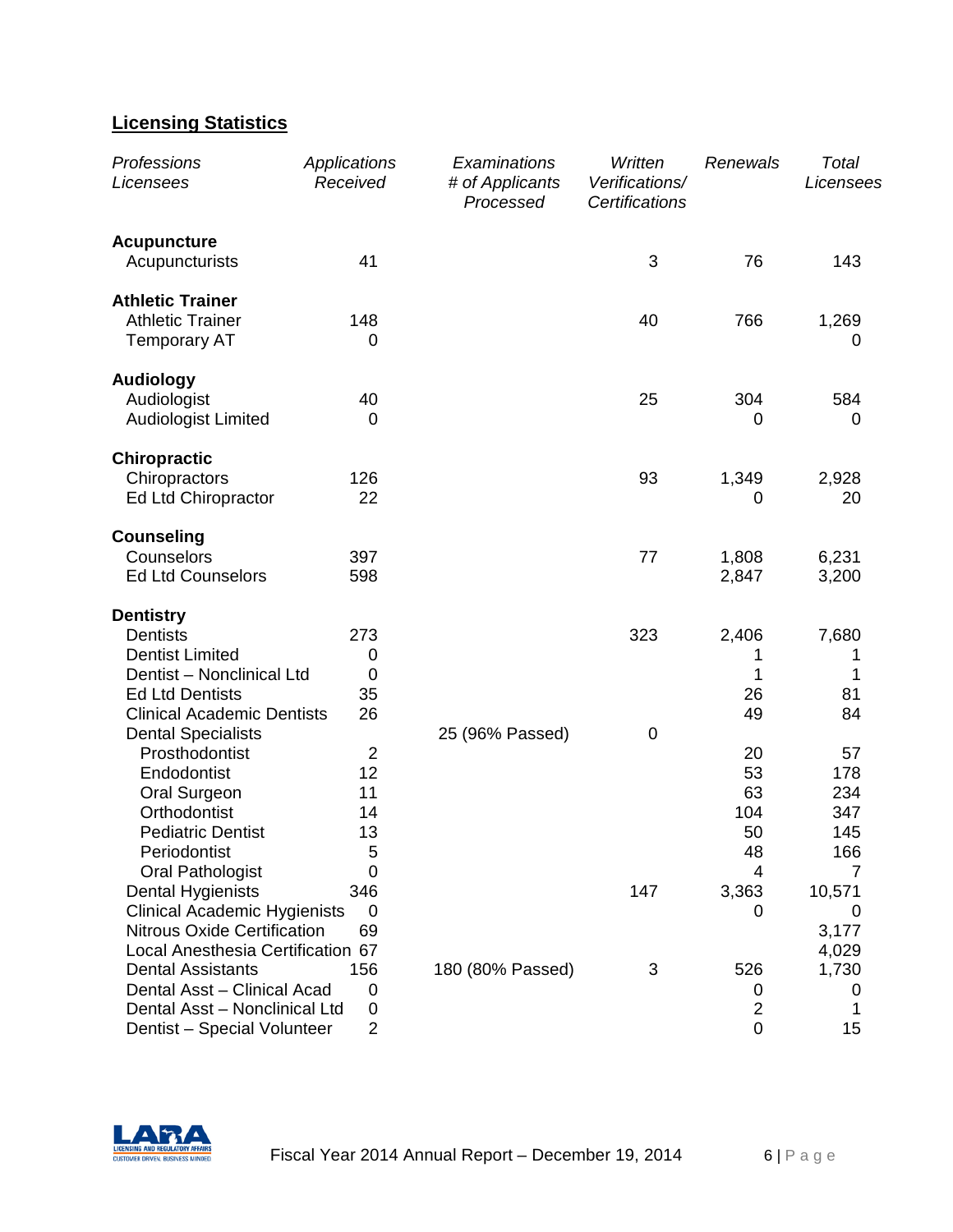## Licensing Statistics

| *Professions Licensees* | *Applications Received* | *Examinations # of Applicants Processed* | *Written Verifications/ Certifications* | *Renewals* | *Total Licensees* |
|---|---|---|---|---|---|
| **Acupuncture** | | | | | |
| Acupuncturists | 41 | | 3 | 76 | 143 |
| **Athletic Trainer** | | | | | |
| Athletic Trainer | 148 | | 40 | 766 | 1,269 |
| Temporary AT | 0 | | | | 0 |
| **Audiology** | | | | | |
| Audiologist | 40 | | 25 | 304 | 584 |
| Audiologist Limited | 0 | | | 0 | 0 |
| **Chiropractic** | | | | | |
| Chiropractors | 126 | | 93 | 1,349 | 2,928 |
| Ed Ltd Chiropractor | 22 | | | 0 | 20 |
| **Counseling** | | | | | |
| Counselors | 397 | | 77 | 1,808 | 6,231 |
| Ed Ltd Counselors | 598 | | | 2,847 | 3,200 |
| **Dentistry** | | | | | |
| Dentists | 273 | | 323 | 2,406 | 7,680 |
| Dentist Limited | 0 | | | 1 | 1 |
| Dentist – Nonclinical Ltd | 0 | | | 1 | 1 |
| Ed Ltd Dentists | 35 | | | 26 | 81 |
| Clinical Academic Dentists | 26 | | | 49 | 84 |
| Dental Specialists | | 25 (96% Passed) | 0 | | |
| Prosthodontist | 2 | | | 20 | 57 |
| Endodontist | 12 | | | 53 | 178 |
| Oral Surgeon | 11 | | | 63 | 234 |
| Orthodontist | 14 | | | 104 | 347 |
| Pediatric Dentist | 13 | | | 50 | 145 |
| Periodontist | 5 | | | 48 | 166 |
| Oral Pathologist | 0 | | | 4 | 7 |
| Dental Hygienists | 346 | | 147 | 3,363 | 10,571 |
| Clinical Academic Hygienists | 0 | | | 0 | 0 |
| Nitrous Oxide Certification | 69 | | | | 3,177 |
| Local Anesthesia Certification | 67 | | | | 4,029 |
| Dental Assistants | 156 | 180 (80% Passed) | 3 | 526 | 1,730 |
| Dental Asst – Clinical Acad | 0 | | | 0 | 0 |
| Dental Asst – Nonclinical Ltd | 0 | | | 2 | 1 |
| Dentist – Special Volunteer | 2 | | | 0 | 15 |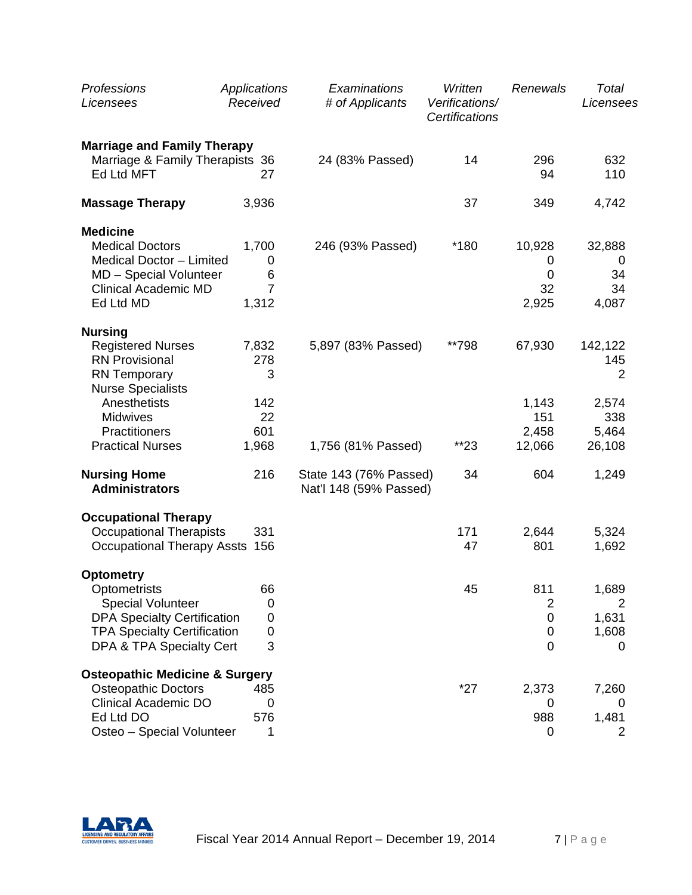| *Professions Licensees* | *Applications Received* | *Examinations # of Applicants* | *Written Verifications/ Certifications* | *Renewals* | *Total Licensees* |
|---|---|---|---|---|---|
| **Marriage and Family Therapy** | | | | | |
| Marriage & Family Therapists | 36 | 24 (83% Passed) | 14 | 296 | 632 |
| Ed Ltd MFT | 27 | | | 94 | 110 |
| **Massage Therapy** | 3,936 | | 37 | 349 | 4,742 |
| **Medicine** | | | | | |
| Medical Doctors | 1,700 | 246 (93% Passed) | *180 | 10,928 | 32,888 |
| Medical Doctor – Limited | 0 | | | 0 | 0 |
| MD – Special Volunteer | 6 | | | 0 | 34 |
| Clinical Academic MD | 7 | | | 32 | 34 |
| Ed Ltd MD | 1,312 | | | 2,925 | 4,087 |
| **Nursing** | | | | | |
| Registered Nurses | 7,832 | 5,897 (83% Passed) | **798 | 67,930 | 142,122 |
| RN Provisional | 278 | | | | 145 |
| RN Temporary | 3 | | | | 2 |
| Nurse Specialists | | | | | |
| Anesthetists | 142 | | | 1,143 | 2,574 |
| Midwives | 22 | | | 151 | 338 |
| Practitioners | 601 | | | 2,458 | 5,464 |
| Practical Nurses | 1,968 | 1,756 (81% Passed) | **23 | 12,066 | 26,108 |
| **Nursing Home Administrators** | 216 | State 143 (76% Passed) Nat'l 148 (59% Passed) | 34 | 604 | 1,249 |
| **Occupational Therapy** | | | | | |
| Occupational Therapists | 331 | | 171 | 2,644 | 5,324 |
| Occupational Therapy Assts | 156 | | 47 | 801 | 1,692 |
| **Optometry** | | | | | |
| Optometrists | 66 | | 45 | 811 | 1,689 |
| Special Volunteer | 0 | | | 2 | 2 |
| DPA Specialty Certification | 0 | | | 0 | 1,631 |
| TPA Specialty Certification | 0 | | | 0 | 1,608 |
| DPA & TPA Specialty Cert | 3 | | | 0 | 0 |
| **Osteopathic Medicine & Surgery** | | | | | |
| Osteopathic Doctors | 485 | | *27 | 2,373 | 7,260 |
| Clinical Academic DO | 0 | | | 0 | 0 |
| Ed Ltd DO | 576 | | | 988 | 1,481 |
| Osteo – Special Volunteer | 1 | | | 0 | 2 |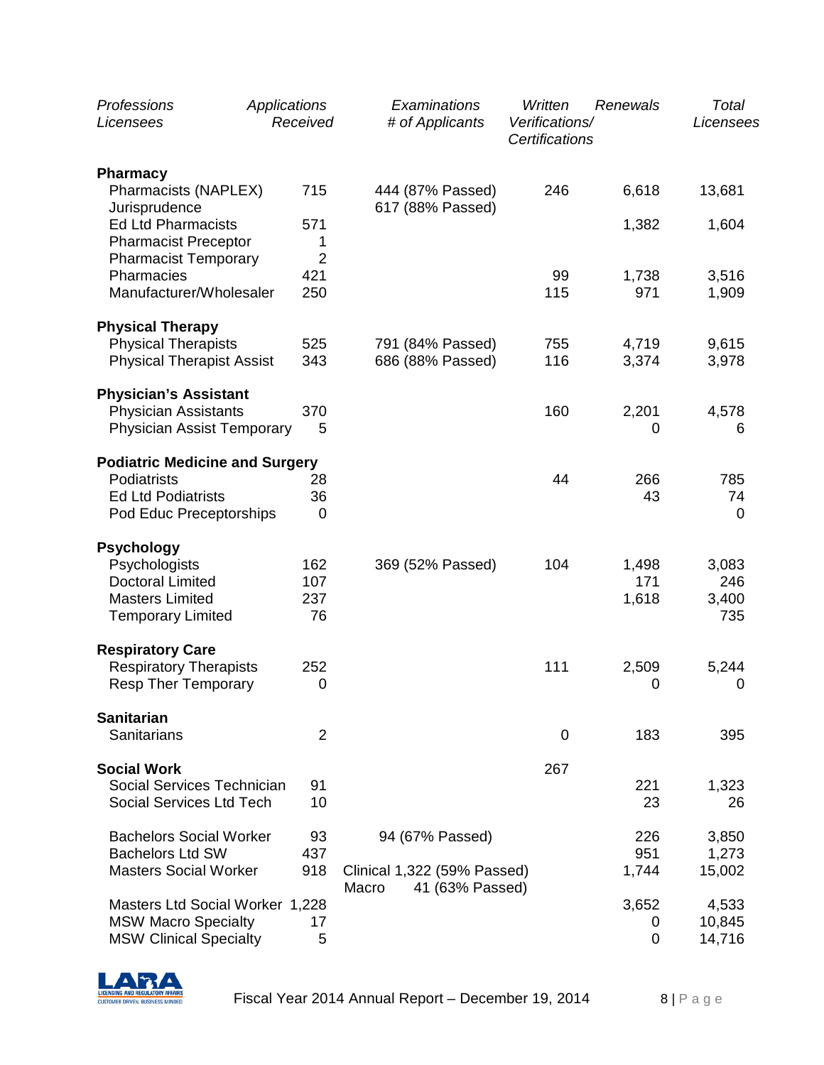| *Professions Licensees* | *Applications Received* | *Examinations # of Applicants* | *Written Verifications/ Certifications* | *Renewals* | *Total Licensees* |
|---|---|---|---|---|---|
| **Pharmacy** | | | | | |
| Pharmacists (NAPLEX) | 715 | 444 (87% Passed) | 246 | 6,618 | 13,681 |
| Jurisprudence | | 617 (88% Passed) | | | |
| Ed Ltd Pharmacists | 571 | | | 1,382 | 1,604 |
| Pharmacist Preceptor | 1 | | | | |
| Pharmacist Temporary | 2 | | | | |
| Pharmacies | 421 | | 99 | 1,738 | 3,516 |
| Manufacturer/Wholesaler | 250 | | 115 | 971 | 1,909 |
| **Physical Therapy** | | | | | |
| Physical Therapists | 525 | 791 (84% Passed) | 755 | 4,719 | 9,615 |
| Physical Therapist Assist | 343 | 686 (88% Passed) | 116 | 3,374 | 3,978 |
| **Physician's Assistant** | | | | | |
| Physician Assistants | 370 | | 160 | 2,201 | 4,578 |
| Physician Assist Temporary | 5 | | | 0 | 6 |
| **Podiatric Medicine and Surgery** | | | | | |
| Podiatrists | 28 | | 44 | 266 | 785 |
| Ed Ltd Podiatrists | 36 | | | 43 | 74 |
| Pod Educ Preceptorships | 0 | | | | 0 |
| **Psychology** | | | | | |
| Psychologists | 162 | 369 (52% Passed) | 104 | 1,498 | 3,083 |
| Doctoral Limited | 107 | | | 171 | 246 |
| Masters Limited | 237 | | | 1,618 | 3,400 |
| Temporary Limited | 76 | | | | 735 |
| **Respiratory Care** | | | | | |
| Respiratory Therapists | 252 | | 111 | 2,509 | 5,244 |
| Resp Ther Temporary | 0 | | | 0 | 0 |
| **Sanitarian** | | | | | |
| Sanitarians | 2 | | 0 | 183 | 395 |
| **Social Work** | | | 267 | | |
| Social Services Technician | 91 | | | 221 | 1,323 |
| Social Services Ltd Tech | 10 | | | 23 | 26 |
| Bachelors Social Worker | 93 | 94 (67% Passed) | | 226 | 3,850 |
| Bachelors Ltd SW | 437 | | | 951 | 1,273 |
| Masters Social Worker | 918 | Clinical 1,322 (59% Passed) | | 1,744 | 15,002 |
| | | Macro 41 (63% Passed) | | | |
| Masters Ltd Social Worker | 1,228 | | | 3,652 | 4,533 |
| MSW Macro Specialty | 17 | | | 0 | 10,845 |
| MSW Clinical Specialty | 5 | | | 0 | 14,716 |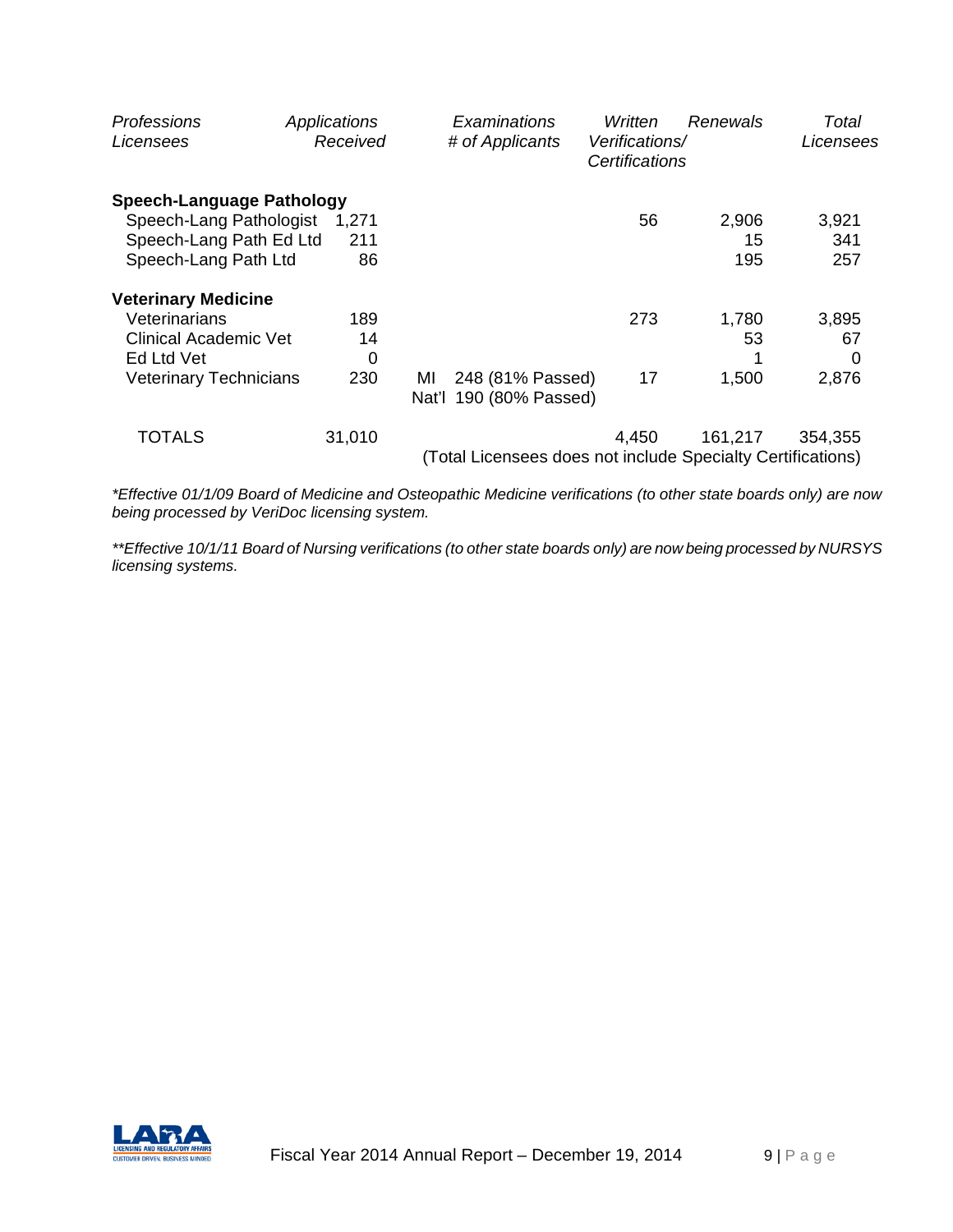| *Professions Licensees* | *Applications Received* | *Examinations # of Applicants* | *Written Verifications/ Certifications* | *Renewals* | *Total Licensees* |
|---|---|---|---|---|---|
| **Speech-Language Pathology** | | | | | |
| Speech-Lang Pathologist | 1,271 | | 56 | 2,906 | 3,921 |
| Speech-Lang Path Ed Ltd | 211 | | | 15 | 341 |
| Speech-Lang Path Ltd | 86 | | | 195 | 257 |
| **Veterinary Medicine** | | | | | |
| Veterinarians | 189 | | 273 | 1,780 | 3,895 |
| Clinical Academic Vet | 14 | | | 53 | 67 |
| Ed Ltd Vet | 0 | | | 1 | 0 |
| Veterinary Technicians | 230 | MI 248 (81% Passed)<br>Nat'l 190 (80% Passed) | 17 | 1,500 | 2,876 |
| TOTALS | 31,010 | | 4,450 | 161,217 | 354,355 |

(Total Licensees does not include Specialty Certifications)

*\*Effective 01/1/09 Board of Medicine and Osteopathic Medicine verifications (to other state boards only) are now being processed by VeriDoc licensing system.*

*\*\*Effective 10/1/11 Board of Nursing verifications (to other state boards only) are now being processed by NURSYS licensing systems.*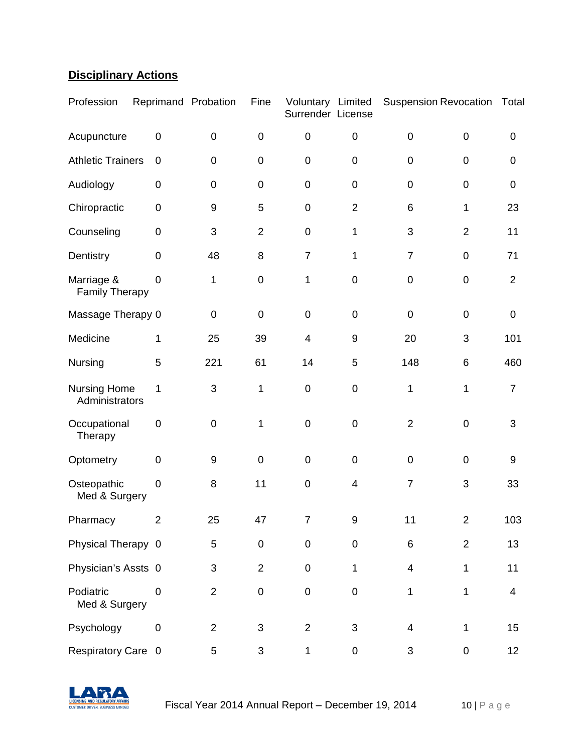## Disciplinary Actions

| Profession | Reprimand | Probation | Fine | Voluntary Surrender | Limited License | Suspension | Revocation | Total |
|---|---|---|---|---|---|---|---|---|
| Acupuncture | 0 | 0 | 0 | 0 | 0 | 0 | 0 | 0 |
| Athletic Trainers | 0 | 0 | 0 | 0 | 0 | 0 | 0 | 0 |
| Audiology | 0 | 0 | 0 | 0 | 0 | 0 | 0 | 0 |
| Chiropractic | 0 | 9 | 5 | 0 | 2 | 6 | 1 | 23 |
| Counseling | 0 | 3 | 2 | 0 | 1 | 3 | 2 | 11 |
| Dentistry | 0 | 48 | 8 | 7 | 1 | 7 | 0 | 71 |
| Marriage & Family Therapy | 0 | 1 | 0 | 1 | 0 | 0 | 0 | 2 |
| Massage Therapy | 0 | 0 | 0 | 0 | 0 | 0 | 0 | 0 |
| Medicine | 1 | 25 | 39 | 4 | 9 | 20 | 3 | 101 |
| Nursing | 5 | 221 | 61 | 14 | 5 | 148 | 6 | 460 |
| Nursing Home Administrators | 1 | 3 | 1 | 0 | 0 | 1 | 1 | 7 |
| Occupational Therapy | 0 | 0 | 1 | 0 | 0 | 2 | 0 | 3 |
| Optometry | 0 | 9 | 0 | 0 | 0 | 0 | 0 | 9 |
| Osteopathic Med & Surgery | 0 | 8 | 11 | 0 | 4 | 7 | 3 | 33 |
| Pharmacy | 2 | 25 | 47 | 7 | 9 | 11 | 2 | 103 |
| Physical Therapy | 0 | 5 | 0 | 0 | 0 | 6 | 2 | 13 |
| Physician's Assts | 0 | 3 | 2 | 0 | 1 | 4 | 1 | 11 |
| Podiatric Med & Surgery | 0 | 2 | 0 | 0 | 0 | 1 | 1 | 4 |
| Psychology | 0 | 2 | 3 | 2 | 3 | 4 | 1 | 15 |
| Respiratory Care | 0 | 5 | 3 | 1 | 0 | 3 | 0 | 12 |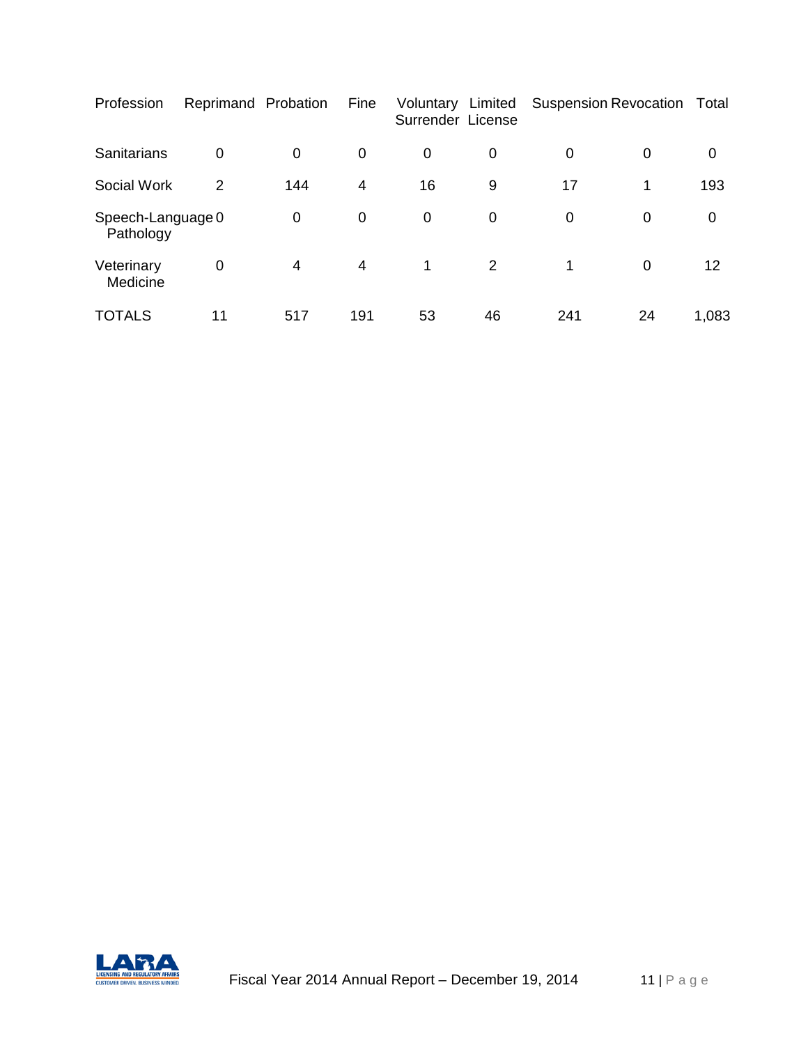| Profession | Reprimand | Probation | Fine | Voluntary Surrender | Limited License | Suspension | Revocation | Total |
|---|---|---|---|---|---|---|---|---|
| Sanitarians | 0 | 0 | 0 | 0 | 0 | 0 | 0 | 0 |
| Social Work | 2 | 144 | 4 | 16 | 9 | 17 | 1 | 193 |
| Speech-Language Pathology | 0 | 0 | 0 | 0 | 0 | 0 | 0 | 0 |
| Veterinary Medicine | 0 | 4 | 4 | 1 | 2 | 1 | 0 | 12 |
| TOTALS | 11 | 517 | 191 | 53 | 46 | 241 | 24 | 1,083 |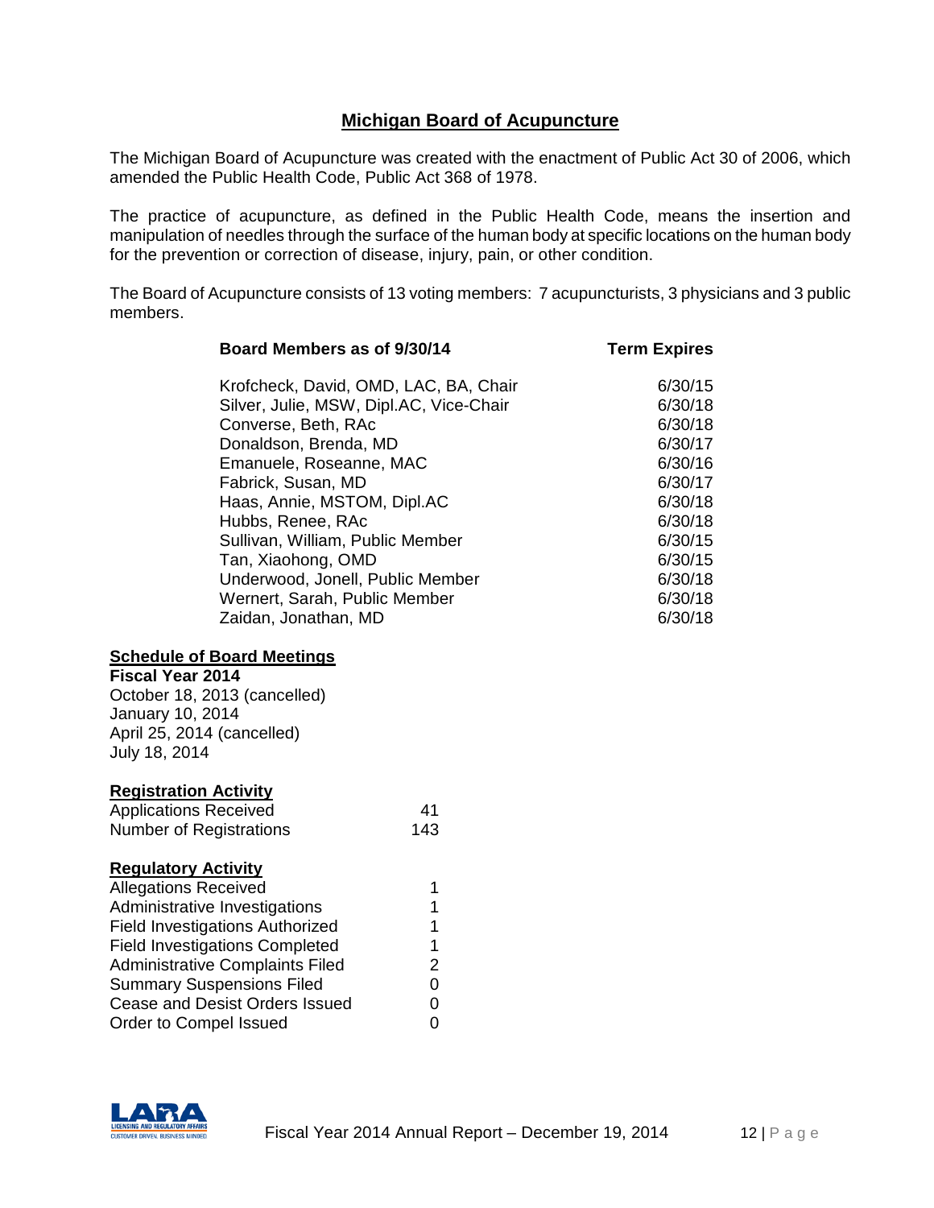## Michigan Board of Acupuncture

The Michigan Board of Acupuncture was created with the enactment of Public Act 30 of 2006, which amended the Public Health Code, Public Act 368 of 1978.

The practice of acupuncture, as defined in the Public Health Code, means the insertion and manipulation of needles through the surface of the human body at specific locations on the human body for the prevention or correction of disease, injury, pain, or other condition.

The Board of Acupuncture consists of 13 voting members: 7 acupuncturists, 3 physicians and 3 public members.

| Board Members as of 9/30/14 | Term Expires |
|---|---|
| Krofcheck, David, OMD, LAC, BA, Chair | 6/30/15 |
| Silver, Julie, MSW, Dipl.AC, Vice-Chair | 6/30/18 |
| Converse, Beth, RAc | 6/30/18 |
| Donaldson, Brenda, MD | 6/30/17 |
| Emanuele, Roseanne, MAC | 6/30/16 |
| Fabrick, Susan, MD | 6/30/17 |
| Haas, Annie, MSTOM, Dipl.AC | 6/30/18 |
| Hubbs, Renee, RAc | 6/30/18 |
| Sullivan, William, Public Member | 6/30/15 |
| Tan, Xiaohong, OMD | 6/30/15 |
| Underwood, Jonell, Public Member | 6/30/18 |
| Wernert, Sarah, Public Member | 6/30/18 |
| Zaidan, Jonathan, MD | 6/30/18 |

### Schedule of Board Meetings

**Fiscal Year 2014**
October 18, 2013 (cancelled)
January 10, 2014
April 25, 2014 (cancelled)
July 18, 2014

### Registration Activity

| | |
|---|---|
| Applications Received | 41 |
| Number of Registrations | 143 |

### Regulatory Activity

| | |
|---|---|
| Allegations Received | 1 |
| Administrative Investigations | 1 |
| Field Investigations Authorized | 1 |
| Field Investigations Completed | 1 |
| Administrative Complaints Filed | 2 |
| Summary Suspensions Filed | 0 |
| Cease and Desist Orders Issued | 0 |
| Order to Compel Issued | 0 |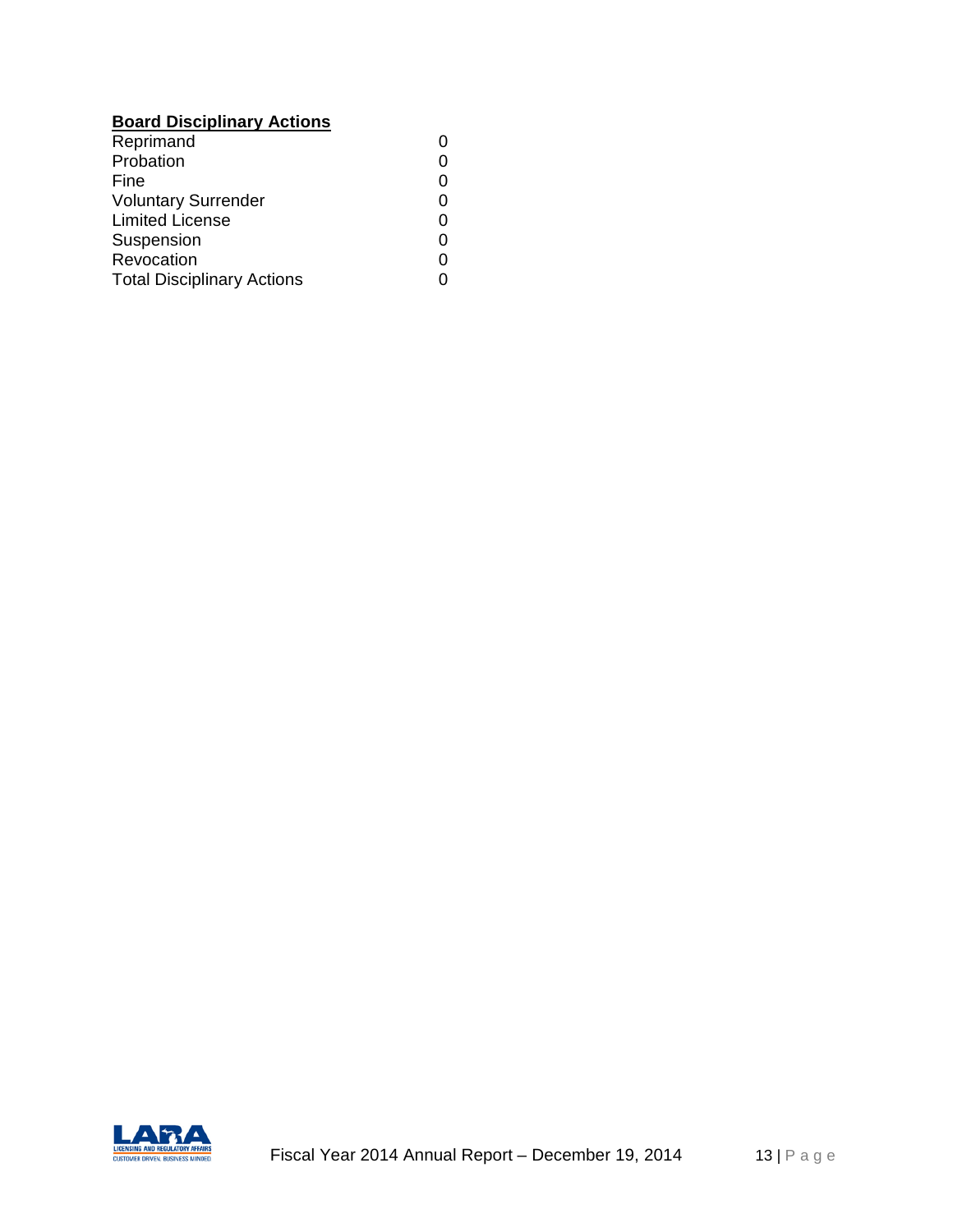**Board Disciplinary Actions**

| | |
|---|---|
| Reprimand | 0 |
| Probation | 0 |
| Fine | 0 |
| Voluntary Surrender | 0 |
| Limited License | 0 |
| Suspension | 0 |
| Revocation | 0 |
| Total Disciplinary Actions | 0 |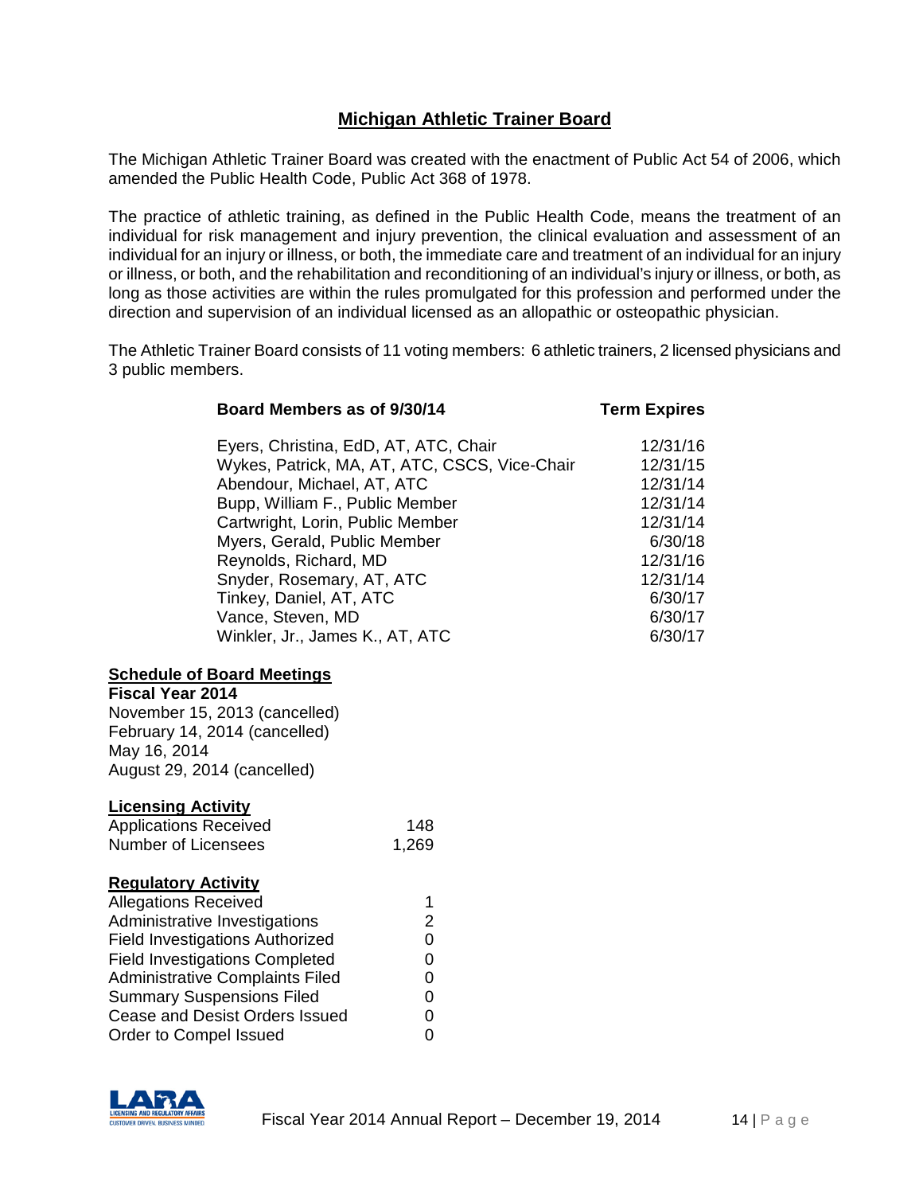## Michigan Athletic Trainer Board

The Michigan Athletic Trainer Board was created with the enactment of Public Act 54 of 2006, which amended the Public Health Code, Public Act 368 of 1978.

The practice of athletic training, as defined in the Public Health Code, means the treatment of an individual for risk management and injury prevention, the clinical evaluation and assessment of an individual for an injury or illness, or both, the immediate care and treatment of an individual for an injury or illness, or both, and the rehabilitation and reconditioning of an individual's injury or illness, or both, as long as those activities are within the rules promulgated for this profession and performed under the direction and supervision of an individual licensed as an allopathic or osteopathic physician.

The Athletic Trainer Board consists of 11 voting members: 6 athletic trainers, 2 licensed physicians and 3 public members.

| Board Members as of 9/30/14 | Term Expires |
|---|---|
| Eyers, Christina, EdD, AT, ATC, Chair | 12/31/16 |
| Wykes, Patrick, MA, AT, ATC, CSCS, Vice-Chair | 12/31/15 |
| Abendour, Michael, AT, ATC | 12/31/14 |
| Bupp, William F., Public Member | 12/31/14 |
| Cartwright, Lorin, Public Member | 12/31/14 |
| Myers, Gerald, Public Member | 6/30/18 |
| Reynolds, Richard, MD | 12/31/16 |
| Snyder, Rosemary, AT, ATC | 12/31/14 |
| Tinkey, Daniel, AT, ATC | 6/30/17 |
| Vance, Steven, MD | 6/30/17 |
| Winkler, Jr., James K., AT, ATC | 6/30/17 |

### Schedule of Board Meetings

**Fiscal Year 2014**

November 15, 2013 (cancelled)
February 14, 2014 (cancelled)
May 16, 2014
August 29, 2014 (cancelled)

### Licensing Activity

| | |
|---|---|
| Applications Received | 148 |
| Number of Licensees | 1,269 |

### Regulatory Activity

| | |
|---|---|
| Allegations Received | 1 |
| Administrative Investigations | 2 |
| Field Investigations Authorized | 0 |
| Field Investigations Completed | 0 |
| Administrative Complaints Filed | 0 |
| Summary Suspensions Filed | 0 |
| Cease and Desist Orders Issued | 0 |
| Order to Compel Issued | 0 |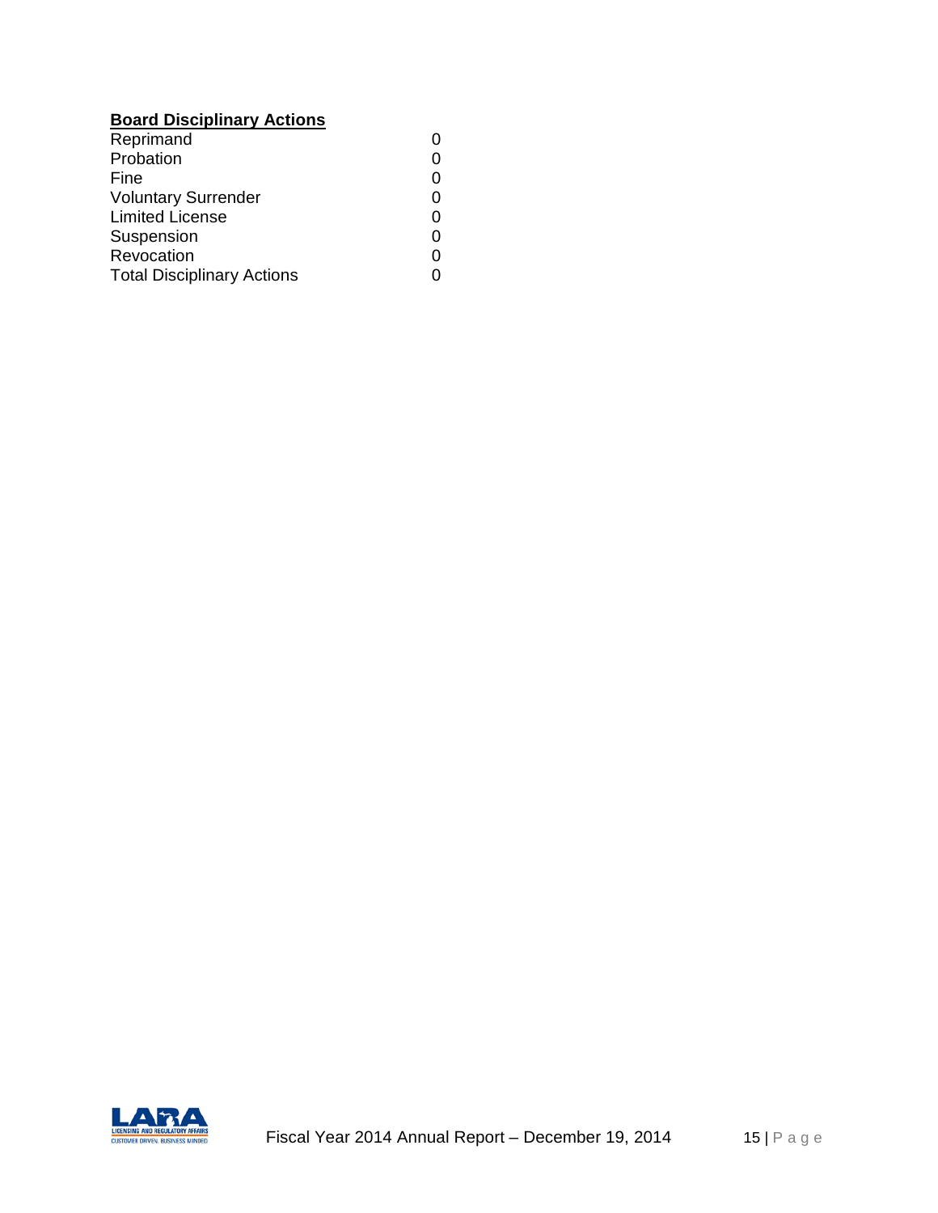**Board Disciplinary Actions**

| | |
|---|---|
| Reprimand | 0 |
| Probation | 0 |
| Fine | 0 |
| Voluntary Surrender | 0 |
| Limited License | 0 |
| Suspension | 0 |
| Revocation | 0 |
| Total Disciplinary Actions | 0 |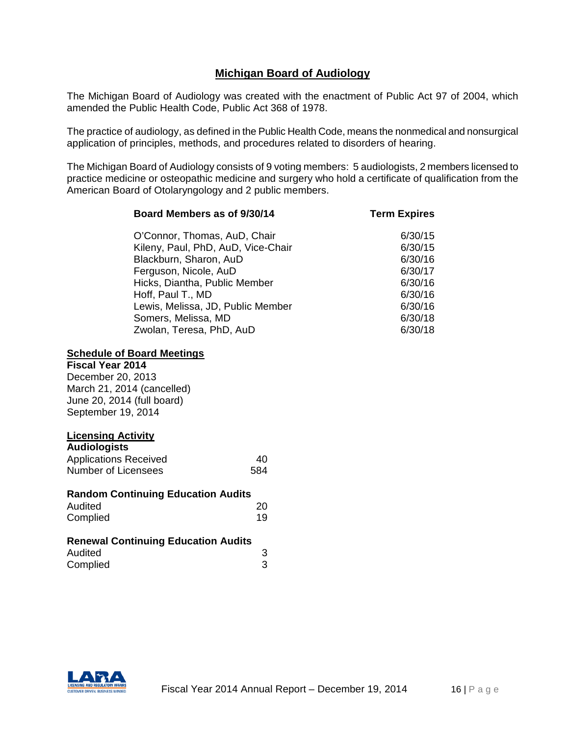## Michigan Board of Audiology

The Michigan Board of Audiology was created with the enactment of Public Act 97 of 2004, which amended the Public Health Code, Public Act 368 of 1978.

The practice of audiology, as defined in the Public Health Code, means the nonmedical and nonsurgical application of principles, methods, and procedures related to disorders of hearing.

The Michigan Board of Audiology consists of 9 voting members: 5 audiologists, 2 members licensed to practice medicine or osteopathic medicine and surgery who hold a certificate of qualification from the American Board of Otolaryngology and 2 public members.

| Board Members as of 9/30/14 | Term Expires |
|---|---|
| O'Connor, Thomas, AuD, Chair | 6/30/15 |
| Kileny, Paul, PhD, AuD, Vice-Chair | 6/30/15 |
| Blackburn, Sharon, AuD | 6/30/16 |
| Ferguson, Nicole, AuD | 6/30/17 |
| Hicks, Diantha, Public Member | 6/30/16 |
| Hoff, Paul T., MD | 6/30/16 |
| Lewis, Melissa, JD, Public Member | 6/30/16 |
| Somers, Melissa, MD | 6/30/18 |
| Zwolan, Teresa, PhD, AuD | 6/30/18 |

**Schedule of Board Meetings**

**Fiscal Year 2014**

December 20, 2013
March 21, 2014 (cancelled)
June 20, 2014 (full board)
September 19, 2014

**Licensing Activity**

| Audiologists | |
|---|---|
| Applications Received | 40 |
| Number of Licensees | 584 |

| Random Continuing Education Audits | |
|---|---|
| Audited | 20 |
| Complied | 19 |

| Renewal Continuing Education Audits | |
|---|---|
| Audited | 3 |
| Complied | 3 |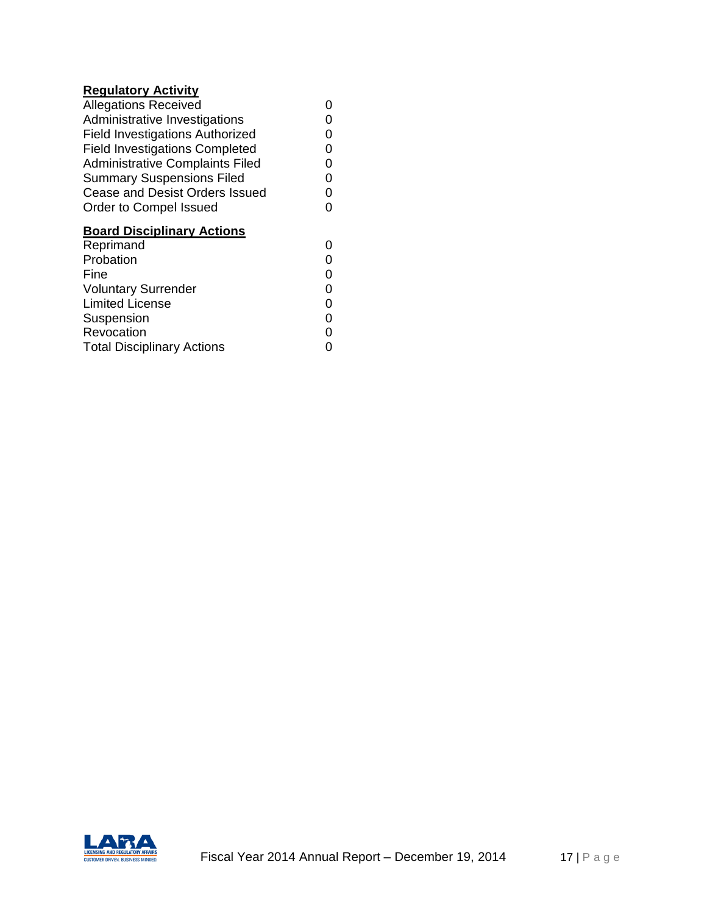**Regulatory Activity**

| | |
|---|---|
| Allegations Received | 0 |
| Administrative Investigations | 0 |
| Field Investigations Authorized | 0 |
| Field Investigations Completed | 0 |
| Administrative Complaints Filed | 0 |
| Summary Suspensions Filed | 0 |
| Cease and Desist Orders Issued | 0 |
| Order to Compel Issued | 0 |

**Board Disciplinary Actions**

| | |
|---|---|
| Reprimand | 0 |
| Probation | 0 |
| Fine | 0 |
| Voluntary Surrender | 0 |
| Limited License | 0 |
| Suspension | 0 |
| Revocation | 0 |
| Total Disciplinary Actions | 0 |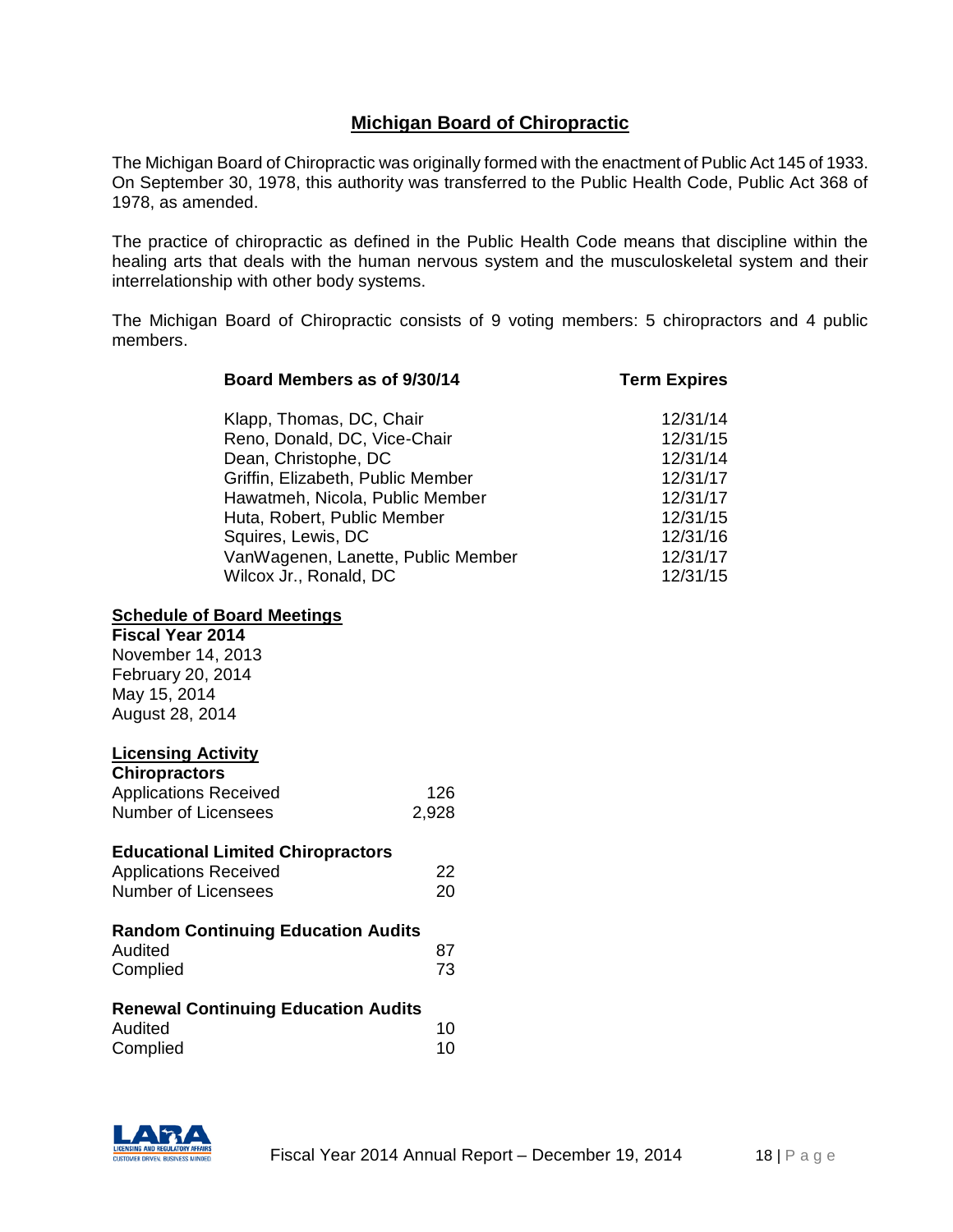## Michigan Board of Chiropractic

The Michigan Board of Chiropractic was originally formed with the enactment of Public Act 145 of 1933. On September 30, 1978, this authority was transferred to the Public Health Code, Public Act 368 of 1978, as amended.

The practice of chiropractic as defined in the Public Health Code means that discipline within the healing arts that deals with the human nervous system and the musculoskeletal system and their interrelationship with other body systems.

The Michigan Board of Chiropractic consists of 9 voting members: 5 chiropractors and 4 public members.

| Board Members as of 9/30/14 | Term Expires |
|---|---|
| Klapp, Thomas, DC, Chair | 12/31/14 |
| Reno, Donald, DC, Vice-Chair | 12/31/15 |
| Dean, Christophe, DC | 12/31/14 |
| Griffin, Elizabeth, Public Member | 12/31/17 |
| Hawatmeh, Nicola, Public Member | 12/31/17 |
| Huta, Robert, Public Member | 12/31/15 |
| Squires, Lewis, DC | 12/31/16 |
| VanWagenen, Lanette, Public Member | 12/31/17 |
| Wilcox Jr., Ronald, DC | 12/31/15 |

### Schedule of Board Meetings

**Fiscal Year 2014**

November 14, 2013
February 20, 2014
May 15, 2014
August 28, 2014

### Licensing Activity

**Chiropractors**

| | |
|---|---|
| Applications Received | 126 |
| Number of Licensees | 2,928 |

**Educational Limited Chiropractors**

| | |
|---|---|
| Applications Received | 22 |
| Number of Licensees | 20 |

**Random Continuing Education Audits**

| | |
|---|---|
| Audited | 87 |
| Complied | 73 |

**Renewal Continuing Education Audits**

| | |
|---|---|
| Audited | 10 |
| Complied | 10 |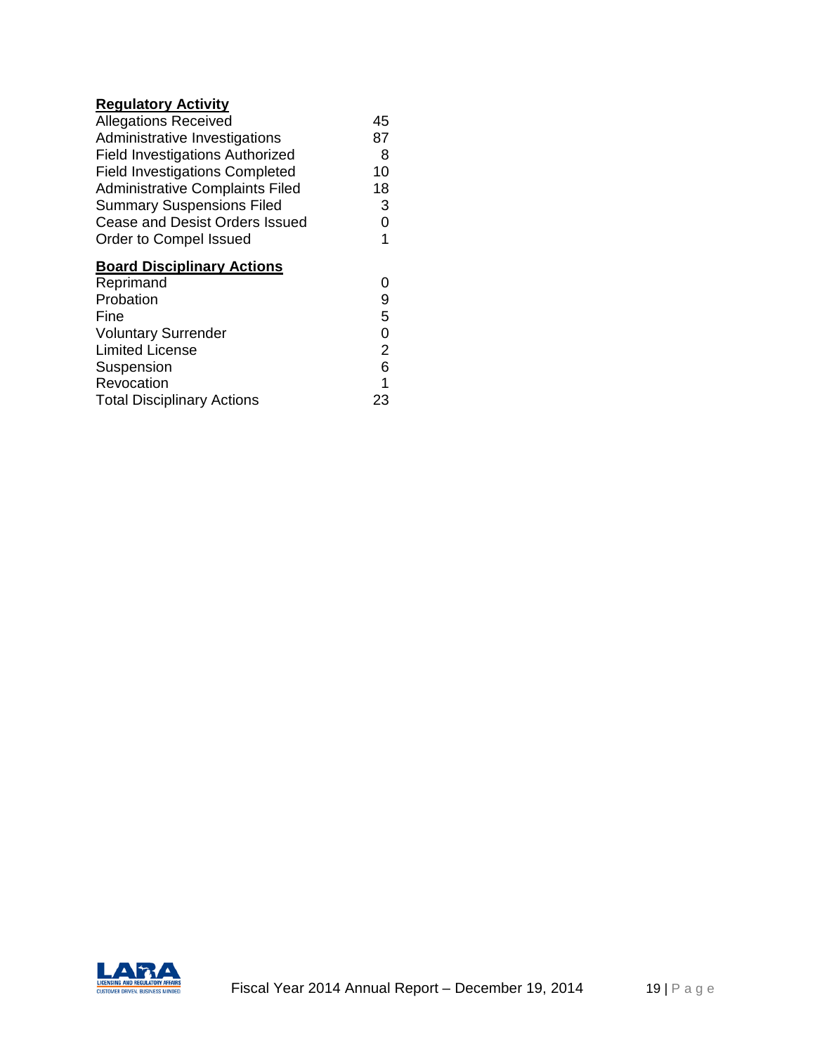**Regulatory Activity**

| | |
|---|---|
| Allegations Received | 45 |
| Administrative Investigations | 87 |
| Field Investigations Authorized | 8 |
| Field Investigations Completed | 10 |
| Administrative Complaints Filed | 18 |
| Summary Suspensions Filed | 3 |
| Cease and Desist Orders Issued | 0 |
| Order to Compel Issued | 1 |

**Board Disciplinary Actions**

| | |
|---|---|
| Reprimand | 0 |
| Probation | 9 |
| Fine | 5 |
| Voluntary Surrender | 0 |
| Limited License | 2 |
| Suspension | 6 |
| Revocation | 1 |
| Total Disciplinary Actions | 23 |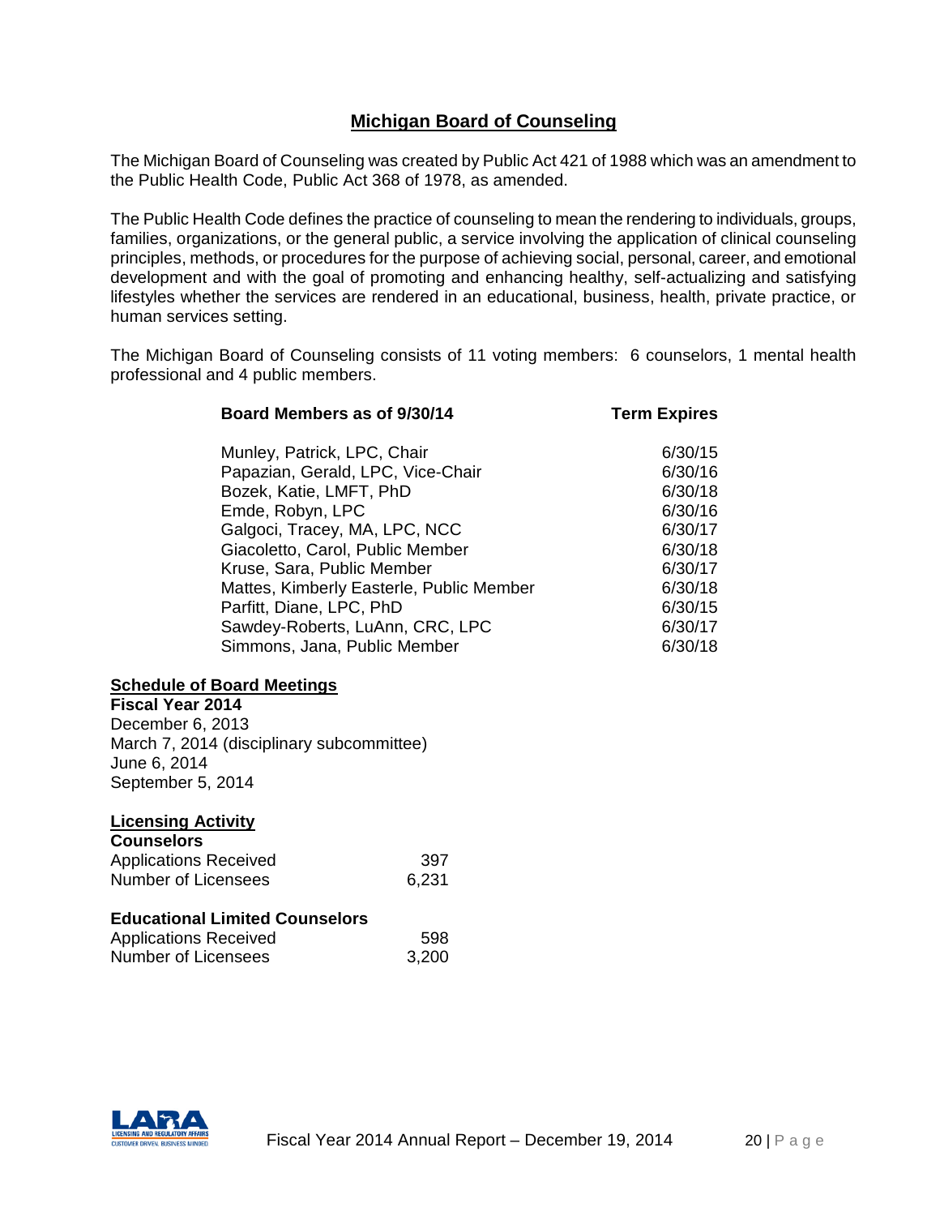## Michigan Board of Counseling

The Michigan Board of Counseling was created by Public Act 421 of 1988 which was an amendment to the Public Health Code, Public Act 368 of 1978, as amended.

The Public Health Code defines the practice of counseling to mean the rendering to individuals, groups, families, organizations, or the general public, a service involving the application of clinical counseling principles, methods, or procedures for the purpose of achieving social, personal, career, and emotional development and with the goal of promoting and enhancing healthy, self-actualizing and satisfying lifestyles whether the services are rendered in an educational, business, health, private practice, or human services setting.

The Michigan Board of Counseling consists of 11 voting members: 6 counselors, 1 mental health professional and 4 public members.

| Board Members as of 9/30/14 | Term Expires |
|---|---|
| Munley, Patrick, LPC, Chair | 6/30/15 |
| Papazian, Gerald, LPC, Vice-Chair | 6/30/16 |
| Bozek, Katie, LMFT, PhD | 6/30/18 |
| Emde, Robyn, LPC | 6/30/16 |
| Galgoci, Tracey, MA, LPC, NCC | 6/30/17 |
| Giacoletto, Carol, Public Member | 6/30/18 |
| Kruse, Sara, Public Member | 6/30/17 |
| Mattes, Kimberly Easterle, Public Member | 6/30/18 |
| Parfitt, Diane, LPC, PhD | 6/30/15 |
| Sawdey-Roberts, LuAnn, CRC, LPC | 6/30/17 |
| Simmons, Jana, Public Member | 6/30/18 |

### Schedule of Board Meetings

**Fiscal Year 2014**

December 6, 2013
March 7, 2014 (disciplinary subcommittee)
June 6, 2014
September 5, 2014

### Licensing Activity

**Counselors**

| | |
|---|---|
| Applications Received | 397 |
| Number of Licensees | 6,231 |

**Educational Limited Counselors**

| | |
|---|---|
| Applications Received | 598 |
| Number of Licensees | 3,200 |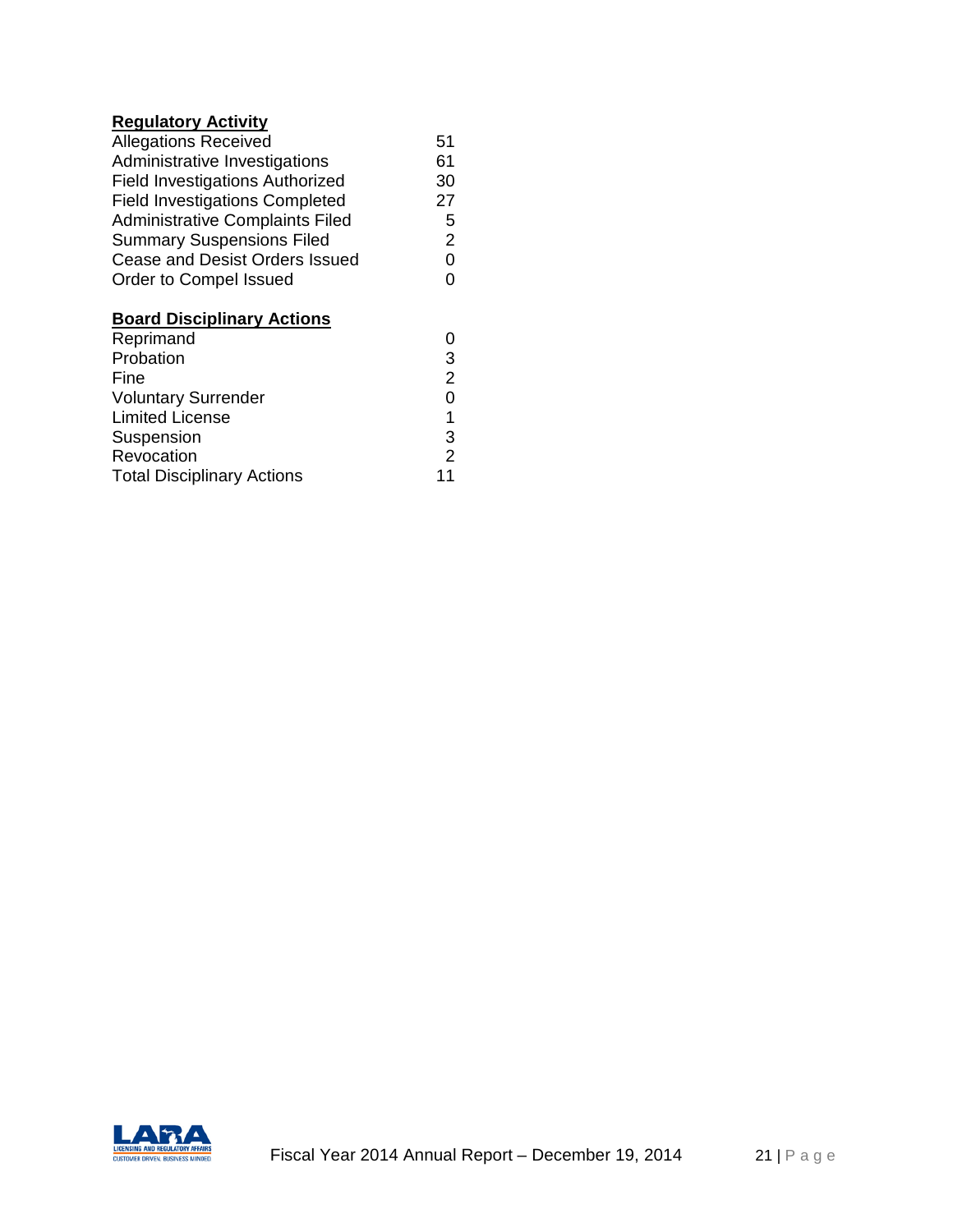**Regulatory Activity**

| | |
|---|---|
| Allegations Received | 51 |
| Administrative Investigations | 61 |
| Field Investigations Authorized | 30 |
| Field Investigations Completed | 27 |
| Administrative Complaints Filed | 5 |
| Summary Suspensions Filed | 2 |
| Cease and Desist Orders Issued | 0 |
| Order to Compel Issued | 0 |

**Board Disciplinary Actions**

| | |
|---|---|
| Reprimand | 0 |
| Probation | 3 |
| Fine | 2 |
| Voluntary Surrender | 0 |
| Limited License | 1 |
| Suspension | 3 |
| Revocation | 2 |
| Total Disciplinary Actions | 11 |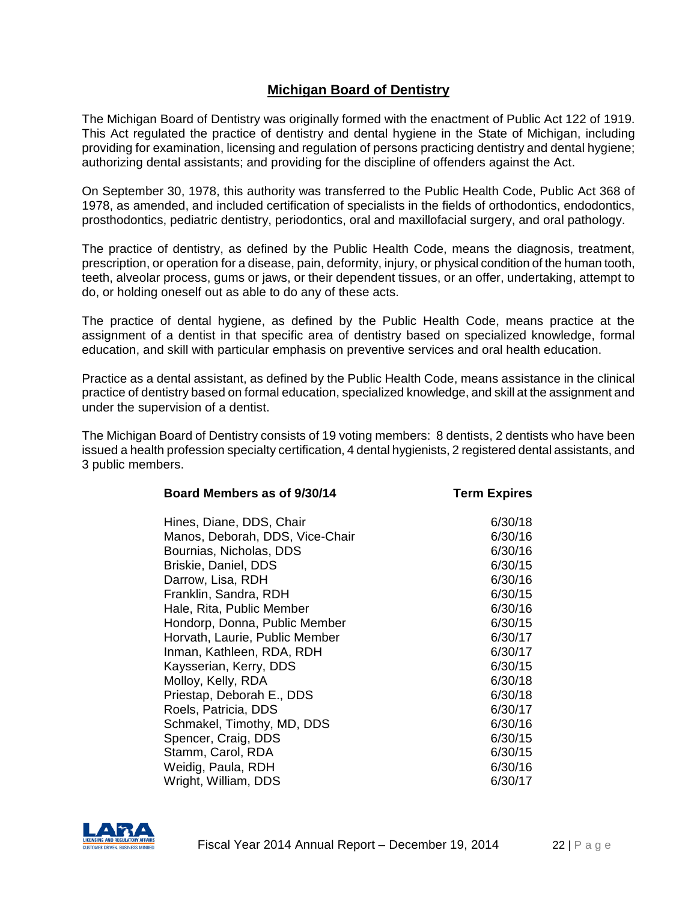## Michigan Board of Dentistry

The Michigan Board of Dentistry was originally formed with the enactment of Public Act 122 of 1919. This Act regulated the practice of dentistry and dental hygiene in the State of Michigan, including providing for examination, licensing and regulation of persons practicing dentistry and dental hygiene; authorizing dental assistants; and providing for the discipline of offenders against the Act.

On September 30, 1978, this authority was transferred to the Public Health Code, Public Act 368 of 1978, as amended, and included certification of specialists in the fields of orthodontics, endodontics, prosthodontics, pediatric dentistry, periodontics, oral and maxillofacial surgery, and oral pathology.

The practice of dentistry, as defined by the Public Health Code, means the diagnosis, treatment, prescription, or operation for a disease, pain, deformity, injury, or physical condition of the human tooth, teeth, alveolar process, gums or jaws, or their dependent tissues, or an offer, undertaking, attempt to do, or holding oneself out as able to do any of these acts.

The practice of dental hygiene, as defined by the Public Health Code, means practice at the assignment of a dentist in that specific area of dentistry based on specialized knowledge, formal education, and skill with particular emphasis on preventive services and oral health education.

Practice as a dental assistant, as defined by the Public Health Code, means assistance in the clinical practice of dentistry based on formal education, specialized knowledge, and skill at the assignment and under the supervision of a dentist.

The Michigan Board of Dentistry consists of 19 voting members: 8 dentists, 2 dentists who have been issued a health profession specialty certification, 4 dental hygienists, 2 registered dental assistants, and 3 public members.

| Board Members as of 9/30/14 | Term Expires |
|---|---|
| Hines, Diane, DDS, Chair | 6/30/18 |
| Manos, Deborah, DDS, Vice-Chair | 6/30/16 |
| Bournias, Nicholas, DDS | 6/30/16 |
| Briskie, Daniel, DDS | 6/30/15 |
| Darrow, Lisa, RDH | 6/30/16 |
| Franklin, Sandra, RDH | 6/30/15 |
| Hale, Rita, Public Member | 6/30/16 |
| Hondorp, Donna, Public Member | 6/30/15 |
| Horvath, Laurie, Public Member | 6/30/17 |
| Inman, Kathleen, RDA, RDH | 6/30/17 |
| Kaysserian, Kerry, DDS | 6/30/15 |
| Molloy, Kelly, RDA | 6/30/18 |
| Priestap, Deborah E., DDS | 6/30/18 |
| Roels, Patricia, DDS | 6/30/17 |
| Schmakel, Timothy, MD, DDS | 6/30/16 |
| Spencer, Craig, DDS | 6/30/15 |
| Stamm, Carol, RDA | 6/30/15 |
| Weidig, Paula, RDH | 6/30/16 |
| Wright, William, DDS | 6/30/17 |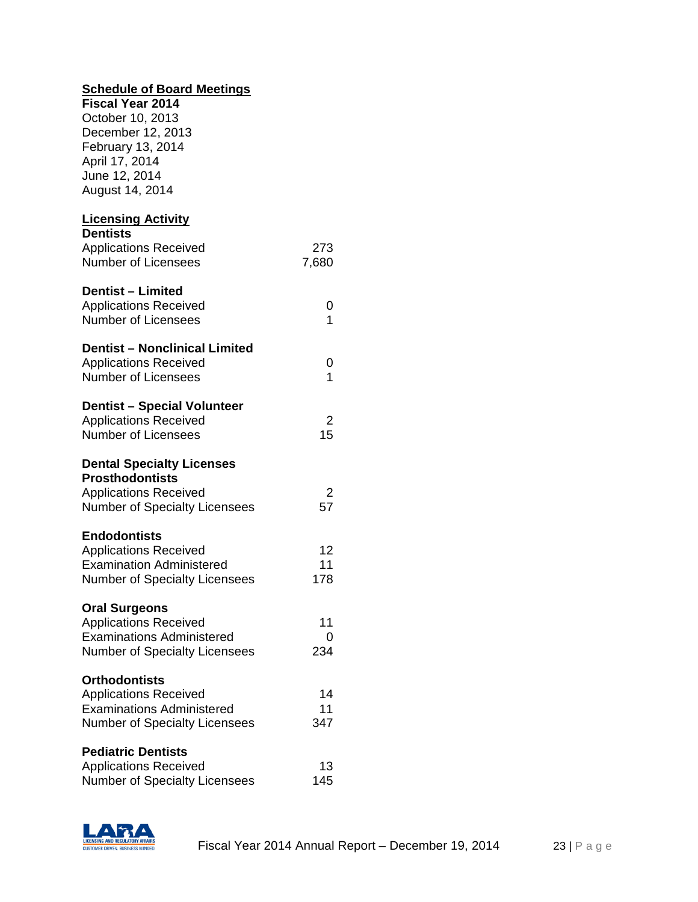## Schedule of Board Meetings

**Fiscal Year 2014**

October 10, 2013
December 12, 2013
February 13, 2014
April 17, 2014
June 12, 2014
August 14, 2014

## Licensing Activity

**Dentists**

| | |
|---|---|
| Applications Received | 273 |
| Number of Licensees | 7,680 |

**Dentist – Limited**

| | |
|---|---|
| Applications Received | 0 |
| Number of Licensees | 1 |

**Dentist – Nonclinical Limited**

| | |
|---|---|
| Applications Received | 0 |
| Number of Licensees | 1 |

**Dentist – Special Volunteer**

| | |
|---|---|
| Applications Received | 2 |
| Number of Licensees | 15 |

**Dental Specialty Licenses**

**Prosthodontists**

| | |
|---|---|
| Applications Received | 2 |
| Number of Specialty Licensees | 57 |

**Endodontists**

| | |
|---|---|
| Applications Received | 12 |
| Examination Administered | 11 |
| Number of Specialty Licensees | 178 |

**Oral Surgeons**

| | |
|---|---|
| Applications Received | 11 |
| Examinations Administered | 0 |
| Number of Specialty Licensees | 234 |

**Orthodontists**

| | |
|---|---|
| Applications Received | 14 |
| Examinations Administered | 11 |
| Number of Specialty Licensees | 347 |

**Pediatric Dentists**

| | |
|---|---|
| Applications Received | 13 |
| Number of Specialty Licensees | 145 |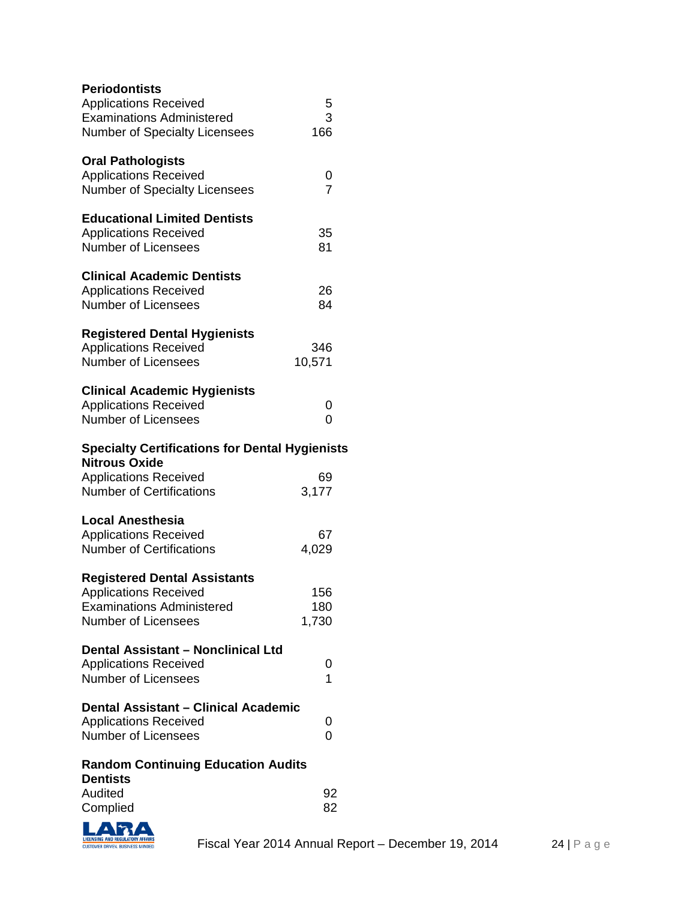**Periodontists**

| | |
|---|---|
| Applications Received | 5 |
| Examinations Administered | 3 |
| Number of Specialty Licensees | 166 |

**Oral Pathologists**

| | |
|---|---|
| Applications Received | 0 |
| Number of Specialty Licensees | 7 |

**Educational Limited Dentists**

| | |
|---|---|
| Applications Received | 35 |
| Number of Licensees | 81 |

**Clinical Academic Dentists**

| | |
|---|---|
| Applications Received | 26 |
| Number of Licensees | 84 |

**Registered Dental Hygienists**

| | |
|---|---|
| Applications Received | 346 |
| Number of Licensees | 10,571 |

**Clinical Academic Hygienists**

| | |
|---|---|
| Applications Received | 0 |
| Number of Licensees | 0 |

**Specialty Certifications for Dental Hygienists**

**Nitrous Oxide**

| | |
|---|---|
| Applications Received | 69 |
| Number of Certifications | 3,177 |

**Local Anesthesia**

| | |
|---|---|
| Applications Received | 67 |
| Number of Certifications | 4,029 |

**Registered Dental Assistants**

| | |
|---|---|
| Applications Received | 156 |
| Examinations Administered | 180 |
| Number of Licensees | 1,730 |

**Dental Assistant – Nonclinical Ltd**

| | |
|---|---|
| Applications Received | 0 |
| Number of Licensees | 1 |

**Dental Assistant – Clinical Academic**

| | |
|---|---|
| Applications Received | 0 |
| Number of Licensees | 0 |

**Random Continuing Education Audits**

**Dentists**

| | |
|---|---|
| Audited | 92 |
| Complied | 82 |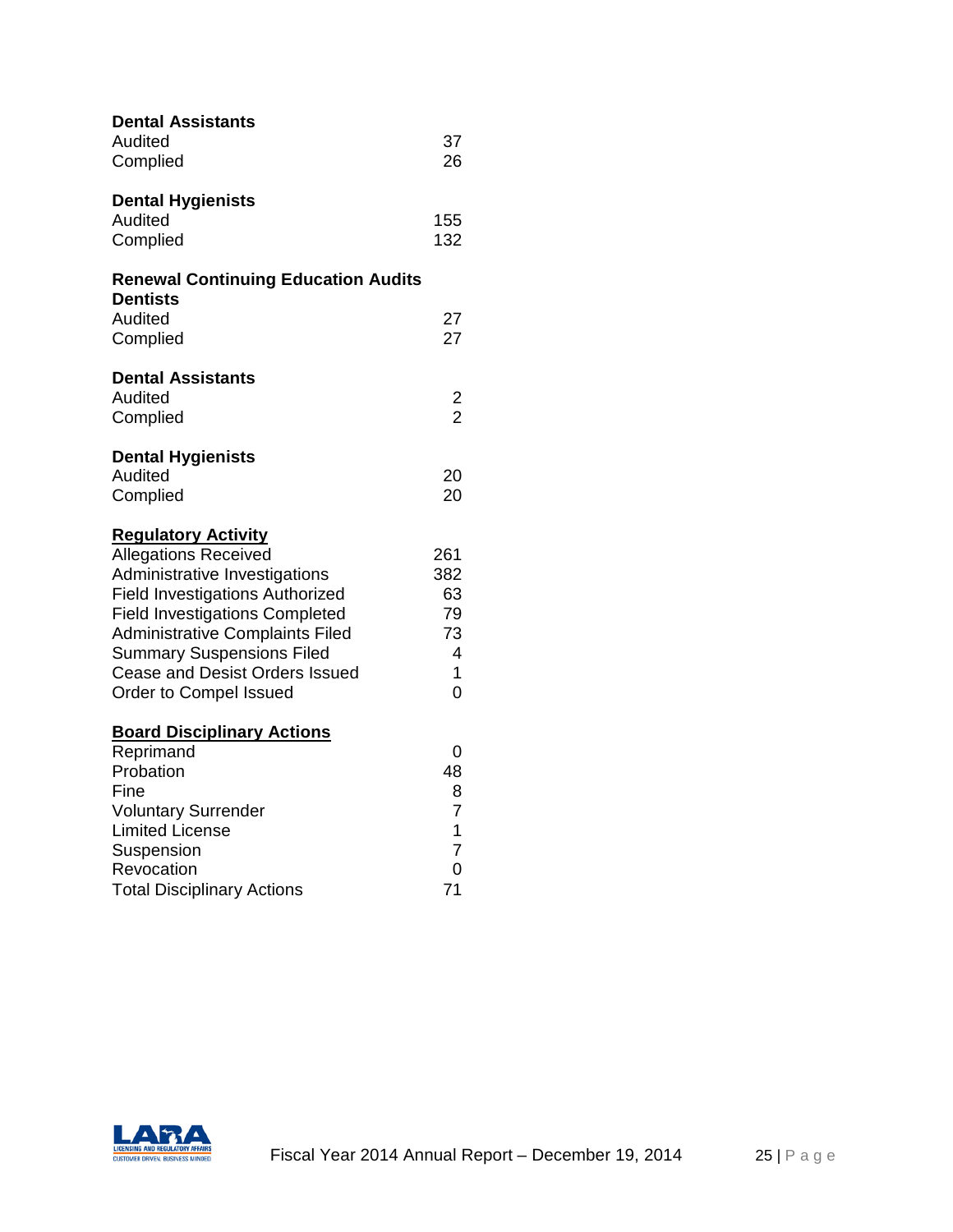**Dental Assistants**

| | |
|---|---|
| Audited | 37 |
| Complied | 26 |

**Dental Hygienists**

| | |
|---|---|
| Audited | 155 |
| Complied | 132 |

**Renewal Continuing Education Audits**

**Dentists**

| | |
|---|---|
| Audited | 27 |
| Complied | 27 |

**Dental Assistants**

| | |
|---|---|
| Audited | 2 |
| Complied | 2 |

**Dental Hygienists**

| | |
|---|---|
| Audited | 20 |
| Complied | 20 |

**Regulatory Activity**

| | |
|---|---|
| Allegations Received | 261 |
| Administrative Investigations | 382 |
| Field Investigations Authorized | 63 |
| Field Investigations Completed | 79 |
| Administrative Complaints Filed | 73 |
| Summary Suspensions Filed | 4 |
| Cease and Desist Orders Issued | 1 |
| Order to Compel Issued | 0 |

**Board Disciplinary Actions**

| | |
|---|---|
| Reprimand | 0 |
| Probation | 48 |
| Fine | 8 |
| Voluntary Surrender | 7 |
| Limited License | 1 |
| Suspension | 7 |
| Revocation | 0 |
| Total Disciplinary Actions | 71 |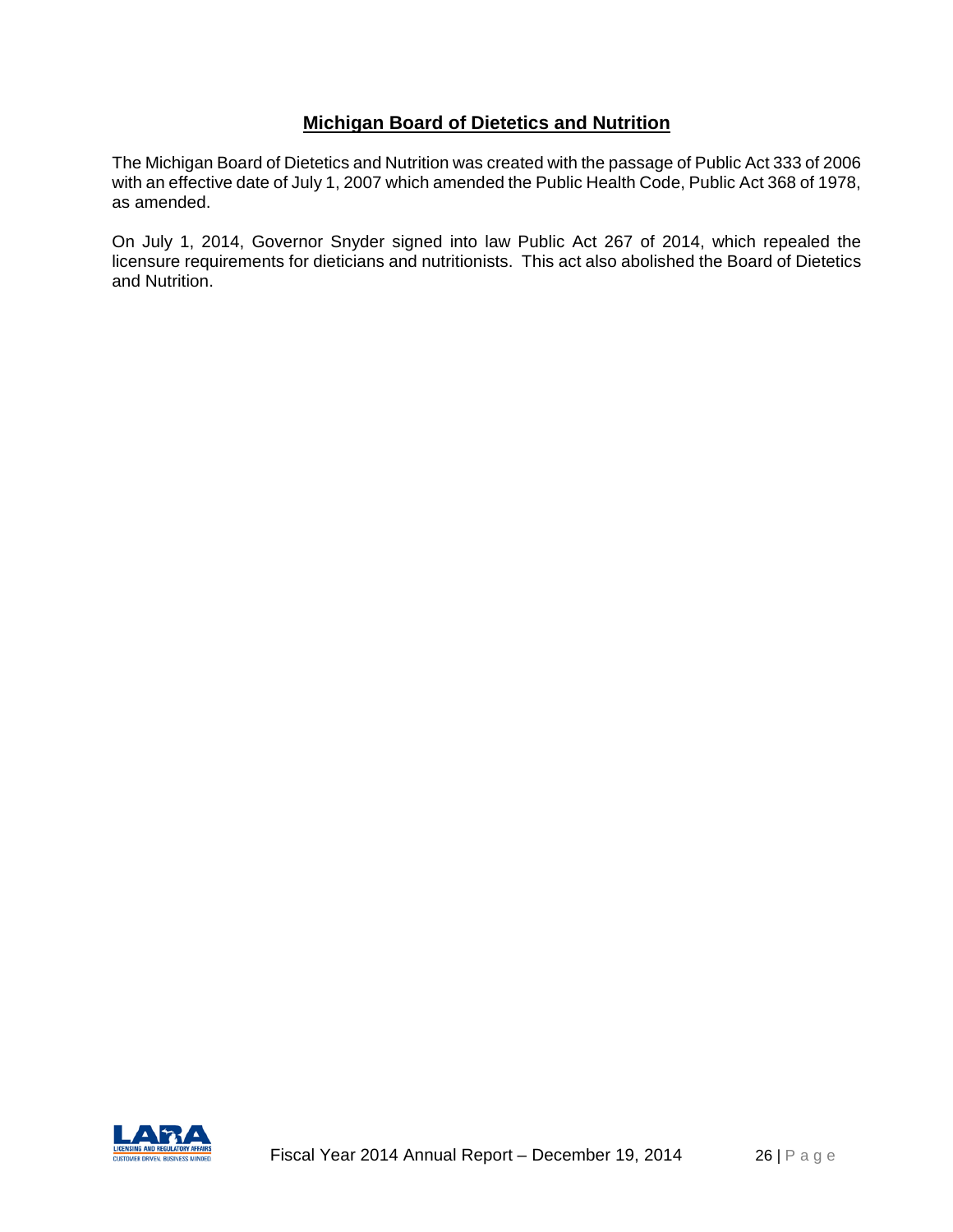## Michigan Board of Dietetics and Nutrition

The Michigan Board of Dietetics and Nutrition was created with the passage of Public Act 333 of 2006 with an effective date of July 1, 2007 which amended the Public Health Code, Public Act 368 of 1978, as amended.

On July 1, 2014, Governor Snyder signed into law Public Act 267 of 2014, which repealed the licensure requirements for dieticians and nutritionists. This act also abolished the Board of Dietetics and Nutrition.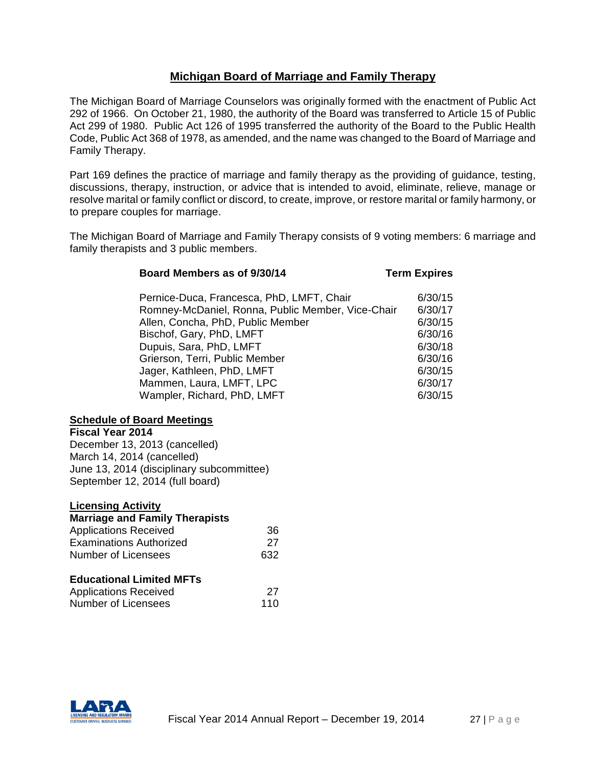## Michigan Board of Marriage and Family Therapy

The Michigan Board of Marriage Counselors was originally formed with the enactment of Public Act 292 of 1966. On October 21, 1980, the authority of the Board was transferred to Article 15 of Public Act 299 of 1980. Public Act 126 of 1995 transferred the authority of the Board to the Public Health Code, Public Act 368 of 1978, as amended, and the name was changed to the Board of Marriage and Family Therapy.

Part 169 defines the practice of marriage and family therapy as the providing of guidance, testing, discussions, therapy, instruction, or advice that is intended to avoid, eliminate, relieve, manage or resolve marital or family conflict or discord, to create, improve, or restore marital or family harmony, or to prepare couples for marriage.

The Michigan Board of Marriage and Family Therapy consists of 9 voting members: 6 marriage and family therapists and 3 public members.

| Board Members as of 9/30/14 | Term Expires |
|---|---|
| Pernice-Duca, Francesca, PhD, LMFT, Chair | 6/30/15 |
| Romney-McDaniel, Ronna, Public Member, Vice-Chair | 6/30/17 |
| Allen, Concha, PhD, Public Member | 6/30/15 |
| Bischof, Gary, PhD, LMFT | 6/30/16 |
| Dupuis, Sara, PhD, LMFT | 6/30/18 |
| Grierson, Terri, Public Member | 6/30/16 |
| Jager, Kathleen, PhD, LMFT | 6/30/15 |
| Mammen, Laura, LMFT, LPC | 6/30/17 |
| Wampler, Richard, PhD, LMFT | 6/30/15 |

**Schedule of Board Meetings**

**Fiscal Year 2014**

December 13, 2013 (cancelled)
March 14, 2014 (cancelled)
June 13, 2014 (disciplinary subcommittee)
September 12, 2014 (full board)

**Licensing Activity**

**Marriage and Family Therapists**

| | |
|---|---|
| Applications Received | 36 |
| Examinations Authorized | 27 |
| Number of Licensees | 632 |

**Educational Limited MFTs**

| | |
|---|---|
| Applications Received | 27 |
| Number of Licensees | 110 |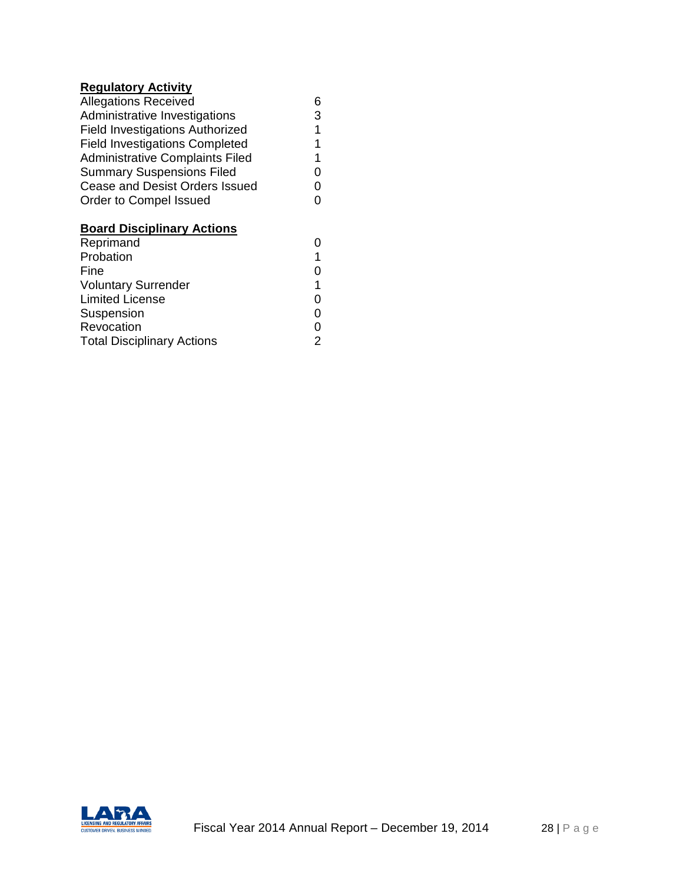**Regulatory Activity**

| | |
|---|---|
| Allegations Received | 6 |
| Administrative Investigations | 3 |
| Field Investigations Authorized | 1 |
| Field Investigations Completed | 1 |
| Administrative Complaints Filed | 1 |
| Summary Suspensions Filed | 0 |
| Cease and Desist Orders Issued | 0 |
| Order to Compel Issued | 0 |

**Board Disciplinary Actions**

| | |
|---|---|
| Reprimand | 0 |
| Probation | 1 |
| Fine | 0 |
| Voluntary Surrender | 1 |
| Limited License | 0 |
| Suspension | 0 |
| Revocation | 0 |
| Total Disciplinary Actions | 2 |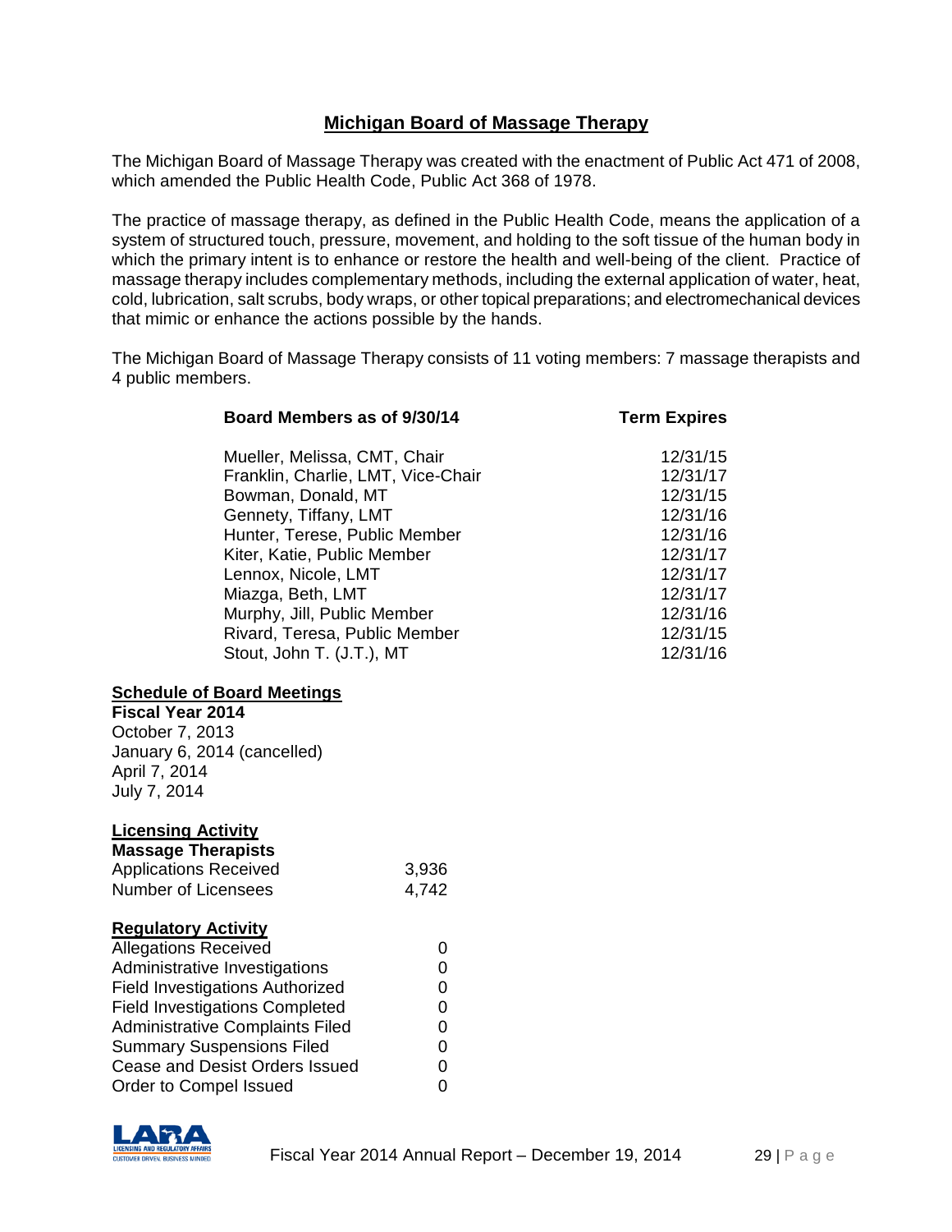## Michigan Board of Massage Therapy

The Michigan Board of Massage Therapy was created with the enactment of Public Act 471 of 2008, which amended the Public Health Code, Public Act 368 of 1978.

The practice of massage therapy, as defined in the Public Health Code, means the application of a system of structured touch, pressure, movement, and holding to the soft tissue of the human body in which the primary intent is to enhance or restore the health and well-being of the client. Practice of massage therapy includes complementary methods, including the external application of water, heat, cold, lubrication, salt scrubs, body wraps, or other topical preparations; and electromechanical devices that mimic or enhance the actions possible by the hands.

The Michigan Board of Massage Therapy consists of 11 voting members: 7 massage therapists and 4 public members.

| Board Members as of 9/30/14 | Term Expires |
|---|---|
| Mueller, Melissa, CMT, Chair | 12/31/15 |
| Franklin, Charlie, LMT, Vice-Chair | 12/31/17 |
| Bowman, Donald, MT | 12/31/15 |
| Gennety, Tiffany, LMT | 12/31/16 |
| Hunter, Terese, Public Member | 12/31/16 |
| Kiter, Katie, Public Member | 12/31/17 |
| Lennox, Nicole, LMT | 12/31/17 |
| Miazga, Beth, LMT | 12/31/17 |
| Murphy, Jill, Public Member | 12/31/16 |
| Rivard, Teresa, Public Member | 12/31/15 |
| Stout, John T. (J.T.), MT | 12/31/16 |

### Schedule of Board Meetings

**Fiscal Year 2014**

October 7, 2013
January 6, 2014 (cancelled)
April 7, 2014
July 7, 2014

### Licensing Activity

**Massage Therapists**

| | |
|---|---|
| Applications Received | 3,936 |
| Number of Licensees | 4,742 |

### Regulatory Activity

| | |
|---|---|
| Allegations Received | 0 |
| Administrative Investigations | 0 |
| Field Investigations Authorized | 0 |
| Field Investigations Completed | 0 |
| Administrative Complaints Filed | 0 |
| Summary Suspensions Filed | 0 |
| Cease and Desist Orders Issued | 0 |
| Order to Compel Issued | 0 |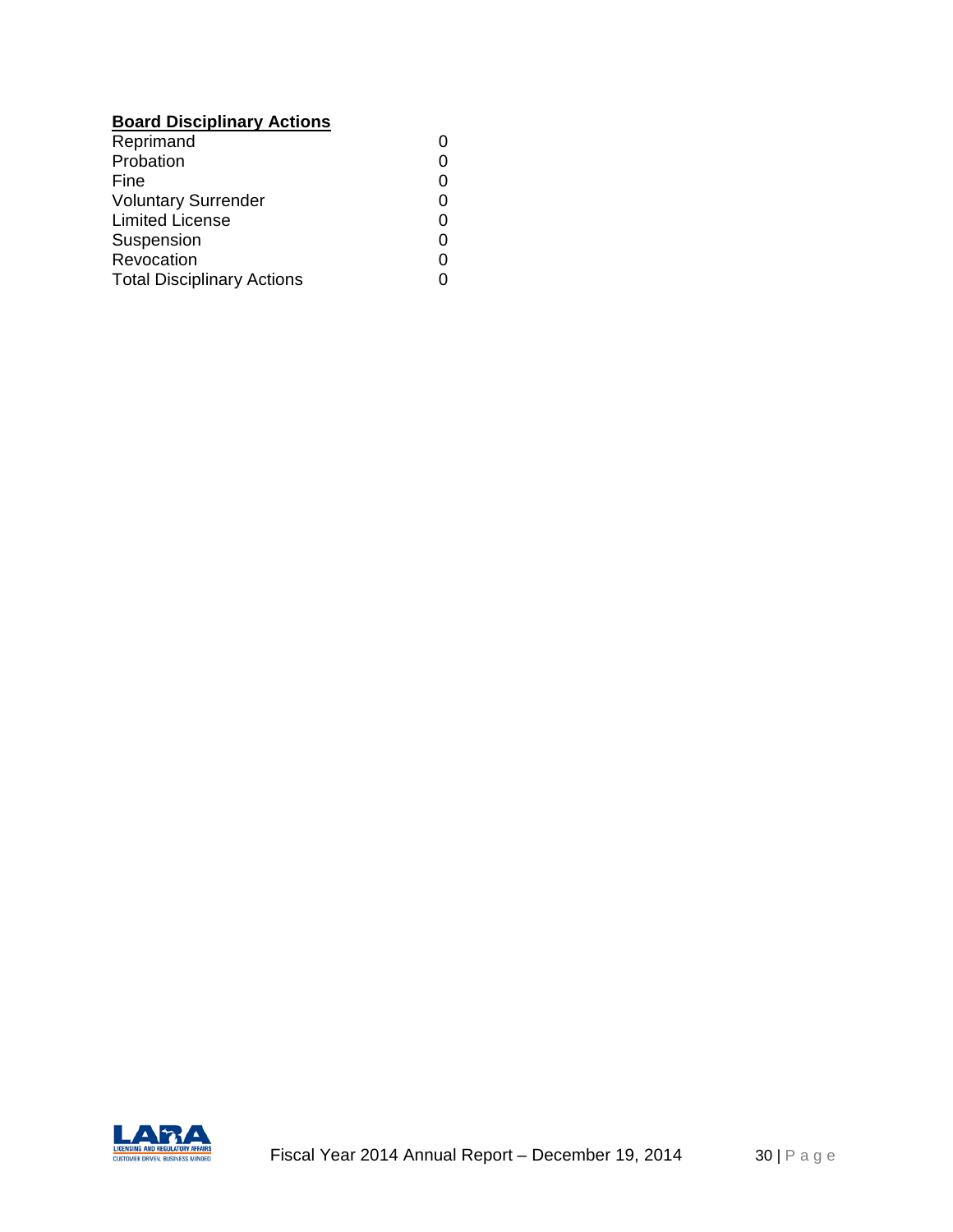**Board Disciplinary Actions**

| | |
|---|---|
| Reprimand | 0 |
| Probation | 0 |
| Fine | 0 |
| Voluntary Surrender | 0 |
| Limited License | 0 |
| Suspension | 0 |
| Revocation | 0 |
| Total Disciplinary Actions | 0 |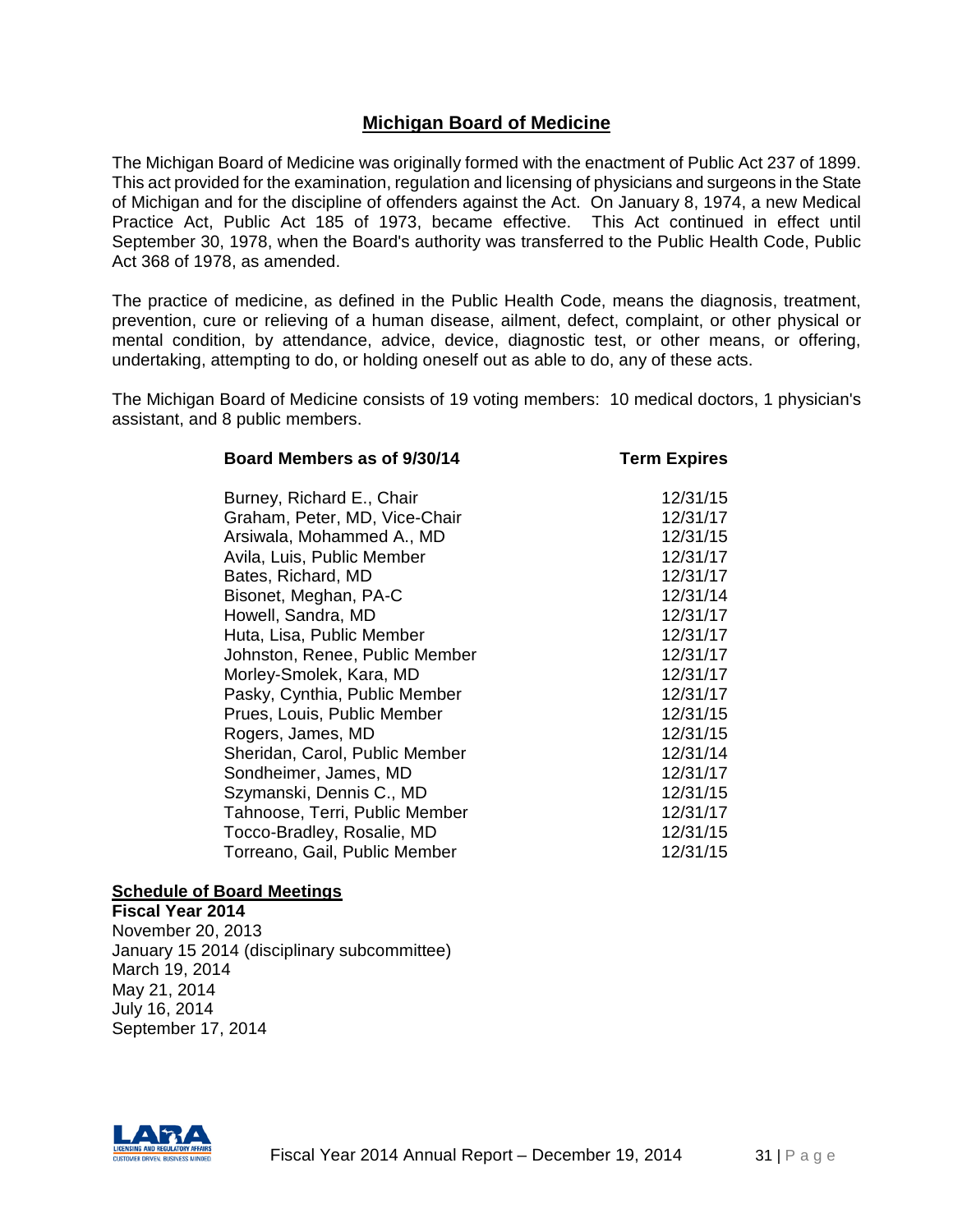## Michigan Board of Medicine

The Michigan Board of Medicine was originally formed with the enactment of Public Act 237 of 1899. This act provided for the examination, regulation and licensing of physicians and surgeons in the State of Michigan and for the discipline of offenders against the Act. On January 8, 1974, a new Medical Practice Act, Public Act 185 of 1973, became effective. This Act continued in effect until September 30, 1978, when the Board's authority was transferred to the Public Health Code, Public Act 368 of 1978, as amended.

The practice of medicine, as defined in the Public Health Code, means the diagnosis, treatment, prevention, cure or relieving of a human disease, ailment, defect, complaint, or other physical or mental condition, by attendance, advice, device, diagnostic test, or other means, or offering, undertaking, attempting to do, or holding oneself out as able to do, any of these acts.

The Michigan Board of Medicine consists of 19 voting members: 10 medical doctors, 1 physician's assistant, and 8 public members.

| Board Members as of 9/30/14 | Term Expires |
|---|---|
| Burney, Richard E., Chair | 12/31/15 |
| Graham, Peter, MD, Vice-Chair | 12/31/17 |
| Arsiwala, Mohammed A., MD | 12/31/15 |
| Avila, Luis, Public Member | 12/31/17 |
| Bates, Richard, MD | 12/31/17 |
| Bisonet, Meghan, PA-C | 12/31/14 |
| Howell, Sandra, MD | 12/31/17 |
| Huta, Lisa, Public Member | 12/31/17 |
| Johnston, Renee, Public Member | 12/31/17 |
| Morley-Smolek, Kara, MD | 12/31/17 |
| Pasky, Cynthia, Public Member | 12/31/17 |
| Prues, Louis, Public Member | 12/31/15 |
| Rogers, James, MD | 12/31/15 |
| Sheridan, Carol, Public Member | 12/31/14 |
| Sondheimer, James, MD | 12/31/17 |
| Szymanski, Dennis C., MD | 12/31/15 |
| Tahnoose, Terri, Public Member | 12/31/17 |
| Tocco-Bradley, Rosalie, MD | 12/31/15 |
| Torreano, Gail, Public Member | 12/31/15 |

### Schedule of Board Meetings

**Fiscal Year 2014**

November 20, 2013
January 15 2014 (disciplinary subcommittee)
March 19, 2014
May 21, 2014
July 16, 2014
September 17, 2014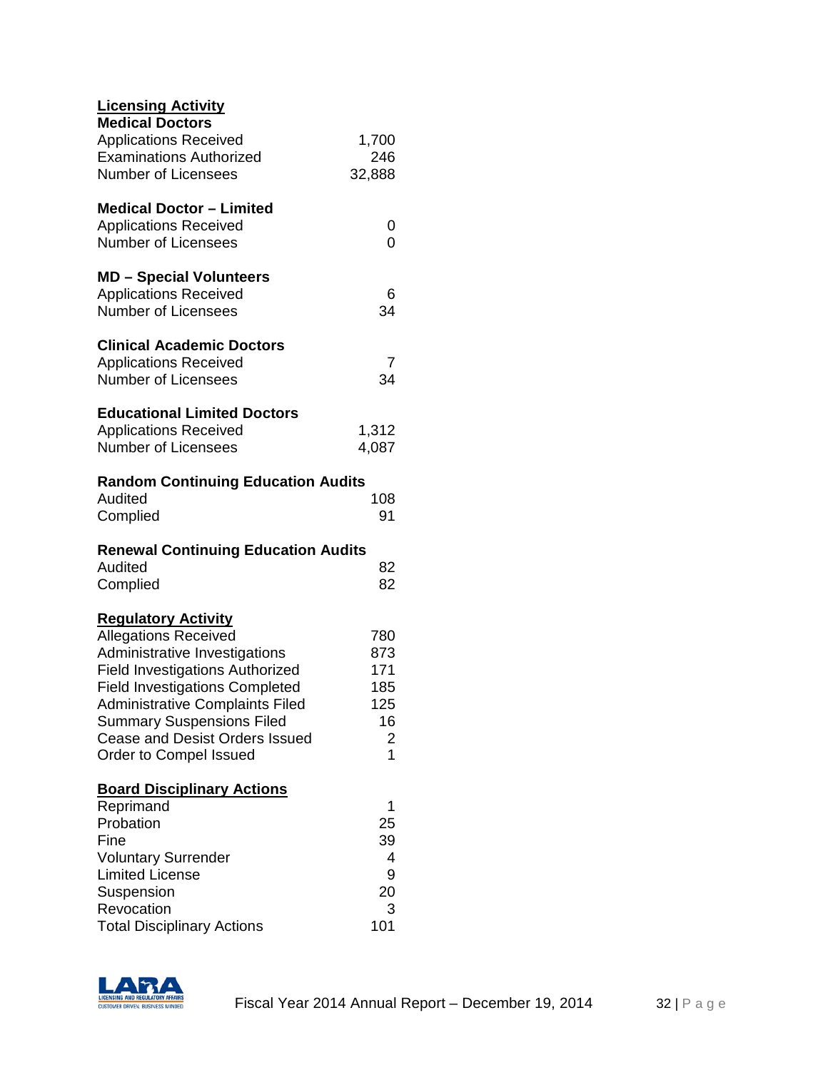## Licensing Activity

**Medical Doctors**

| | |
|---|---|
| Applications Received | 1,700 |
| Examinations Authorized | 246 |
| Number of Licensees | 32,888 |

**Medical Doctor – Limited**

| | |
|---|---|
| Applications Received | 0 |
| Number of Licensees | 0 |

**MD – Special Volunteers**

| | |
|---|---|
| Applications Received | 6 |
| Number of Licensees | 34 |

**Clinical Academic Doctors**

| | |
|---|---|
| Applications Received | 7 |
| Number of Licensees | 34 |

**Educational Limited Doctors**

| | |
|---|---|
| Applications Received | 1,312 |
| Number of Licensees | 4,087 |

**Random Continuing Education Audits**

| | |
|---|---|
| Audited | 108 |
| Complied | 91 |

**Renewal Continuing Education Audits**

| | |
|---|---|
| Audited | 82 |
| Complied | 82 |

## Regulatory Activity

| | |
|---|---|
| Allegations Received | 780 |
| Administrative Investigations | 873 |
| Field Investigations Authorized | 171 |
| Field Investigations Completed | 185 |
| Administrative Complaints Filed | 125 |
| Summary Suspensions Filed | 16 |
| Cease and Desist Orders Issued | 2 |
| Order to Compel Issued | 1 |

## Board Disciplinary Actions

| | |
|---|---|
| Reprimand | 1 |
| Probation | 25 |
| Fine | 39 |
| Voluntary Surrender | 4 |
| Limited License | 9 |
| Suspension | 20 |
| Revocation | 3 |
| Total Disciplinary Actions | 101 |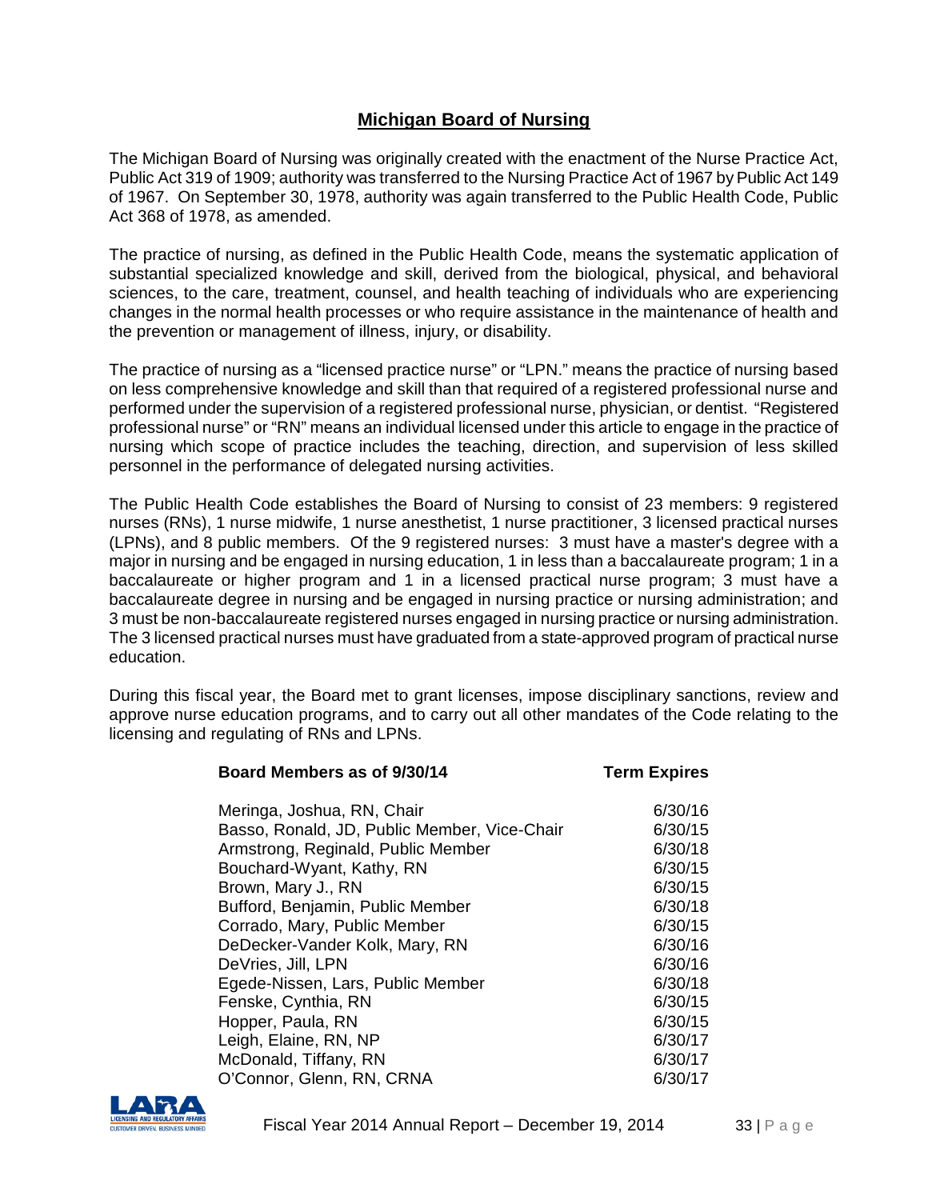## Michigan Board of Nursing

The Michigan Board of Nursing was originally created with the enactment of the Nurse Practice Act, Public Act 319 of 1909; authority was transferred to the Nursing Practice Act of 1967 by Public Act 149 of 1967. On September 30, 1978, authority was again transferred to the Public Health Code, Public Act 368 of 1978, as amended.

The practice of nursing, as defined in the Public Health Code, means the systematic application of substantial specialized knowledge and skill, derived from the biological, physical, and behavioral sciences, to the care, treatment, counsel, and health teaching of individuals who are experiencing changes in the normal health processes or who require assistance in the maintenance of health and the prevention or management of illness, injury, or disability.

The practice of nursing as a "licensed practice nurse" or "LPN." means the practice of nursing based on less comprehensive knowledge and skill than that required of a registered professional nurse and performed under the supervision of a registered professional nurse, physician, or dentist. "Registered professional nurse" or "RN" means an individual licensed under this article to engage in the practice of nursing which scope of practice includes the teaching, direction, and supervision of less skilled personnel in the performance of delegated nursing activities.

The Public Health Code establishes the Board of Nursing to consist of 23 members: 9 registered nurses (RNs), 1 nurse midwife, 1 nurse anesthetist, 1 nurse practitioner, 3 licensed practical nurses (LPNs), and 8 public members. Of the 9 registered nurses: 3 must have a master's degree with a major in nursing and be engaged in nursing education, 1 in less than a baccalaureate program; 1 in a baccalaureate or higher program and 1 in a licensed practical nurse program; 3 must have a baccalaureate degree in nursing and be engaged in nursing practice or nursing administration; and 3 must be non-baccalaureate registered nurses engaged in nursing practice or nursing administration. The 3 licensed practical nurses must have graduated from a state-approved program of practical nurse education.

During this fiscal year, the Board met to grant licenses, impose disciplinary sanctions, review and approve nurse education programs, and to carry out all other mandates of the Code relating to the licensing and regulating of RNs and LPNs.

| Board Members as of 9/30/14 | Term Expires |
|---|---|
| Meringa, Joshua, RN, Chair | 6/30/16 |
| Basso, Ronald, JD, Public Member, Vice-Chair | 6/30/15 |
| Armstrong, Reginald, Public Member | 6/30/18 |
| Bouchard-Wyant, Kathy, RN | 6/30/15 |
| Brown, Mary J., RN | 6/30/15 |
| Bufford, Benjamin, Public Member | 6/30/18 |
| Corrado, Mary, Public Member | 6/30/15 |
| DeDecker-Vander Kolk, Mary, RN | 6/30/16 |
| DeVries, Jill, LPN | 6/30/16 |
| Egede-Nissen, Lars, Public Member | 6/30/18 |
| Fenske, Cynthia, RN | 6/30/15 |
| Hopper, Paula, RN | 6/30/15 |
| Leigh, Elaine, RN, NP | 6/30/17 |
| McDonald, Tiffany, RN | 6/30/17 |
| O'Connor, Glenn, RN, CRNA | 6/30/17 |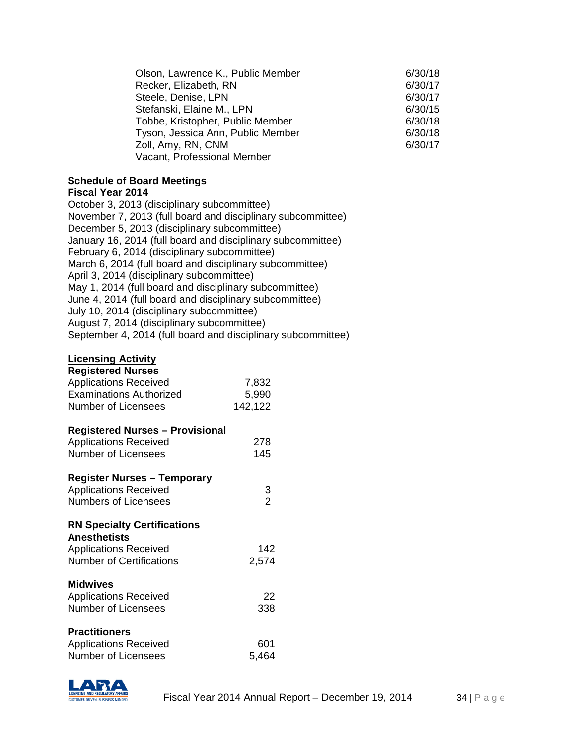| | |
|---|---|
| Olson, Lawrence K., Public Member | 6/30/18 |
| Recker, Elizabeth, RN | 6/30/17 |
| Steele, Denise, LPN | 6/30/17 |
| Stefanski, Elaine M., LPN | 6/30/15 |
| Tobbe, Kristopher, Public Member | 6/30/18 |
| Tyson, Jessica Ann, Public Member | 6/30/18 |
| Zoll, Amy, RN, CNM | 6/30/17 |
| Vacant, Professional Member | |

**Schedule of Board Meetings**

**Fiscal Year 2014**

October 3, 2013 (disciplinary subcommittee)
November 7, 2013 (full board and disciplinary subcommittee)
December 5, 2013 (disciplinary subcommittee)
January 16, 2014 (full board and disciplinary subcommittee)
February 6, 2014 (disciplinary subcommittee)
March 6, 2014 (full board and disciplinary subcommittee)
April 3, 2014 (disciplinary subcommittee)
May 1, 2014 (full board and disciplinary subcommittee)
June 4, 2014 (full board and disciplinary subcommittee)
July 10, 2014 (disciplinary subcommittee)
August 7, 2014 (disciplinary subcommittee)
September 4, 2014 (full board and disciplinary subcommittee)

**Licensing Activity**

**Registered Nurses**

| | |
|---|---|
| Applications Received | 7,832 |
| Examinations Authorized | 5,990 |
| Number of Licensees | 142,122 |

**Registered Nurses – Provisional**

| | |
|---|---|
| Applications Received | 278 |
| Number of Licensees | 145 |

**Register Nurses – Temporary**

| | |
|---|---|
| Applications Received | 3 |
| Numbers of Licensees | 2 |

**RN Specialty Certifications**

**Anesthetists**

| | |
|---|---|
| Applications Received | 142 |
| Number of Certifications | 2,574 |

**Midwives**

| | |
|---|---|
| Applications Received | 22 |
| Number of Licensees | 338 |

**Practitioners**

| | |
|---|---|
| Applications Received | 601 |
| Number of Licensees | 5,464 |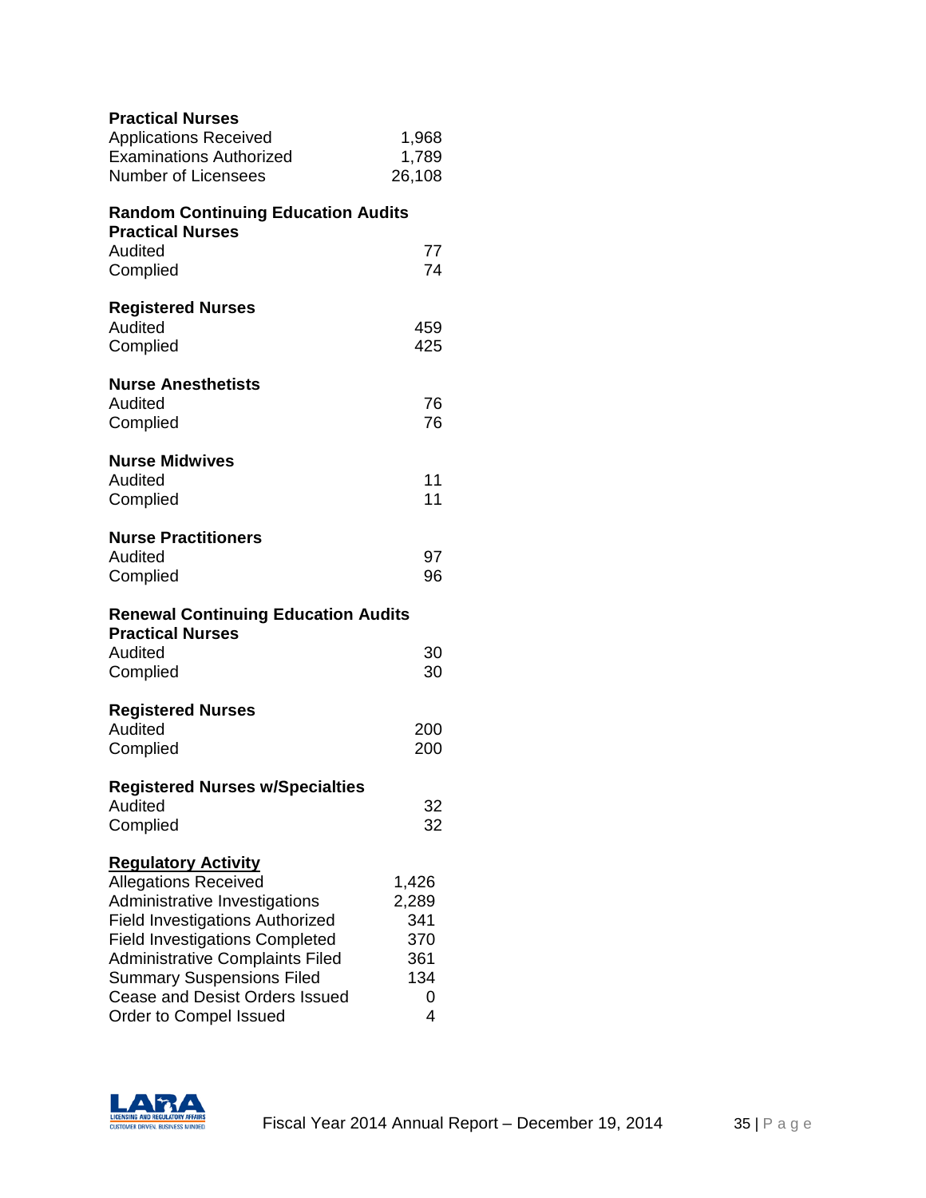**Practical Nurses**

| | |
|---|---|
| Applications Received | 1,968 |
| Examinations Authorized | 1,789 |
| Number of Licensees | 26,108 |

**Random Continuing Education Audits**

**Practical Nurses**

| | |
|---|---|
| Audited | 77 |
| Complied | 74 |

**Registered Nurses**

| | |
|---|---|
| Audited | 459 |
| Complied | 425 |

**Nurse Anesthetists**

| | |
|---|---|
| Audited | 76 |
| Complied | 76 |

**Nurse Midwives**

| | |
|---|---|
| Audited | 11 |
| Complied | 11 |

**Nurse Practitioners**

| | |
|---|---|
| Audited | 97 |
| Complied | 96 |

**Renewal Continuing Education Audits**

**Practical Nurses**

| | |
|---|---|
| Audited | 30 |
| Complied | 30 |

**Registered Nurses**

| | |
|---|---|
| Audited | 200 |
| Complied | 200 |

**Registered Nurses w/Specialties**

| | |
|---|---|
| Audited | 32 |
| Complied | 32 |

**Regulatory Activity**

| | |
|---|---|
| Allegations Received | 1,426 |
| Administrative Investigations | 2,289 |
| Field Investigations Authorized | 341 |
| Field Investigations Completed | 370 |
| Administrative Complaints Filed | 361 |
| Summary Suspensions Filed | 134 |
| Cease and Desist Orders Issued | 0 |
| Order to Compel Issued | 4 |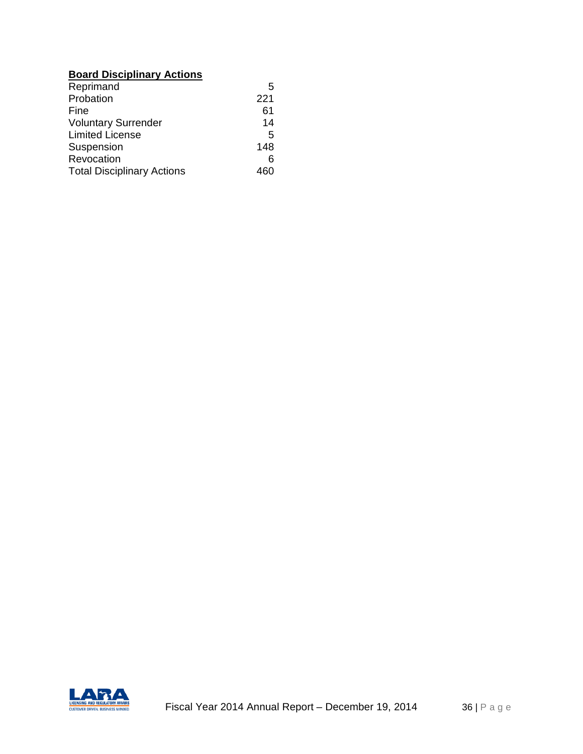**Board Disciplinary Actions**

| | |
|---|---|
| Reprimand | 5 |
| Probation | 221 |
| Fine | 61 |
| Voluntary Surrender | 14 |
| Limited License | 5 |
| Suspension | 148 |
| Revocation | 6 |
| Total Disciplinary Actions | 460 |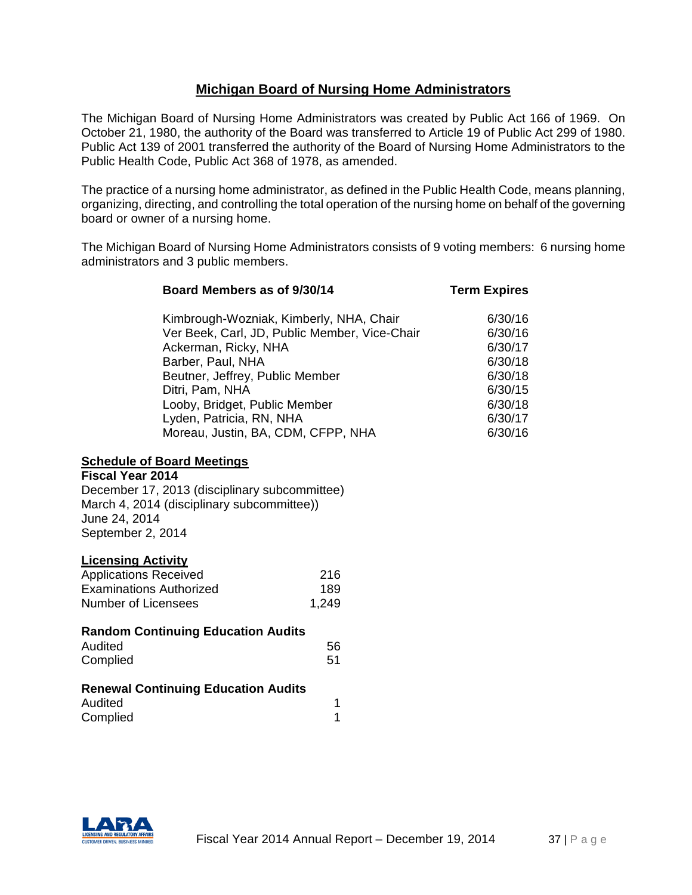## Michigan Board of Nursing Home Administrators

The Michigan Board of Nursing Home Administrators was created by Public Act 166 of 1969. On October 21, 1980, the authority of the Board was transferred to Article 19 of Public Act 299 of 1980. Public Act 139 of 2001 transferred the authority of the Board of Nursing Home Administrators to the Public Health Code, Public Act 368 of 1978, as amended.

The practice of a nursing home administrator, as defined in the Public Health Code, means planning, organizing, directing, and controlling the total operation of the nursing home on behalf of the governing board or owner of a nursing home.

The Michigan Board of Nursing Home Administrators consists of 9 voting members: 6 nursing home administrators and 3 public members.

| Board Members as of 9/30/14 | Term Expires |
|---|---|
| Kimbrough-Wozniak, Kimberly, NHA, Chair | 6/30/16 |
| Ver Beek, Carl, JD, Public Member, Vice-Chair | 6/30/16 |
| Ackerman, Ricky, NHA | 6/30/17 |
| Barber, Paul, NHA | 6/30/18 |
| Beutner, Jeffrey, Public Member | 6/30/18 |
| Ditri, Pam, NHA | 6/30/15 |
| Looby, Bridget, Public Member | 6/30/18 |
| Lyden, Patricia, RN, NHA | 6/30/17 |
| Moreau, Justin, BA, CDM, CFPP, NHA | 6/30/16 |

### Schedule of Board Meetings

**Fiscal Year 2014**

December 17, 2013 (disciplinary subcommittee)
March 4, 2014 (disciplinary subcommittee))
June 24, 2014
September 2, 2014

### Licensing Activity

| | |
|---|---|
| Applications Received | 216 |
| Examinations Authorized | 189 |
| Number of Licensees | 1,249 |

**Random Continuing Education Audits**

| | |
|---|---|
| Audited | 56 |
| Complied | 51 |

**Renewal Continuing Education Audits**

| | |
|---|---|
| Audited | 1 |
| Complied | 1 |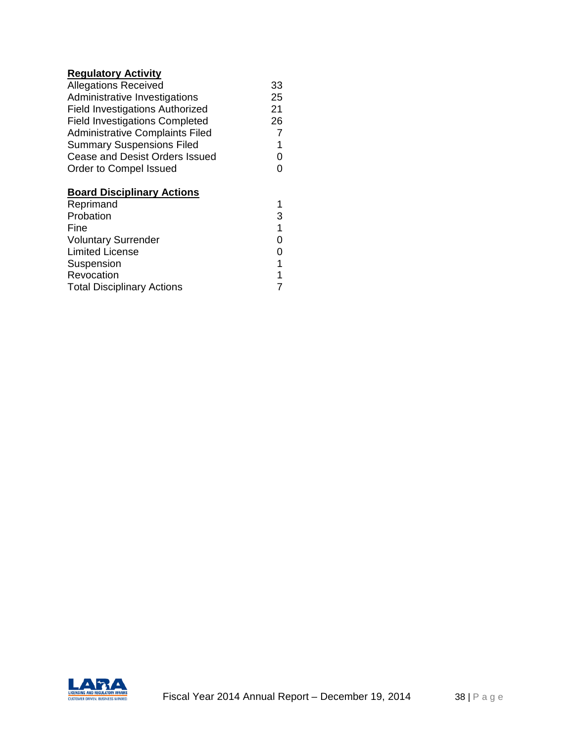**Regulatory Activity**

| | |
|---|---|
| Allegations Received | 33 |
| Administrative Investigations | 25 |
| Field Investigations Authorized | 21 |
| Field Investigations Completed | 26 |
| Administrative Complaints Filed | 7 |
| Summary Suspensions Filed | 1 |
| Cease and Desist Orders Issued | 0 |
| Order to Compel Issued | 0 |

**Board Disciplinary Actions**

| | |
|---|---|
| Reprimand | 1 |
| Probation | 3 |
| Fine | 1 |
| Voluntary Surrender | 0 |
| Limited License | 0 |
| Suspension | 1 |
| Revocation | 1 |
| Total Disciplinary Actions | 7 |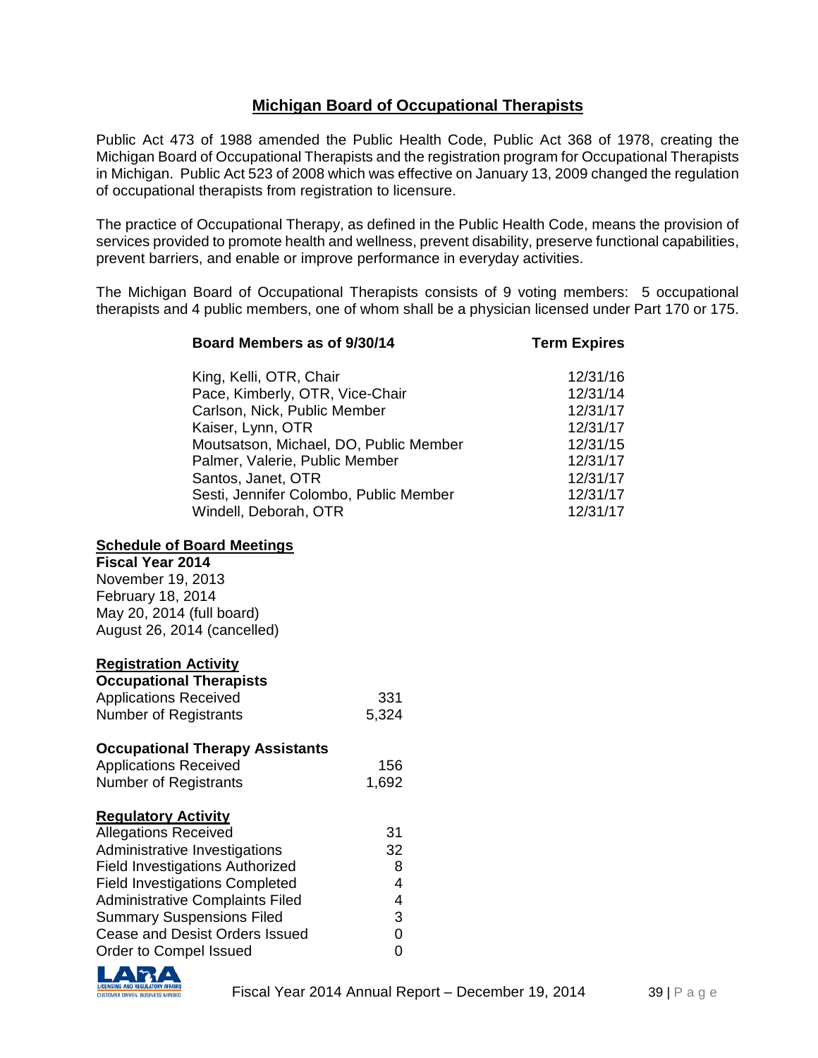## Michigan Board of Occupational Therapists

Public Act 473 of 1988 amended the Public Health Code, Public Act 368 of 1978, creating the Michigan Board of Occupational Therapists and the registration program for Occupational Therapists in Michigan. Public Act 523 of 2008 which was effective on January 13, 2009 changed the regulation of occupational therapists from registration to licensure.

The practice of Occupational Therapy, as defined in the Public Health Code, means the provision of services provided to promote health and wellness, prevent disability, preserve functional capabilities, prevent barriers, and enable or improve performance in everyday activities.

The Michigan Board of Occupational Therapists consists of 9 voting members: 5 occupational therapists and 4 public members, one of whom shall be a physician licensed under Part 170 or 175.

| Board Members as of 9/30/14 | Term Expires |
|---|---|
| King, Kelli, OTR, Chair | 12/31/16 |
| Pace, Kimberly, OTR, Vice-Chair | 12/31/14 |
| Carlson, Nick, Public Member | 12/31/17 |
| Kaiser, Lynn, OTR | 12/31/17 |
| Moutsatson, Michael, DO, Public Member | 12/31/15 |
| Palmer, Valerie, Public Member | 12/31/17 |
| Santos, Janet, OTR | 12/31/17 |
| Sesti, Jennifer Colombo, Public Member | 12/31/17 |
| Windell, Deborah, OTR | 12/31/17 |

### Schedule of Board Meetings

**Fiscal Year 2014**

November 19, 2013
February 18, 2014
May 20, 2014 (full board)
August 26, 2014 (cancelled)

### Registration Activity

**Occupational Therapists**

| | |
|---|---|
| Applications Received | 331 |
| Number of Registrants | 5,324 |

**Occupational Therapy Assistants**

| | |
|---|---|
| Applications Received | 156 |
| Number of Registrants | 1,692 |

### Regulatory Activity

| | |
|---|---|
| Allegations Received | 31 |
| Administrative Investigations | 32 |
| Field Investigations Authorized | 8 |
| Field Investigations Completed | 4 |
| Administrative Complaints Filed | 4 |
| Summary Suspensions Filed | 3 |
| Cease and Desist Orders Issued | 0 |
| Order to Compel Issued | 0 |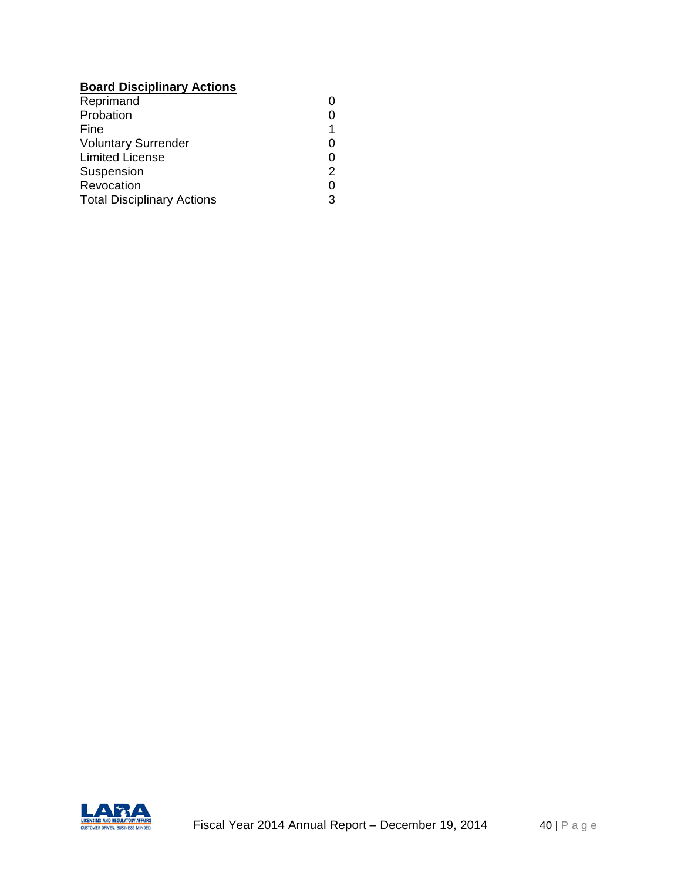**Board Disciplinary Actions**

| | |
|---|---|
| Reprimand | 0 |
| Probation | 0 |
| Fine | 1 |
| Voluntary Surrender | 0 |
| Limited License | 0 |
| Suspension | 2 |
| Revocation | 0 |
| Total Disciplinary Actions | 3 |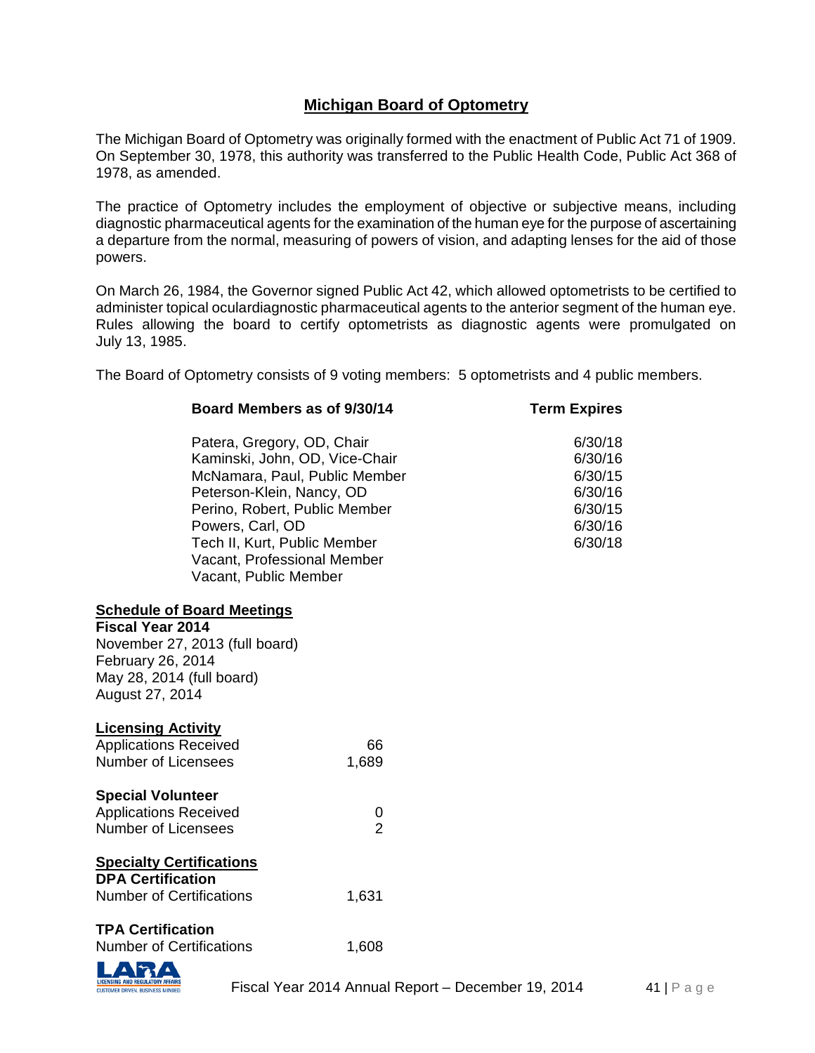## Michigan Board of Optometry

The Michigan Board of Optometry was originally formed with the enactment of Public Act 71 of 1909. On September 30, 1978, this authority was transferred to the Public Health Code, Public Act 368 of 1978, as amended.

The practice of Optometry includes the employment of objective or subjective means, including diagnostic pharmaceutical agents for the examination of the human eye for the purpose of ascertaining a departure from the normal, measuring of powers of vision, and adapting lenses for the aid of those powers.

On March 26, 1984, the Governor signed Public Act 42, which allowed optometrists to be certified to administer topical oculardiagnostic pharmaceutical agents to the anterior segment of the human eye. Rules allowing the board to certify optometrists as diagnostic agents were promulgated on July 13, 1985.

The Board of Optometry consists of 9 voting members: 5 optometrists and 4 public members.

| Board Members as of 9/30/14 | Term Expires |
|---|---|
| Patera, Gregory, OD, Chair | 6/30/18 |
| Kaminski, John, OD, Vice-Chair | 6/30/16 |
| McNamara, Paul, Public Member | 6/30/15 |
| Peterson-Klein, Nancy, OD | 6/30/16 |
| Perino, Robert, Public Member | 6/30/15 |
| Powers, Carl, OD | 6/30/16 |
| Tech II, Kurt, Public Member | 6/30/18 |
| Vacant, Professional Member | |
| Vacant, Public Member | |

### Schedule of Board Meetings

**Fiscal Year 2014**

November 27, 2013 (full board)
February 26, 2014
May 28, 2014 (full board)
August 27, 2014

### Licensing Activity

| | |
|---|---|
| Applications Received | 66 |
| Number of Licensees | 1,689 |

**Special Volunteer**

| | |
|---|---|
| Applications Received | 0 |
| Number of Licensees | 2 |

### Specialty Certifications

**DPA Certification**

| | |
|---|---|
| Number of Certifications | 1,631 |

**TPA Certification**

| | |
|---|---|
| Number of Certifications | 1,608 |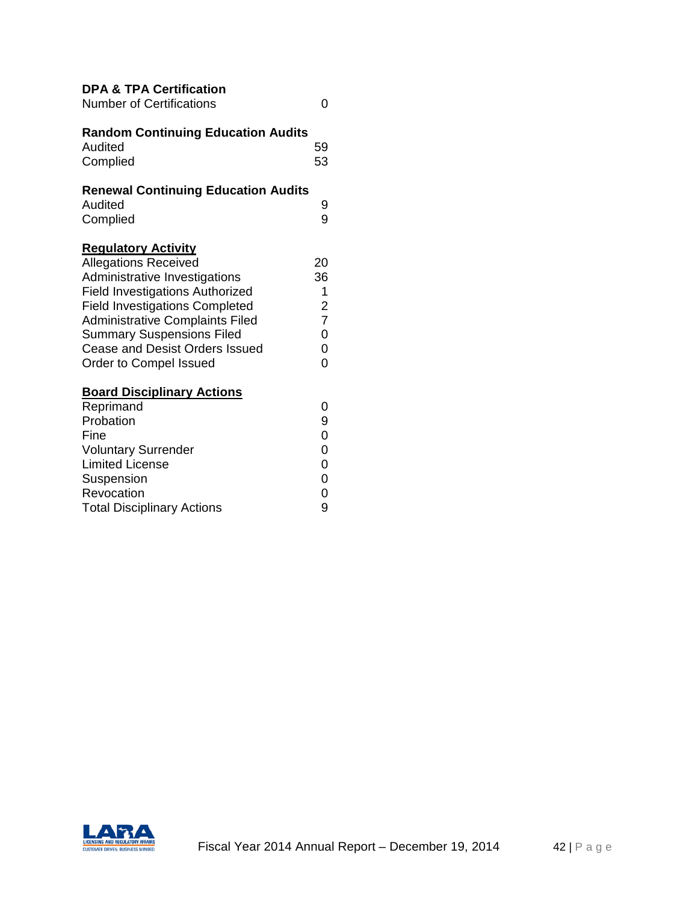**DPA & TPA Certification**

| | |
|---|---|
| Number of Certifications | 0 |

**Random Continuing Education Audits**

| | |
|---|---|
| Audited | 59 |
| Complied | 53 |

**Renewal Continuing Education Audits**

| | |
|---|---|
| Audited | 9 |
| Complied | 9 |

**Regulatory Activity**

| | |
|---|---|
| Allegations Received | 20 |
| Administrative Investigations | 36 |
| Field Investigations Authorized | 1 |
| Field Investigations Completed | 2 |
| Administrative Complaints Filed | 7 |
| Summary Suspensions Filed | 0 |
| Cease and Desist Orders Issued | 0 |
| Order to Compel Issued | 0 |

**Board Disciplinary Actions**

| | |
|---|---|
| Reprimand | 0 |
| Probation | 9 |
| Fine | 0 |
| Voluntary Surrender | 0 |
| Limited License | 0 |
| Suspension | 0 |
| Revocation | 0 |
| Total Disciplinary Actions | 9 |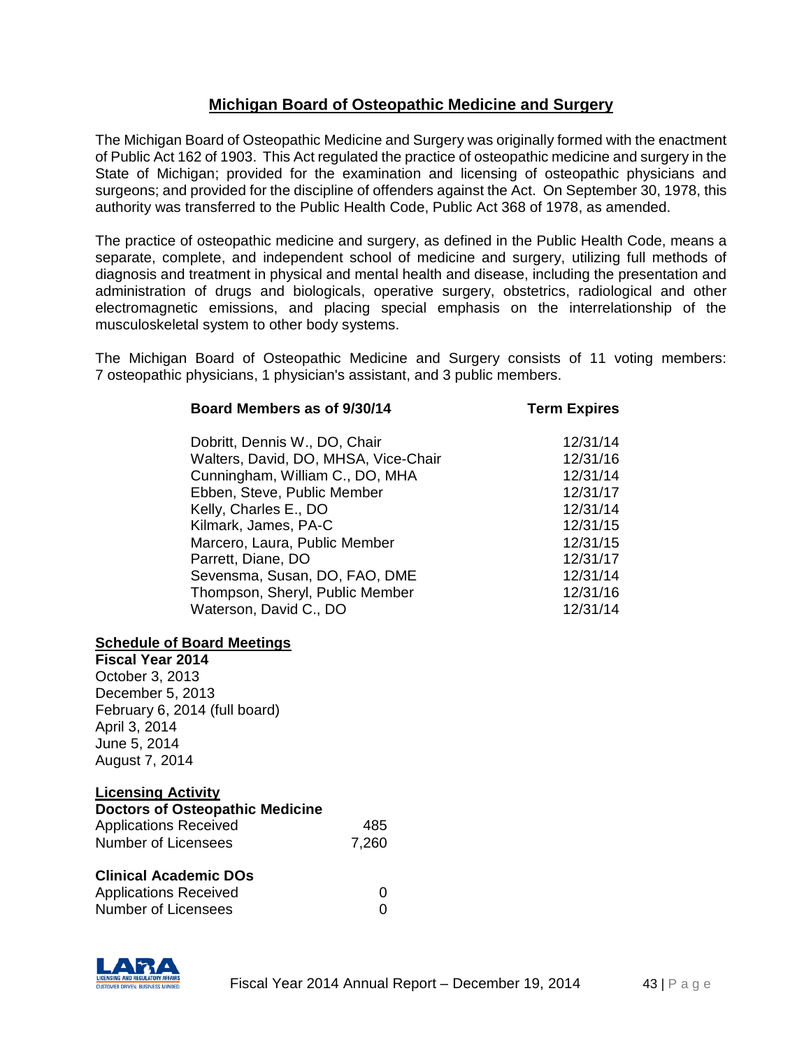## Michigan Board of Osteopathic Medicine and Surgery

The Michigan Board of Osteopathic Medicine and Surgery was originally formed with the enactment of Public Act 162 of 1903. This Act regulated the practice of osteopathic medicine and surgery in the State of Michigan; provided for the examination and licensing of osteopathic physicians and surgeons; and provided for the discipline of offenders against the Act. On September 30, 1978, this authority was transferred to the Public Health Code, Public Act 368 of 1978, as amended.

The practice of osteopathic medicine and surgery, as defined in the Public Health Code, means a separate, complete, and independent school of medicine and surgery, utilizing full methods of diagnosis and treatment in physical and mental health and disease, including the presentation and administration of drugs and biologicals, operative surgery, obstetrics, radiological and other electromagnetic emissions, and placing special emphasis on the interrelationship of the musculoskeletal system to other body systems.

The Michigan Board of Osteopathic Medicine and Surgery consists of 11 voting members: 7 osteopathic physicians, 1 physician's assistant, and 3 public members.

| Board Members as of 9/30/14 | Term Expires |
| --- | --- |
| Dobritt, Dennis W., DO, Chair | 12/31/14 |
| Walters, David, DO, MHSA, Vice-Chair | 12/31/16 |
| Cunningham, William C., DO, MHA | 12/31/14 |
| Ebben, Steve, Public Member | 12/31/17 |
| Kelly, Charles E., DO | 12/31/14 |
| Kilmark, James, PA-C | 12/31/15 |
| Marcero, Laura, Public Member | 12/31/15 |
| Parrett, Diane, DO | 12/31/17 |
| Sevensma, Susan, DO, FAO, DME | 12/31/14 |
| Thompson, Sheryl, Public Member | 12/31/16 |
| Waterson, David C., DO | 12/31/14 |

### Schedule of Board Meetings

**Fiscal Year 2014**

October 3, 2013
December 5, 2013
February 6, 2014 (full board)
April 3, 2014
June 5, 2014
August 7, 2014

### Licensing Activity

**Doctors of Osteopathic Medicine**

| | |
| --- | --- |
| Applications Received | 485 |
| Number of Licensees | 7,260 |

**Clinical Academic DOs**

| | |
| --- | --- |
| Applications Received | 0 |
| Number of Licensees | 0 |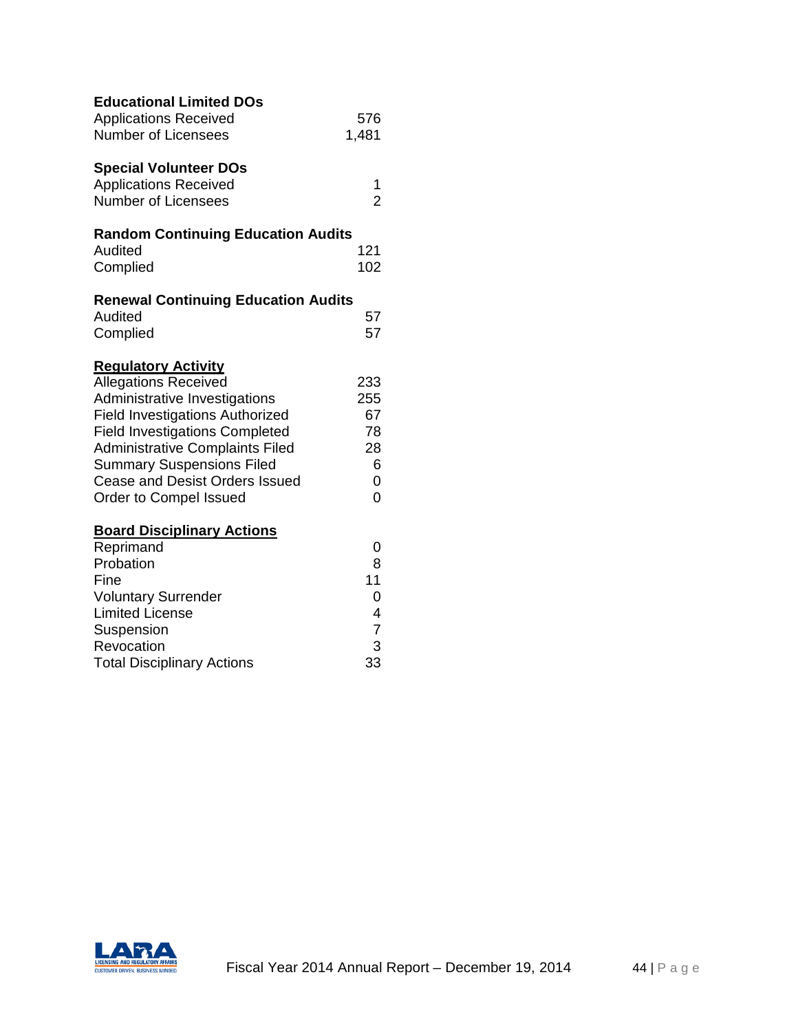**Educational Limited DOs**

| | |
|---|---|
| Applications Received | 576 |
| Number of Licensees | 1,481 |

**Special Volunteer DOs**

| | |
|---|---|
| Applications Received | 1 |
| Number of Licensees | 2 |

**Random Continuing Education Audits**

| | |
|---|---|
| Audited | 121 |
| Complied | 102 |

**Renewal Continuing Education Audits**

| | |
|---|---|
| Audited | 57 |
| Complied | 57 |

**Regulatory Activity**

| | |
|---|---|
| Allegations Received | 233 |
| Administrative Investigations | 255 |
| Field Investigations Authorized | 67 |
| Field Investigations Completed | 78 |
| Administrative Complaints Filed | 28 |
| Summary Suspensions Filed | 6 |
| Cease and Desist Orders Issued | 0 |
| Order to Compel Issued | 0 |

**Board Disciplinary Actions**

| | |
|---|---|
| Reprimand | 0 |
| Probation | 8 |
| Fine | 11 |
| Voluntary Surrender | 0 |
| Limited License | 4 |
| Suspension | 7 |
| Revocation | 3 |
| Total Disciplinary Actions | 33 |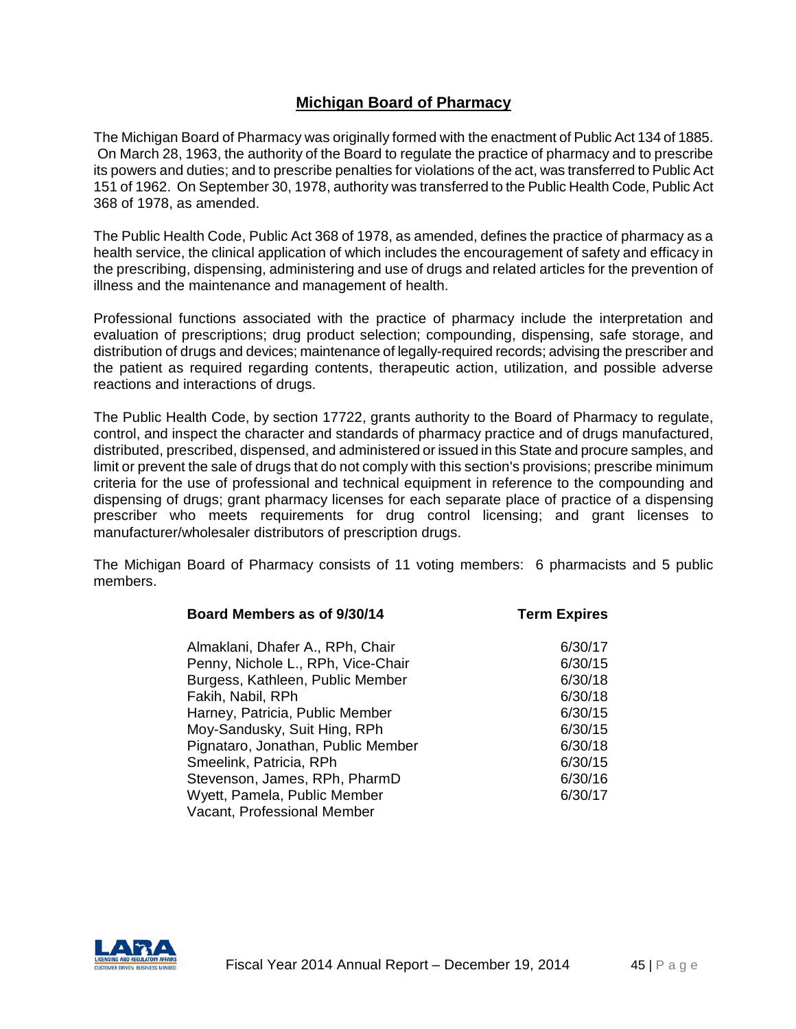# Michigan Board of Pharmacy

The Michigan Board of Pharmacy was originally formed with the enactment of Public Act 134 of 1885. On March 28, 1963, the authority of the Board to regulate the practice of pharmacy and to prescribe its powers and duties; and to prescribe penalties for violations of the act, was transferred to Public Act 151 of 1962. On September 30, 1978, authority was transferred to the Public Health Code, Public Act 368 of 1978, as amended.

The Public Health Code, Public Act 368 of 1978, as amended, defines the practice of pharmacy as a health service, the clinical application of which includes the encouragement of safety and efficacy in the prescribing, dispensing, administering and use of drugs and related articles for the prevention of illness and the maintenance and management of health.

Professional functions associated with the practice of pharmacy include the interpretation and evaluation of prescriptions; drug product selection; compounding, dispensing, safe storage, and distribution of drugs and devices; maintenance of legally-required records; advising the prescriber and the patient as required regarding contents, therapeutic action, utilization, and possible adverse reactions and interactions of drugs.

The Public Health Code, by section 17722, grants authority to the Board of Pharmacy to regulate, control, and inspect the character and standards of pharmacy practice and of drugs manufactured, distributed, prescribed, dispensed, and administered or issued in this State and procure samples, and limit or prevent the sale of drugs that do not comply with this section's provisions; prescribe minimum criteria for the use of professional and technical equipment in reference to the compounding and dispensing of drugs; grant pharmacy licenses for each separate place of practice of a dispensing prescriber who meets requirements for drug control licensing; and grant licenses to manufacturer/wholesaler distributors of prescription drugs.

The Michigan Board of Pharmacy consists of 11 voting members: 6 pharmacists and 5 public members.

| Board Members as of 9/30/14 | Term Expires |
|---|---|
| Almaklani, Dhafer A., RPh, Chair | 6/30/17 |
| Penny, Nichole L., RPh, Vice-Chair | 6/30/15 |
| Burgess, Kathleen, Public Member | 6/30/18 |
| Fakih, Nabil, RPh | 6/30/18 |
| Harney, Patricia, Public Member | 6/30/15 |
| Moy-Sandusky, Suit Hing, RPh | 6/30/15 |
| Pignataro, Jonathan, Public Member | 6/30/18 |
| Smeelink, Patricia, RPh | 6/30/15 |
| Stevenson, James, RPh, PharmD | 6/30/16 |
| Wyett, Pamela, Public Member | 6/30/17 |
| Vacant, Professional Member | |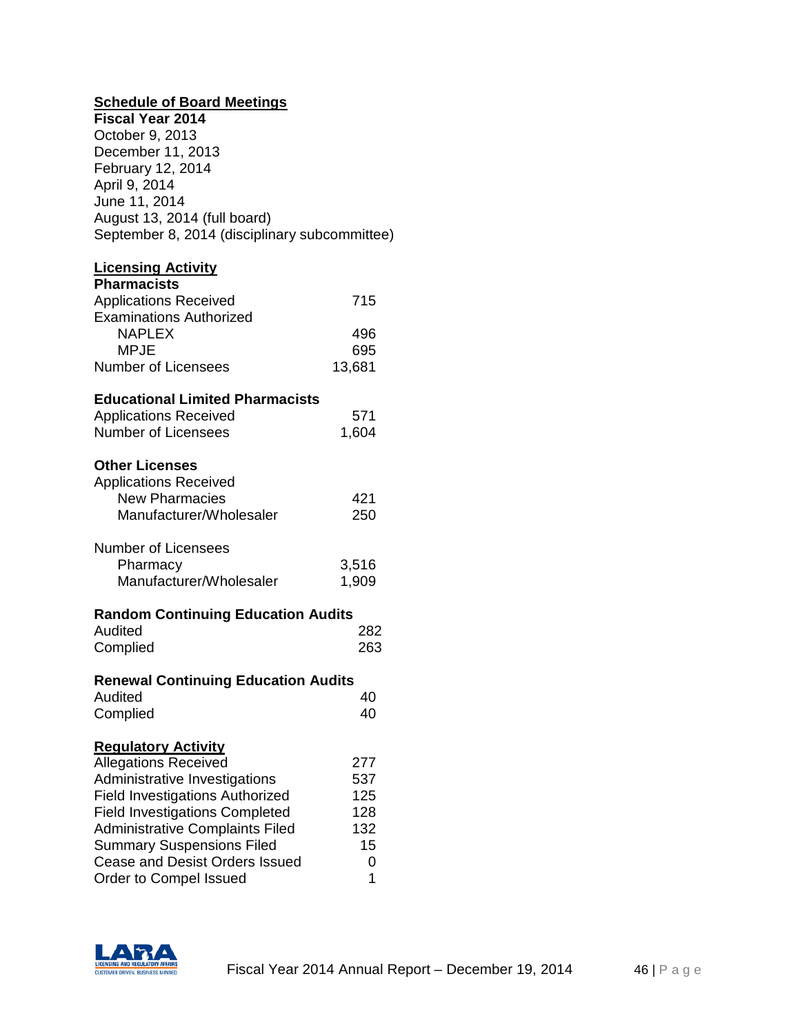**Schedule of Board Meetings**

**Fiscal Year 2014**

October 9, 2013
December 11, 2013
February 12, 2014
April 9, 2014
June 11, 2014
August 13, 2014 (full board)
September 8, 2014 (disciplinary subcommittee)

**Licensing Activity**

**Pharmacists**

| | |
|---|---|
| Applications Received | 715 |
| Examinations Authorized | |
| NAPLEX | 496 |
| MPJE | 695 |
| Number of Licensees | 13,681 |

**Educational Limited Pharmacists**

| | |
|---|---|
| Applications Received | 571 |
| Number of Licensees | 1,604 |

**Other Licenses**

| | |
|---|---|
| Applications Received | |
| New Pharmacies | 421 |
| Manufacturer/Wholesaler | 250 |
| Number of Licensees | |
| Pharmacy | 3,516 |
| Manufacturer/Wholesaler | 1,909 |

**Random Continuing Education Audits**

| | |
|---|---|
| Audited | 282 |
| Complied | 263 |

**Renewal Continuing Education Audits**

| | |
|---|---|
| Audited | 40 |
| Complied | 40 |

**Regulatory Activity**

| | |
|---|---|
| Allegations Received | 277 |
| Administrative Investigations | 537 |
| Field Investigations Authorized | 125 |
| Field Investigations Completed | 128 |
| Administrative Complaints Filed | 132 |
| Summary Suspensions Filed | 15 |
| Cease and Desist Orders Issued | 0 |
| Order to Compel Issued | 1 |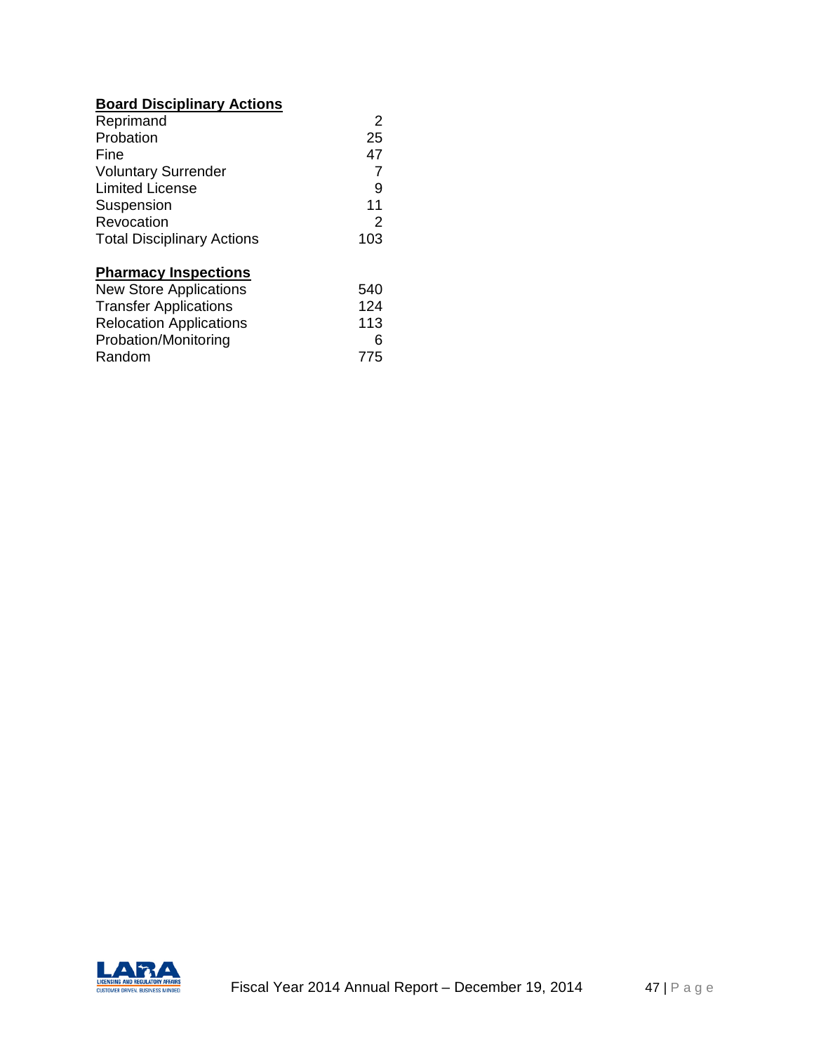**Board Disciplinary Actions**

| | |
|---|---|
| Reprimand | 2 |
| Probation | 25 |
| Fine | 47 |
| Voluntary Surrender | 7 |
| Limited License | 9 |
| Suspension | 11 |
| Revocation | 2 |
| Total Disciplinary Actions | 103 |

**Pharmacy Inspections**

| | |
|---|---|
| New Store Applications | 540 |
| Transfer Applications | 124 |
| Relocation Applications | 113 |
| Probation/Monitoring | 6 |
| Random | 775 |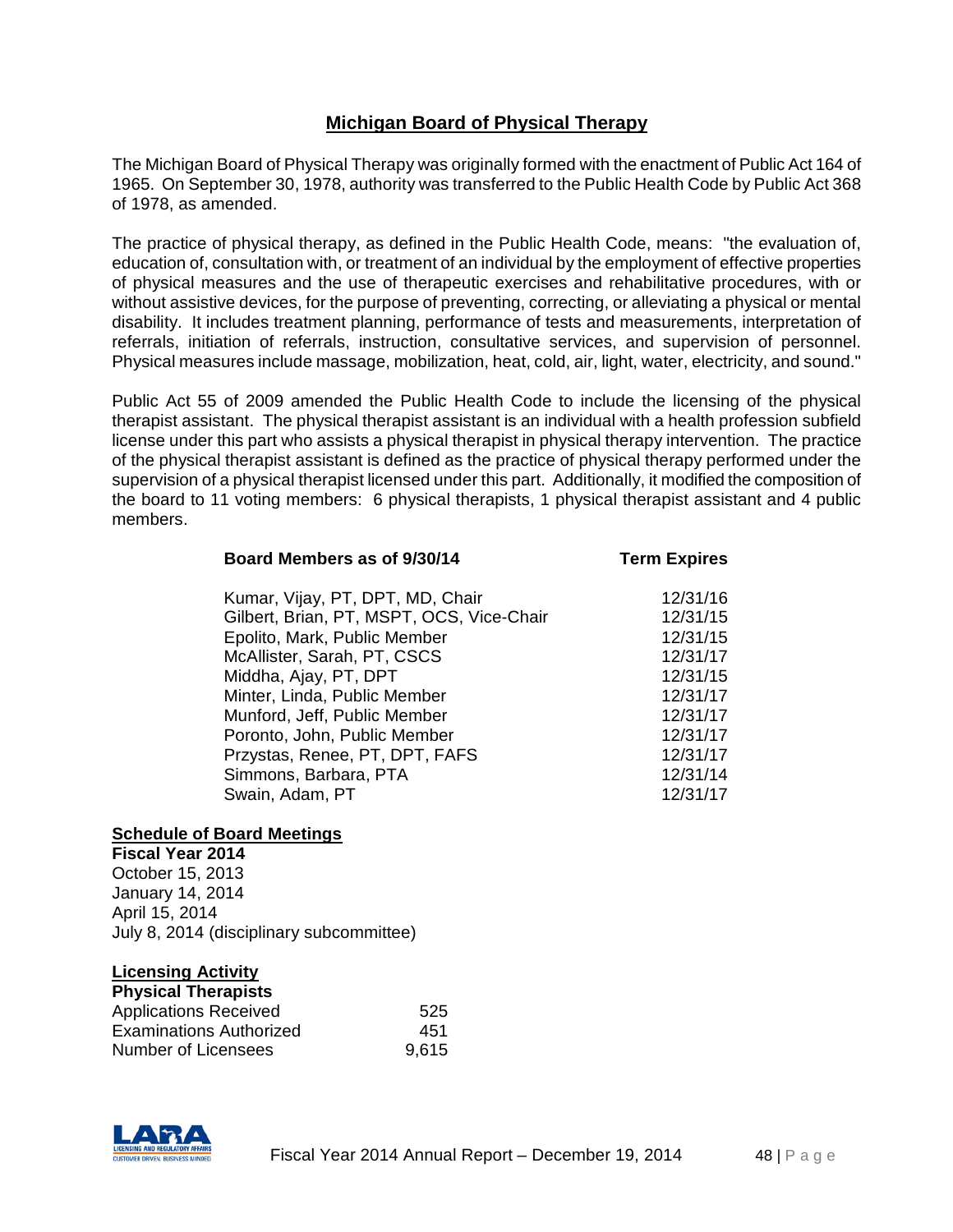## Michigan Board of Physical Therapy

The Michigan Board of Physical Therapy was originally formed with the enactment of Public Act 164 of 1965. On September 30, 1978, authority was transferred to the Public Health Code by Public Act 368 of 1978, as amended.

The practice of physical therapy, as defined in the Public Health Code, means: "the evaluation of, education of, consultation with, or treatment of an individual by the employment of effective properties of physical measures and the use of therapeutic exercises and rehabilitative procedures, with or without assistive devices, for the purpose of preventing, correcting, or alleviating a physical or mental disability. It includes treatment planning, performance of tests and measurements, interpretation of referrals, initiation of referrals, instruction, consultative services, and supervision of personnel. Physical measures include massage, mobilization, heat, cold, air, light, water, electricity, and sound."

Public Act 55 of 2009 amended the Public Health Code to include the licensing of the physical therapist assistant. The physical therapist assistant is an individual with a health profession subfield license under this part who assists a physical therapist in physical therapy intervention. The practice of the physical therapist assistant is defined as the practice of physical therapy performed under the supervision of a physical therapist licensed under this part. Additionally, it modified the composition of the board to 11 voting members: 6 physical therapists, 1 physical therapist assistant and 4 public members.

| Board Members as of 9/30/14 | Term Expires |
|---|---|
| Kumar, Vijay, PT, DPT, MD, Chair | 12/31/16 |
| Gilbert, Brian, PT, MSPT, OCS, Vice-Chair | 12/31/15 |
| Epolito, Mark, Public Member | 12/31/15 |
| McAllister, Sarah, PT, CSCS | 12/31/17 |
| Middha, Ajay, PT, DPT | 12/31/15 |
| Minter, Linda, Public Member | 12/31/17 |
| Munford, Jeff, Public Member | 12/31/17 |
| Poronto, John, Public Member | 12/31/17 |
| Przystas, Renee, PT, DPT, FAFS | 12/31/17 |
| Simmons, Barbara, PTA | 12/31/14 |
| Swain, Adam, PT | 12/31/17 |

### Schedule of Board Meetings

**Fiscal Year 2014**

October 15, 2013
January 14, 2014
April 15, 2014
July 8, 2014 (disciplinary subcommittee)

### Licensing Activity

**Physical Therapists**

| | |
|---|---|
| Applications Received | 525 |
| Examinations Authorized | 451 |
| Number of Licensees | 9,615 |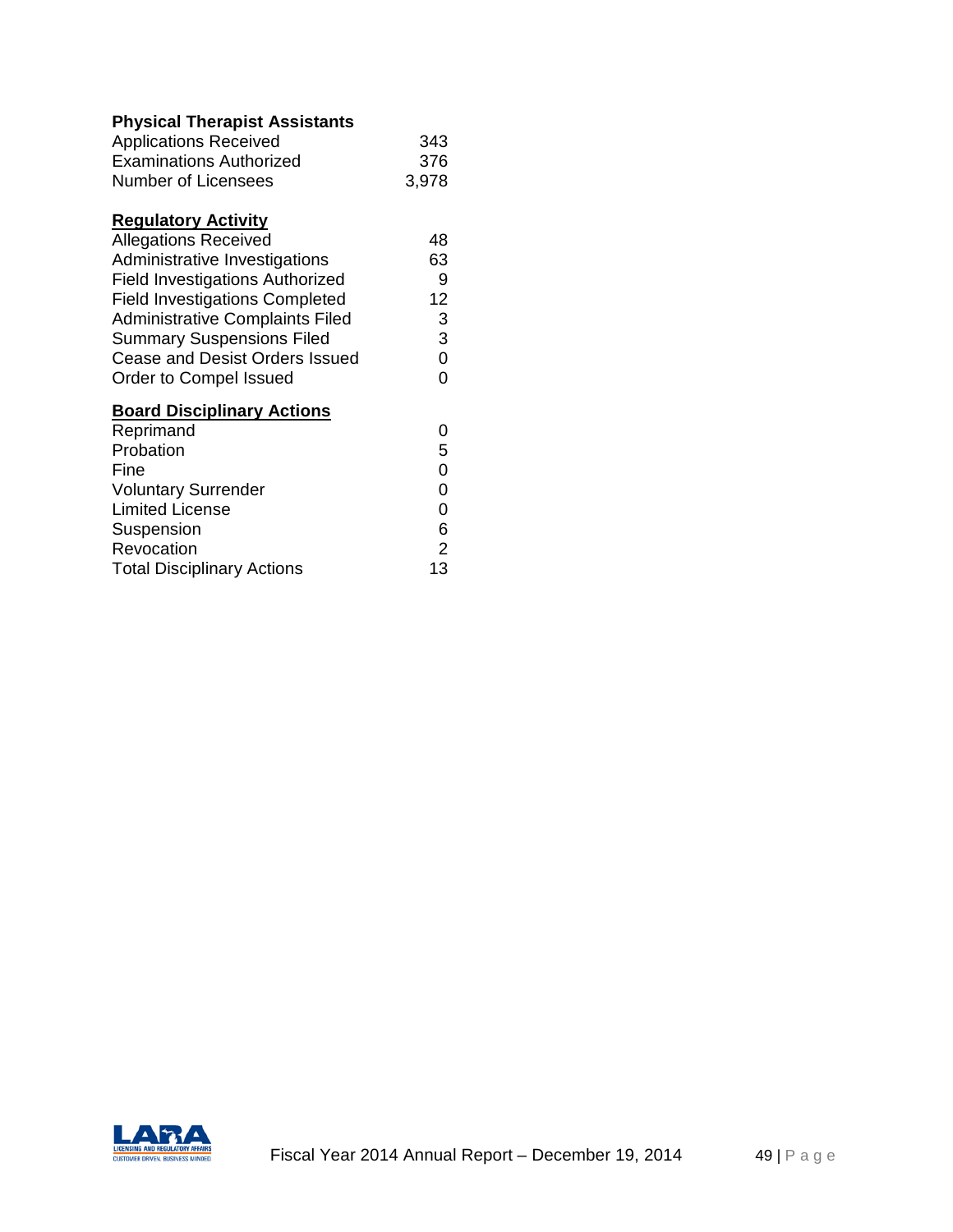**Physical Therapist Assistants**

| | |
|---|---|
| Applications Received | 343 |
| Examinations Authorized | 376 |
| Number of Licensees | 3,978 |

**Regulatory Activity**

| | |
|---|---|
| Allegations Received | 48 |
| Administrative Investigations | 63 |
| Field Investigations Authorized | 9 |
| Field Investigations Completed | 12 |
| Administrative Complaints Filed | 3 |
| Summary Suspensions Filed | 3 |
| Cease and Desist Orders Issued | 0 |
| Order to Compel Issued | 0 |

**Board Disciplinary Actions**

| | |
|---|---|
| Reprimand | 0 |
| Probation | 5 |
| Fine | 0 |
| Voluntary Surrender | 0 |
| Limited License | 0 |
| Suspension | 6 |
| Revocation | 2 |
| Total Disciplinary Actions | 13 |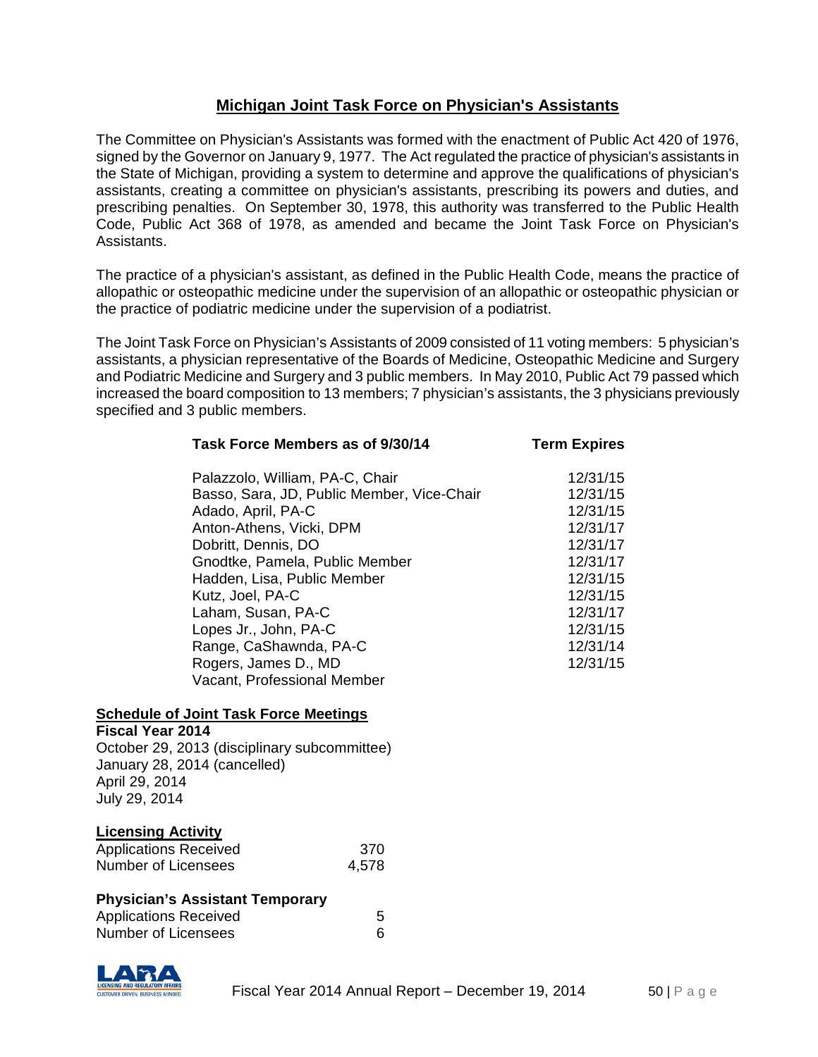# Michigan Joint Task Force on Physician's Assistants

The Committee on Physician's Assistants was formed with the enactment of Public Act 420 of 1976, signed by the Governor on January 9, 1977. The Act regulated the practice of physician's assistants in the State of Michigan, providing a system to determine and approve the qualifications of physician's assistants, creating a committee on physician's assistants, prescribing its powers and duties, and prescribing penalties. On September 30, 1978, this authority was transferred to the Public Health Code, Public Act 368 of 1978, as amended and became the Joint Task Force on Physician's Assistants.

The practice of a physician's assistant, as defined in the Public Health Code, means the practice of allopathic or osteopathic medicine under the supervision of an allopathic or osteopathic physician or the practice of podiatric medicine under the supervision of a podiatrist.

The Joint Task Force on Physician's Assistants of 2009 consisted of 11 voting members: 5 physician's assistants, a physician representative of the Boards of Medicine, Osteopathic Medicine and Surgery and Podiatric Medicine and Surgery and 3 public members. In May 2010, Public Act 79 passed which increased the board composition to 13 members; 7 physician's assistants, the 3 physicians previously specified and 3 public members.

| Task Force Members as of 9/30/14 | Term Expires |
| --- | --- |
| Palazzolo, William, PA-C, Chair | 12/31/15 |
| Basso, Sara, JD, Public Member, Vice-Chair | 12/31/15 |
| Adado, April, PA-C | 12/31/15 |
| Anton-Athens, Vicki, DPM | 12/31/17 |
| Dobritt, Dennis, DO | 12/31/17 |
| Gnodtke, Pamela, Public Member | 12/31/17 |
| Hadden, Lisa, Public Member | 12/31/15 |
| Kutz, Joel, PA-C | 12/31/15 |
| Laham, Susan, PA-C | 12/31/17 |
| Lopes Jr., John, PA-C | 12/31/15 |
| Range, CaShawnda, PA-C | 12/31/14 |
| Rogers, James D., MD | 12/31/15 |
| Vacant, Professional Member | |

## Schedule of Joint Task Force Meetings

**Fiscal Year 2014**

October 29, 2013 (disciplinary subcommittee)
January 28, 2014 (cancelled)
April 29, 2014
July 29, 2014

## Licensing Activity

| | |
| --- | --- |
| Applications Received | 370 |
| Number of Licensees | 4,578 |

**Physician's Assistant Temporary**

| | |
| --- | --- |
| Applications Received | 5 |
| Number of Licensees | 6 |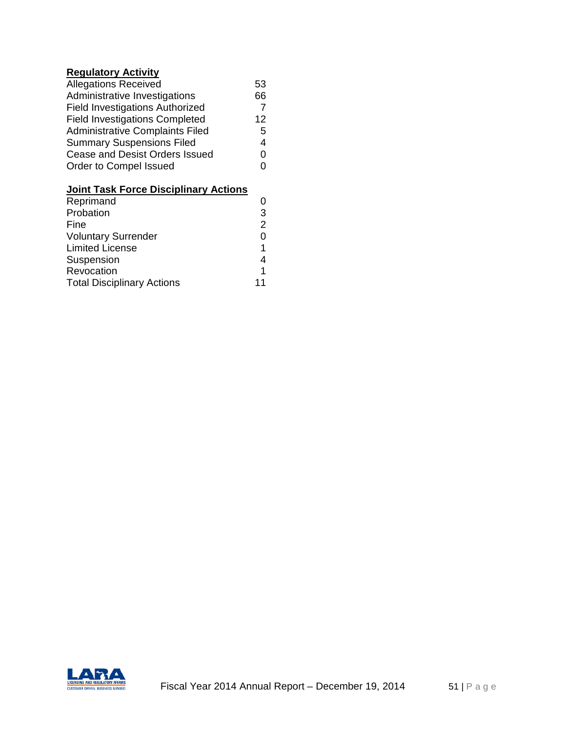**Regulatory Activity**

| | |
|---|---|
| Allegations Received | 53 |
| Administrative Investigations | 66 |
| Field Investigations Authorized | 7 |
| Field Investigations Completed | 12 |
| Administrative Complaints Filed | 5 |
| Summary Suspensions Filed | 4 |
| Cease and Desist Orders Issued | 0 |
| Order to Compel Issued | 0 |

**Joint Task Force Disciplinary Actions**

| | |
|---|---|
| Reprimand | 0 |
| Probation | 3 |
| Fine | 2 |
| Voluntary Surrender | 0 |
| Limited License | 1 |
| Suspension | 4 |
| Revocation | 1 |
| Total Disciplinary Actions | 11 |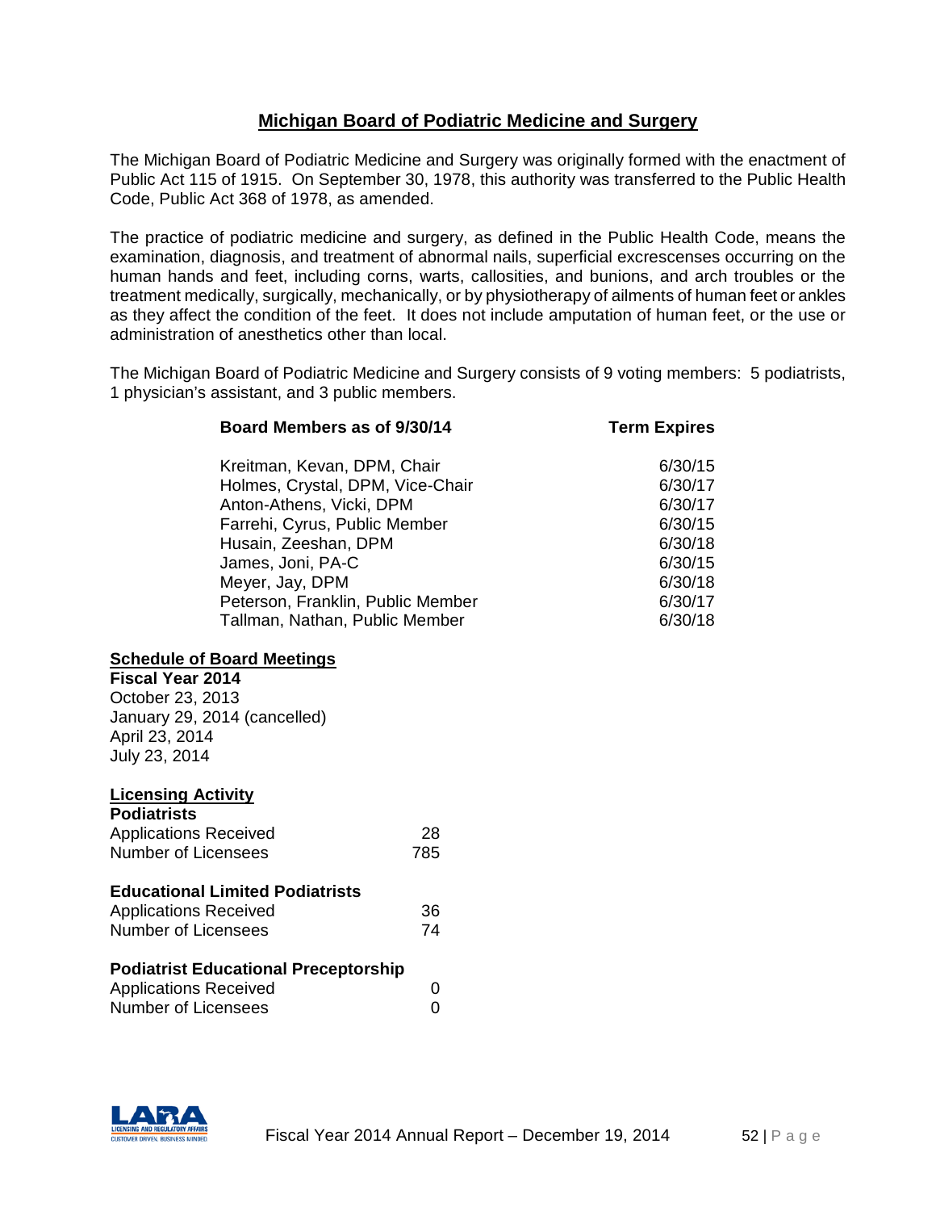## Michigan Board of Podiatric Medicine and Surgery

The Michigan Board of Podiatric Medicine and Surgery was originally formed with the enactment of Public Act 115 of 1915. On September 30, 1978, this authority was transferred to the Public Health Code, Public Act 368 of 1978, as amended.

The practice of podiatric medicine and surgery, as defined in the Public Health Code, means the examination, diagnosis, and treatment of abnormal nails, superficial excrescenses occurring on the human hands and feet, including corns, warts, callosities, and bunions, and arch troubles or the treatment medically, surgically, mechanically, or by physiotherapy of ailments of human feet or ankles as they affect the condition of the feet. It does not include amputation of human feet, or the use or administration of anesthetics other than local.

The Michigan Board of Podiatric Medicine and Surgery consists of 9 voting members: 5 podiatrists, 1 physician's assistant, and 3 public members.

| Board Members as of 9/30/14 | Term Expires |
|---|---|
| Kreitman, Kevan, DPM, Chair | 6/30/15 |
| Holmes, Crystal, DPM, Vice-Chair | 6/30/17 |
| Anton-Athens, Vicki, DPM | 6/30/17 |
| Farrehi, Cyrus, Public Member | 6/30/15 |
| Husain, Zeeshan, DPM | 6/30/18 |
| James, Joni, PA-C | 6/30/15 |
| Meyer, Jay, DPM | 6/30/18 |
| Peterson, Franklin, Public Member | 6/30/17 |
| Tallman, Nathan, Public Member | 6/30/18 |

### Schedule of Board Meetings

**Fiscal Year 2014**

October 23, 2013
January 29, 2014 (cancelled)
April 23, 2014
July 23, 2014

### Licensing Activity

**Podiatrists**

| | |
|---|---|
| Applications Received | 28 |
| Number of Licensees | 785 |

**Educational Limited Podiatrists**

| | |
|---|---|
| Applications Received | 36 |
| Number of Licensees | 74 |

**Podiatrist Educational Preceptorship**

| | |
|---|---|
| Applications Received | 0 |
| Number of Licensees | 0 |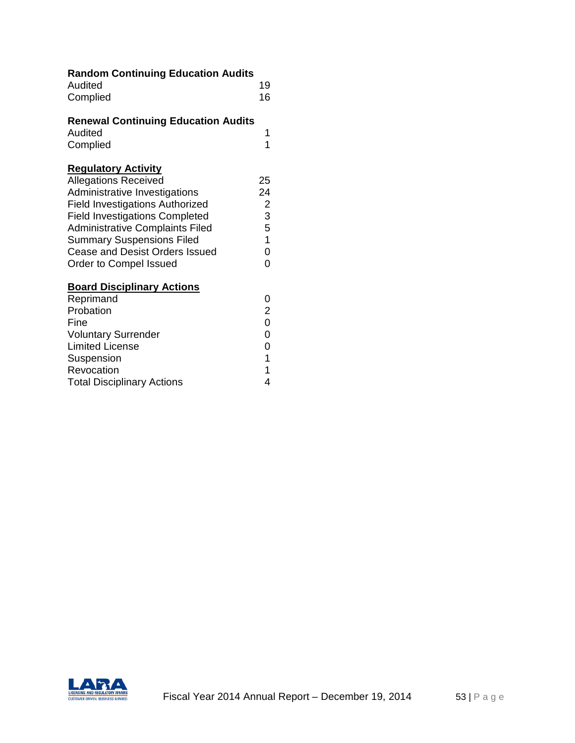**Random Continuing Education Audits**

| | |
|---|---|
| Audited | 19 |
| Complied | 16 |

**Renewal Continuing Education Audits**

| | |
|---|---|
| Audited | 1 |
| Complied | 1 |

**Regulatory Activity**

| | |
|---|---|
| Allegations Received | 25 |
| Administrative Investigations | 24 |
| Field Investigations Authorized | 2 |
| Field Investigations Completed | 3 |
| Administrative Complaints Filed | 5 |
| Summary Suspensions Filed | 1 |
| Cease and Desist Orders Issued | 0 |
| Order to Compel Issued | 0 |

**Board Disciplinary Actions**

| | |
|---|---|
| Reprimand | 0 |
| Probation | 2 |
| Fine | 0 |
| Voluntary Surrender | 0 |
| Limited License | 0 |
| Suspension | 1 |
| Revocation | 1 |
| Total Disciplinary Actions | 4 |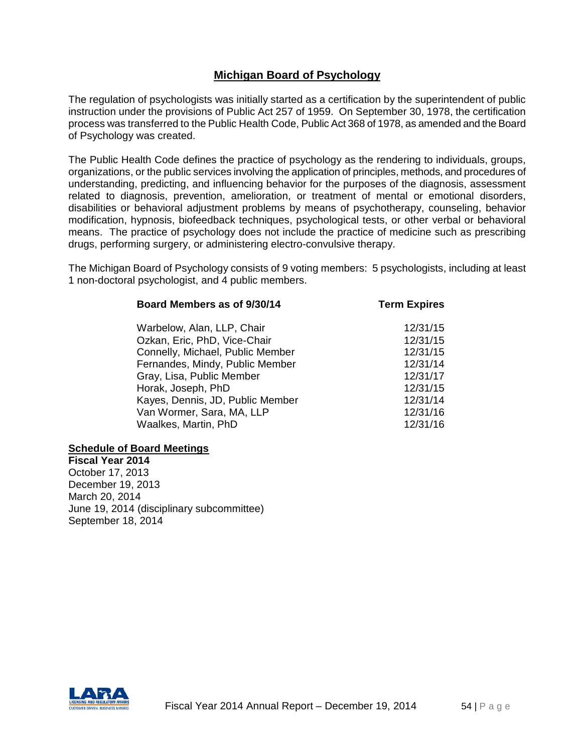## Michigan Board of Psychology

The regulation of psychologists was initially started as a certification by the superintendent of public instruction under the provisions of Public Act 257 of 1959. On September 30, 1978, the certification process was transferred to the Public Health Code, Public Act 368 of 1978, as amended and the Board of Psychology was created.

The Public Health Code defines the practice of psychology as the rendering to individuals, groups, organizations, or the public services involving the application of principles, methods, and procedures of understanding, predicting, and influencing behavior for the purposes of the diagnosis, assessment related to diagnosis, prevention, amelioration, or treatment of mental or emotional disorders, disabilities or behavioral adjustment problems by means of psychotherapy, counseling, behavior modification, hypnosis, biofeedback techniques, psychological tests, or other verbal or behavioral means. The practice of psychology does not include the practice of medicine such as prescribing drugs, performing surgery, or administering electro-convulsive therapy.

The Michigan Board of Psychology consists of 9 voting members: 5 psychologists, including at least 1 non-doctoral psychologist, and 4 public members.

| Board Members as of 9/30/14 | Term Expires |
|---|---|
| Warbelow, Alan, LLP, Chair | 12/31/15 |
| Ozkan, Eric, PhD, Vice-Chair | 12/31/15 |
| Connelly, Michael, Public Member | 12/31/15 |
| Fernandes, Mindy, Public Member | 12/31/14 |
| Gray, Lisa, Public Member | 12/31/17 |
| Horak, Joseph, PhD | 12/31/15 |
| Kayes, Dennis, JD, Public Member | 12/31/14 |
| Van Wormer, Sara, MA, LLP | 12/31/16 |
| Waalkes, Martin, PhD | 12/31/16 |

**Schedule of Board Meetings**

**Fiscal Year 2014**

October 17, 2013
December 19, 2013
March 20, 2014
June 19, 2014 (disciplinary subcommittee)
September 18, 2014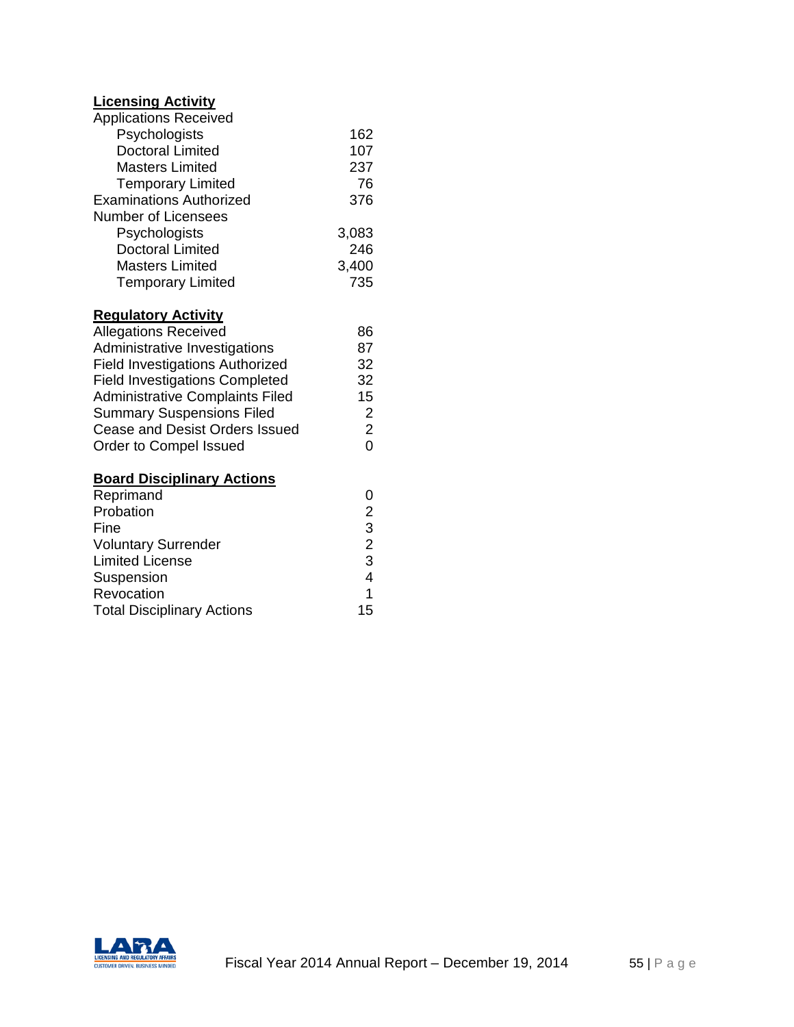**Licensing Activity**

| | |
|---|---|
| Applications Received | |
| Psychologists | 162 |
| Doctoral Limited | 107 |
| Masters Limited | 237 |
| Temporary Limited | 76 |
| Examinations Authorized | 376 |
| Number of Licensees | |
| Psychologists | 3,083 |
| Doctoral Limited | 246 |
| Masters Limited | 3,400 |
| Temporary Limited | 735 |

**Regulatory Activity**

| | |
|---|---|
| Allegations Received | 86 |
| Administrative Investigations | 87 |
| Field Investigations Authorized | 32 |
| Field Investigations Completed | 32 |
| Administrative Complaints Filed | 15 |
| Summary Suspensions Filed | 2 |
| Cease and Desist Orders Issued | 2 |
| Order to Compel Issued | 0 |

**Board Disciplinary Actions**

| | |
|---|---|
| Reprimand | 0 |
| Probation | 2 |
| Fine | 3 |
| Voluntary Surrender | 2 |
| Limited License | 3 |
| Suspension | 4 |
| Revocation | 1 |
| Total Disciplinary Actions | 15 |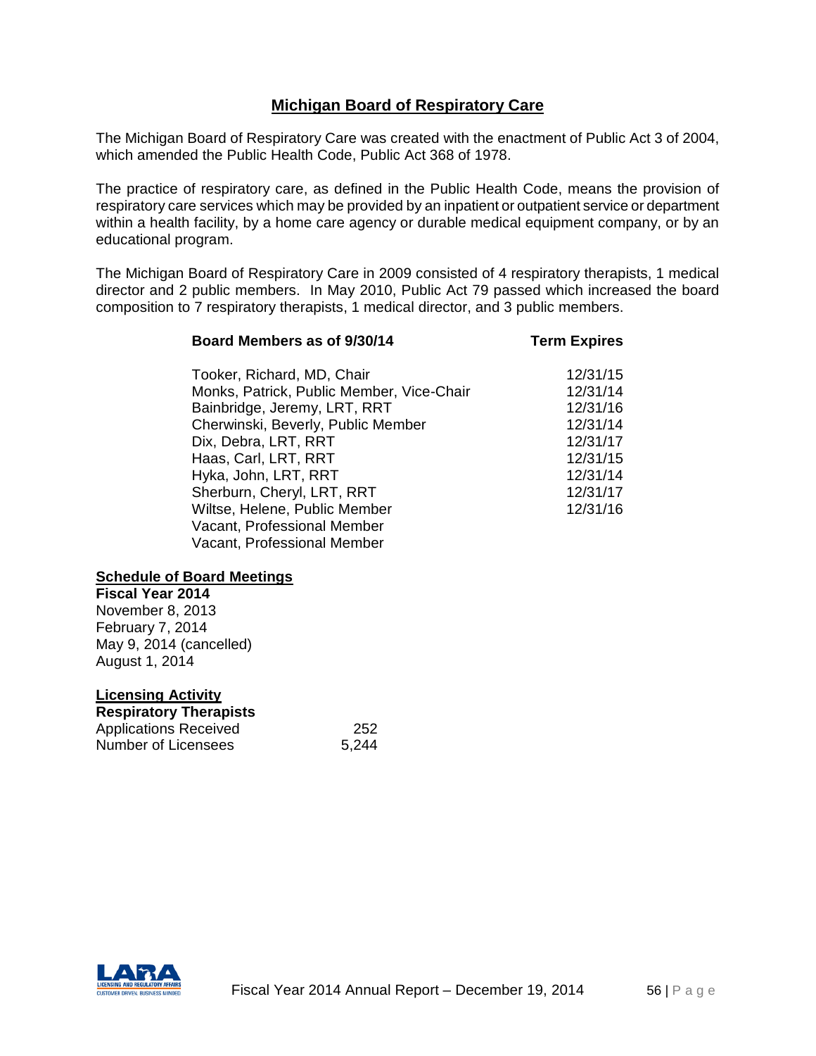# Michigan Board of Respiratory Care

The Michigan Board of Respiratory Care was created with the enactment of Public Act 3 of 2004, which amended the Public Health Code, Public Act 368 of 1978.

The practice of respiratory care, as defined in the Public Health Code, means the provision of respiratory care services which may be provided by an inpatient or outpatient service or department within a health facility, by a home care agency or durable medical equipment company, or by an educational program.

The Michigan Board of Respiratory Care in 2009 consisted of 4 respiratory therapists, 1 medical director and 2 public members. In May 2010, Public Act 79 passed which increased the board composition to 7 respiratory therapists, 1 medical director, and 3 public members.

| Board Members as of 9/30/14 | Term Expires |
|---|---|
| Tooker, Richard, MD, Chair | 12/31/15 |
| Monks, Patrick, Public Member, Vice-Chair | 12/31/14 |
| Bainbridge, Jeremy, LRT, RRT | 12/31/16 |
| Cherwinski, Beverly, Public Member | 12/31/14 |
| Dix, Debra, LRT, RRT | 12/31/17 |
| Haas, Carl, LRT, RRT | 12/31/15 |
| Hyka, John, LRT, RRT | 12/31/14 |
| Sherburn, Cheryl, LRT, RRT | 12/31/17 |
| Wiltse, Helene, Public Member | 12/31/16 |
| Vacant, Professional Member | |
| Vacant, Professional Member | |

## Schedule of Board Meetings

**Fiscal Year 2014**

November 8, 2013
February 7, 2014
May 9, 2014 (cancelled)
August 1, 2014

## Licensing Activity

**Respiratory Therapists**

| | |
|---|---|
| Applications Received | 252 |
| Number of Licensees | 5,244 |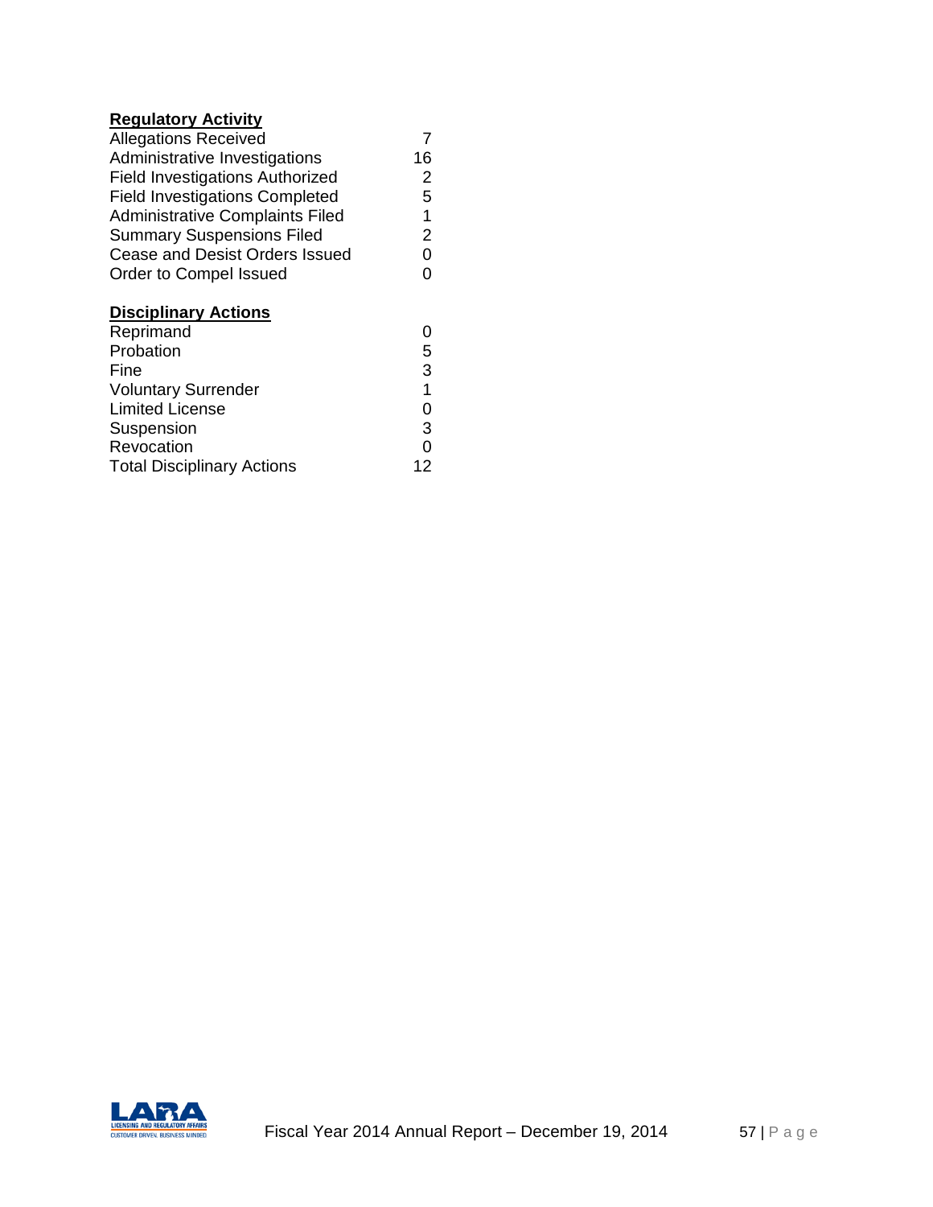**Regulatory Activity**

| | |
|---|---|
| Allegations Received | 7 |
| Administrative Investigations | 16 |
| Field Investigations Authorized | 2 |
| Field Investigations Completed | 5 |
| Administrative Complaints Filed | 1 |
| Summary Suspensions Filed | 2 |
| Cease and Desist Orders Issued | 0 |
| Order to Compel Issued | 0 |

**Disciplinary Actions**

| | |
|---|---|
| Reprimand | 0 |
| Probation | 5 |
| Fine | 3 |
| Voluntary Surrender | 1 |
| Limited License | 0 |
| Suspension | 3 |
| Revocation | 0 |
| Total Disciplinary Actions | 12 |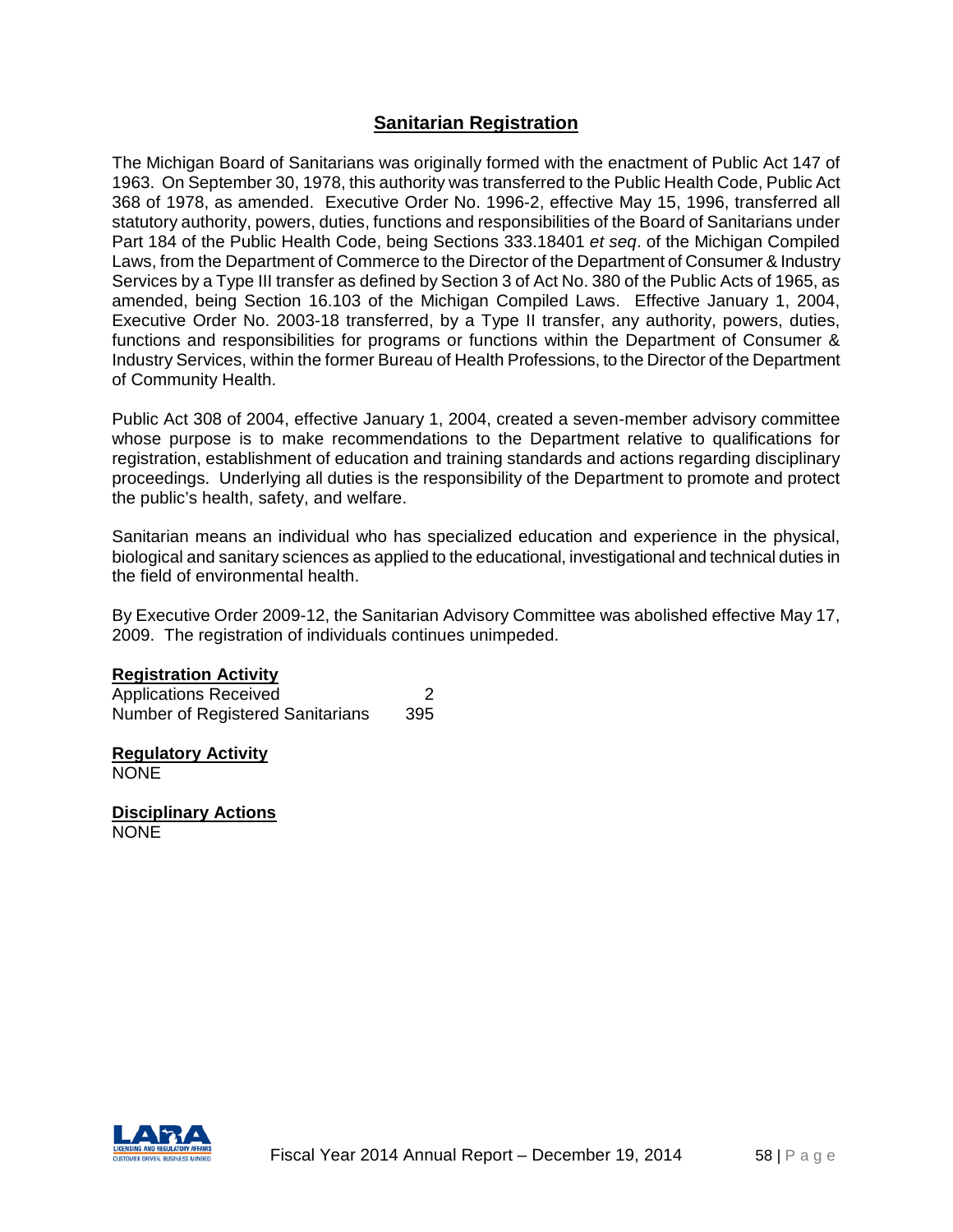## Sanitarian Registration

The Michigan Board of Sanitarians was originally formed with the enactment of Public Act 147 of 1963. On September 30, 1978, this authority was transferred to the Public Health Code, Public Act 368 of 1978, as amended. Executive Order No. 1996-2, effective May 15, 1996, transferred all statutory authority, powers, duties, functions and responsibilities of the Board of Sanitarians under Part 184 of the Public Health Code, being Sections 333.18401 *et seq*. of the Michigan Compiled Laws, from the Department of Commerce to the Director of the Department of Consumer & Industry Services by a Type III transfer as defined by Section 3 of Act No. 380 of the Public Acts of 1965, as amended, being Section 16.103 of the Michigan Compiled Laws. Effective January 1, 2004, Executive Order No. 2003-18 transferred, by a Type II transfer, any authority, powers, duties, functions and responsibilities for programs or functions within the Department of Consumer & Industry Services, within the former Bureau of Health Professions, to the Director of the Department of Community Health.

Public Act 308 of 2004, effective January 1, 2004, created a seven-member advisory committee whose purpose is to make recommendations to the Department relative to qualifications for registration, establishment of education and training standards and actions regarding disciplinary proceedings. Underlying all duties is the responsibility of the Department to promote and protect the public's health, safety, and welfare.

Sanitarian means an individual who has specialized education and experience in the physical, biological and sanitary sciences as applied to the educational, investigational and technical duties in the field of environmental health.

By Executive Order 2009-12, the Sanitarian Advisory Committee was abolished effective May 17, 2009. The registration of individuals continues unimpeded.

**Registration Activity**

| | |
|---|---|
| Applications Received | 2 |
| Number of Registered Sanitarians | 395 |

**Regulatory Activity**

NONE

**Disciplinary Actions**

NONE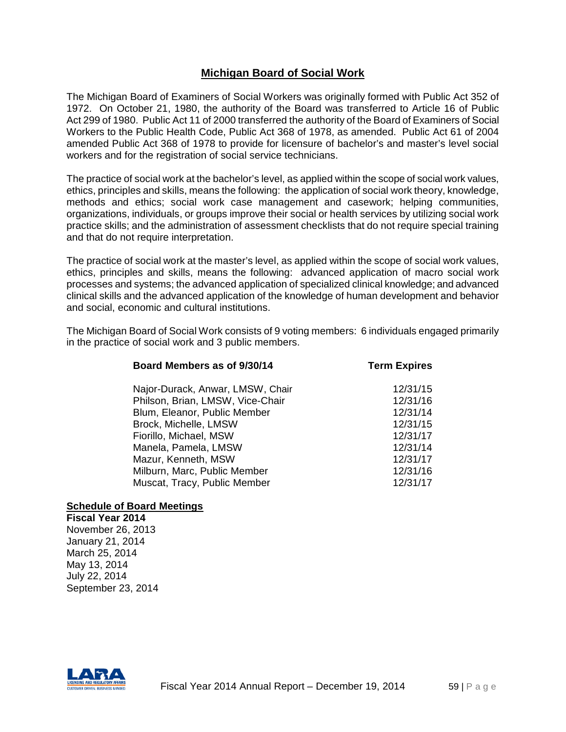## Michigan Board of Social Work

The Michigan Board of Examiners of Social Workers was originally formed with Public Act 352 of 1972. On October 21, 1980, the authority of the Board was transferred to Article 16 of Public Act 299 of 1980. Public Act 11 of 2000 transferred the authority of the Board of Examiners of Social Workers to the Public Health Code, Public Act 368 of 1978, as amended. Public Act 61 of 2004 amended Public Act 368 of 1978 to provide for licensure of bachelor's and master's level social workers and for the registration of social service technicians.

The practice of social work at the bachelor's level, as applied within the scope of social work values, ethics, principles and skills, means the following: the application of social work theory, knowledge, methods and ethics; social work case management and casework; helping communities, organizations, individuals, or groups improve their social or health services by utilizing social work practice skills; and the administration of assessment checklists that do not require special training and that do not require interpretation.

The practice of social work at the master's level, as applied within the scope of social work values, ethics, principles and skills, means the following: advanced application of macro social work processes and systems; the advanced application of specialized clinical knowledge; and advanced clinical skills and the advanced application of the knowledge of human development and behavior and social, economic and cultural institutions.

The Michigan Board of Social Work consists of 9 voting members: 6 individuals engaged primarily in the practice of social work and 3 public members.

| Board Members as of 9/30/14 | Term Expires |
|---|---|
| Najor-Durack, Anwar, LMSW, Chair | 12/31/15 |
| Philson, Brian, LMSW, Vice-Chair | 12/31/16 |
| Blum, Eleanor, Public Member | 12/31/14 |
| Brock, Michelle, LMSW | 12/31/15 |
| Fiorillo, Michael, MSW | 12/31/17 |
| Manela, Pamela, LMSW | 12/31/14 |
| Mazur, Kenneth, MSW | 12/31/17 |
| Milburn, Marc, Public Member | 12/31/16 |
| Muscat, Tracy, Public Member | 12/31/17 |

**Schedule of Board Meetings**
**Fiscal Year 2014**
November 26, 2013
January 21, 2014
March 25, 2014
May 13, 2014
July 22, 2014
September 23, 2014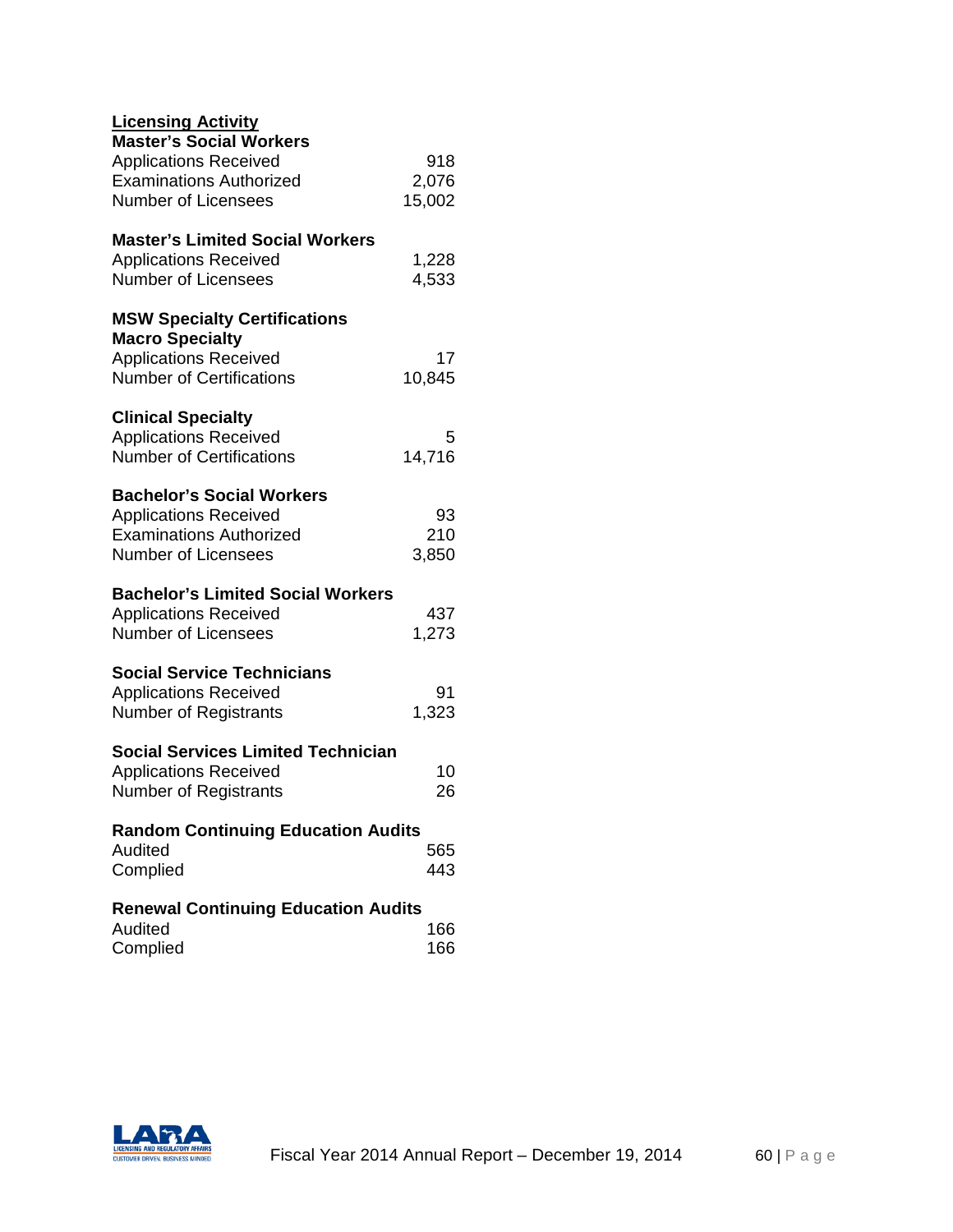**Licensing Activity**

**Master's Social Workers**

| | |
|---|---|
| Applications Received | 918 |
| Examinations Authorized | 2,076 |
| Number of Licensees | 15,002 |

**Master's Limited Social Workers**

| | |
|---|---|
| Applications Received | 1,228 |
| Number of Licensees | 4,533 |

**MSW Specialty Certifications**

**Macro Specialty**

| | |
|---|---|
| Applications Received | 17 |
| Number of Certifications | 10,845 |

**Clinical Specialty**

| | |
|---|---|
| Applications Received | 5 |
| Number of Certifications | 14,716 |

**Bachelor's Social Workers**

| | |
|---|---|
| Applications Received | 93 |
| Examinations Authorized | 210 |
| Number of Licensees | 3,850 |

**Bachelor's Limited Social Workers**

| | |
|---|---|
| Applications Received | 437 |
| Number of Licensees | 1,273 |

**Social Service Technicians**

| | |
|---|---|
| Applications Received | 91 |
| Number of Registrants | 1,323 |

**Social Services Limited Technician**

| | |
|---|---|
| Applications Received | 10 |
| Number of Registrants | 26 |

**Random Continuing Education Audits**

| | |
|---|---|
| Audited | 565 |
| Complied | 443 |

**Renewal Continuing Education Audits**

| | |
|---|---|
| Audited | 166 |
| Complied | 166 |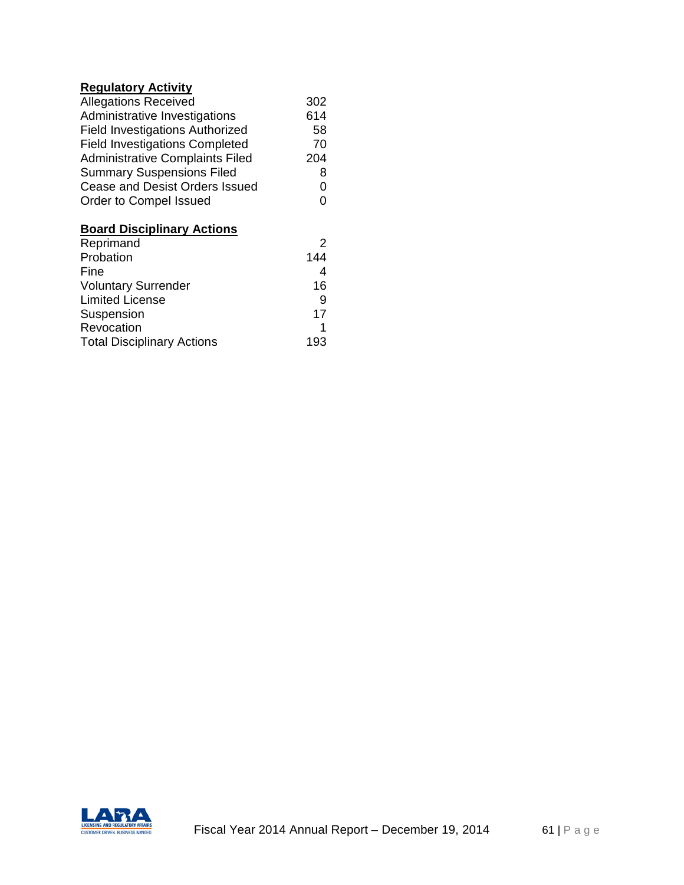**Regulatory Activity**

| | |
|---|---|
| Allegations Received | 302 |
| Administrative Investigations | 614 |
| Field Investigations Authorized | 58 |
| Field Investigations Completed | 70 |
| Administrative Complaints Filed | 204 |
| Summary Suspensions Filed | 8 |
| Cease and Desist Orders Issued | 0 |
| Order to Compel Issued | 0 |

**Board Disciplinary Actions**

| | |
|---|---|
| Reprimand | 2 |
| Probation | 144 |
| Fine | 4 |
| Voluntary Surrender | 16 |
| Limited License | 9 |
| Suspension | 17 |
| Revocation | 1 |
| Total Disciplinary Actions | 193 |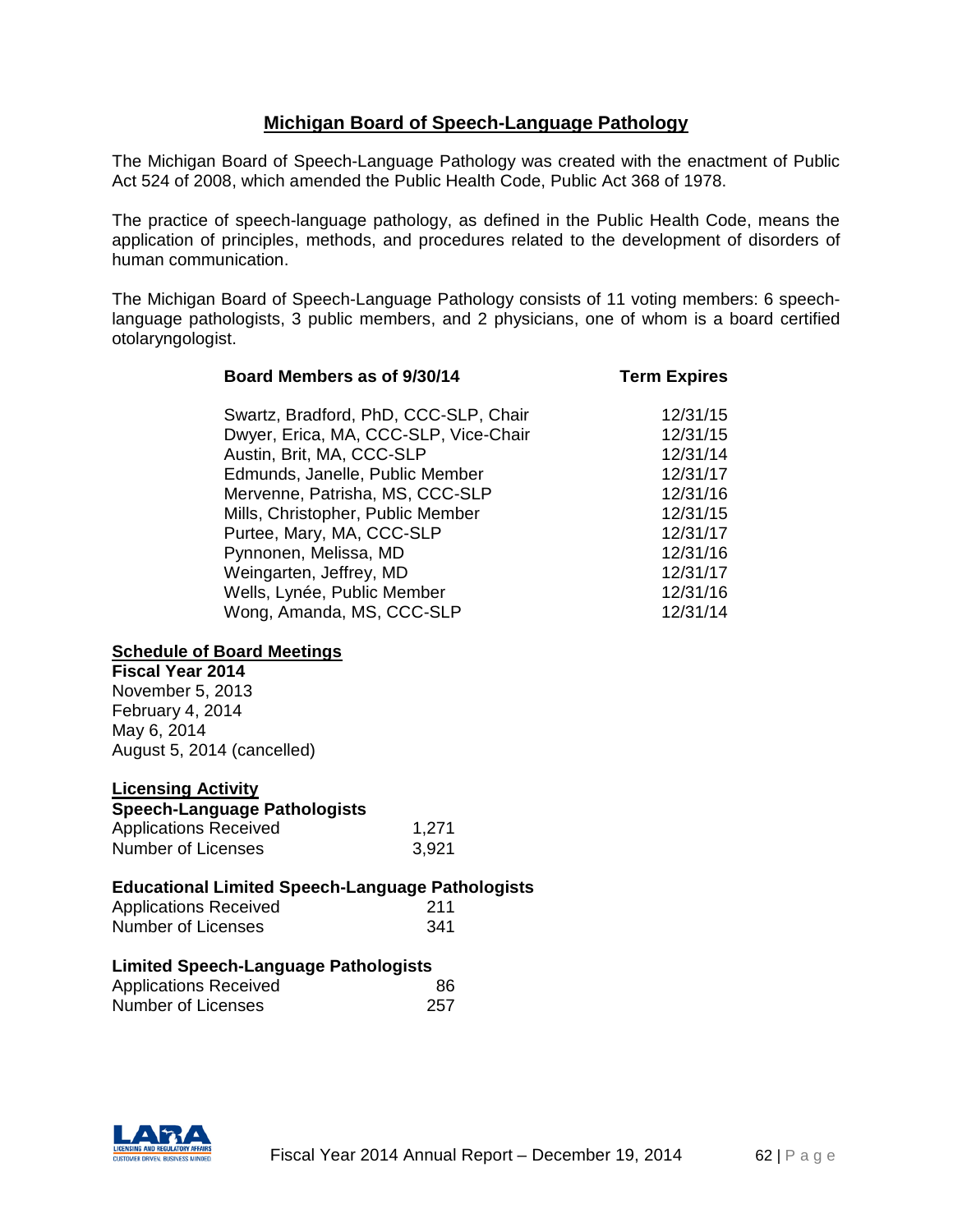## Michigan Board of Speech-Language Pathology

The Michigan Board of Speech-Language Pathology was created with the enactment of Public Act 524 of 2008, which amended the Public Health Code, Public Act 368 of 1978.

The practice of speech-language pathology, as defined in the Public Health Code, means the application of principles, methods, and procedures related to the development of disorders of human communication.

The Michigan Board of Speech-Language Pathology consists of 11 voting members: 6 speech-language pathologists, 3 public members, and 2 physicians, one of whom is a board certified otolaryngologist.

| Board Members as of 9/30/14 | Term Expires |
|---|---|
| Swartz, Bradford, PhD, CCC-SLP, Chair | 12/31/15 |
| Dwyer, Erica, MA, CCC-SLP, Vice-Chair | 12/31/15 |
| Austin, Brit, MA, CCC-SLP | 12/31/14 |
| Edmunds, Janelle, Public Member | 12/31/17 |
| Mervenne, Patrisha, MS, CCC-SLP | 12/31/16 |
| Mills, Christopher, Public Member | 12/31/15 |
| Purtee, Mary, MA, CCC-SLP | 12/31/17 |
| Pynnonen, Melissa, MD | 12/31/16 |
| Weingarten, Jeffrey, MD | 12/31/17 |
| Wells, Lynée, Public Member | 12/31/16 |
| Wong, Amanda, MS, CCC-SLP | 12/31/14 |

### Schedule of Board Meetings

**Fiscal Year 2014**

November 5, 2013
February 4, 2014
May 6, 2014
August 5, 2014 (cancelled)

### Licensing Activity

**Speech-Language Pathologists**

| | |
|---|---|
| Applications Received | 1,271 |
| Number of Licenses | 3,921 |

**Educational Limited Speech-Language Pathologists**

| | |
|---|---|
| Applications Received | 211 |
| Number of Licenses | 341 |

**Limited Speech-Language Pathologists**

| | |
|---|---|
| Applications Received | 86 |
| Number of Licenses | 257 |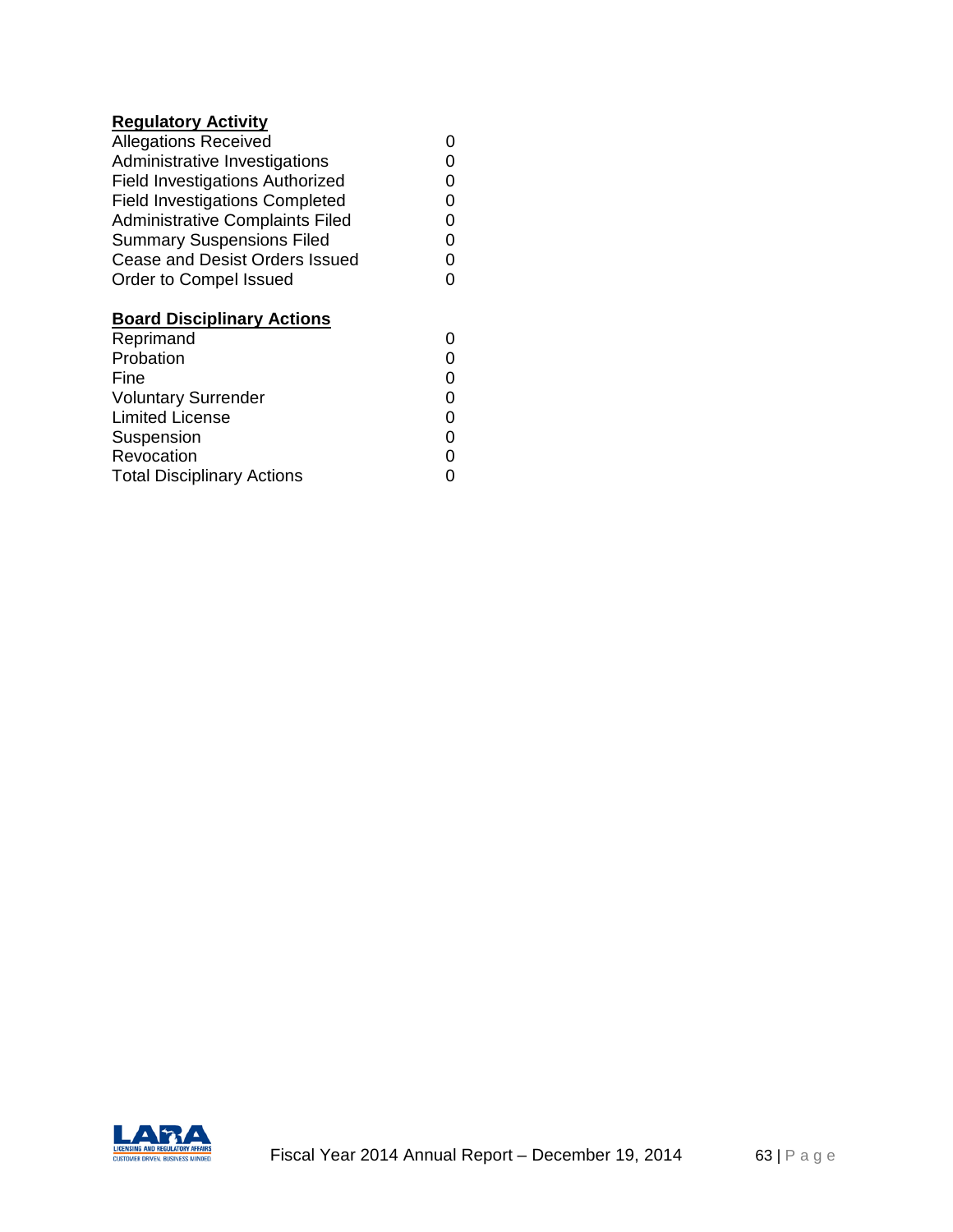**Regulatory Activity**

| | |
|---|---|
| Allegations Received | 0 |
| Administrative Investigations | 0 |
| Field Investigations Authorized | 0 |
| Field Investigations Completed | 0 |
| Administrative Complaints Filed | 0 |
| Summary Suspensions Filed | 0 |
| Cease and Desist Orders Issued | 0 |
| Order to Compel Issued | 0 |

**Board Disciplinary Actions**

| | |
|---|---|
| Reprimand | 0 |
| Probation | 0 |
| Fine | 0 |
| Voluntary Surrender | 0 |
| Limited License | 0 |
| Suspension | 0 |
| Revocation | 0 |
| Total Disciplinary Actions | 0 |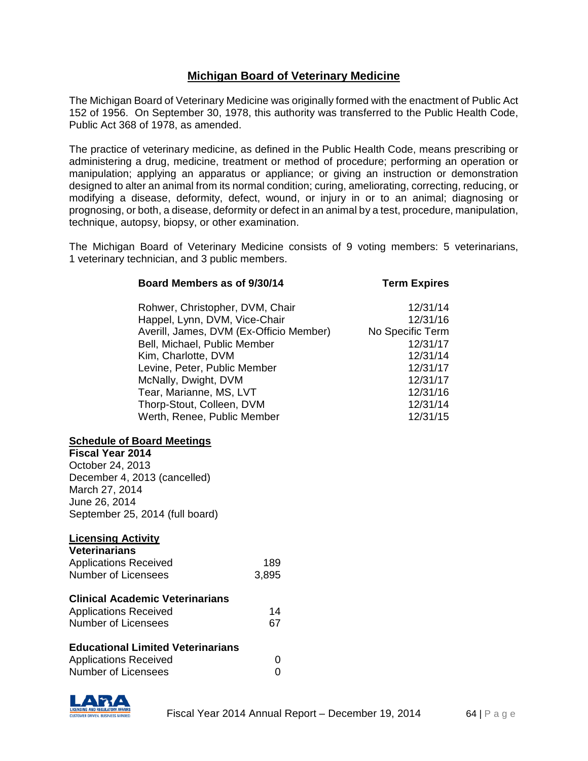## Michigan Board of Veterinary Medicine

The Michigan Board of Veterinary Medicine was originally formed with the enactment of Public Act 152 of 1956. On September 30, 1978, this authority was transferred to the Public Health Code, Public Act 368 of 1978, as amended.

The practice of veterinary medicine, as defined in the Public Health Code, means prescribing or administering a drug, medicine, treatment or method of procedure; performing an operation or manipulation; applying an apparatus or appliance; or giving an instruction or demonstration designed to alter an animal from its normal condition; curing, ameliorating, correcting, reducing, or modifying a disease, deformity, defect, wound, or injury in or to an animal; diagnosing or prognosing, or both, a disease, deformity or defect in an animal by a test, procedure, manipulation, technique, autopsy, biopsy, or other examination.

The Michigan Board of Veterinary Medicine consists of 9 voting members: 5 veterinarians, 1 veterinary technician, and 3 public members.

| Board Members as of 9/30/14 | Term Expires |
|---|---|
| Rohwer, Christopher, DVM, Chair | 12/31/14 |
| Happel, Lynn, DVM, Vice-Chair | 12/31/16 |
| Averill, James, DVM (Ex-Officio Member) | No Specific Term |
| Bell, Michael, Public Member | 12/31/17 |
| Kim, Charlotte, DVM | 12/31/14 |
| Levine, Peter, Public Member | 12/31/17 |
| McNally, Dwight, DVM | 12/31/17 |
| Tear, Marianne, MS, LVT | 12/31/16 |
| Thorp-Stout, Colleen, DVM | 12/31/14 |
| Werth, Renee, Public Member | 12/31/15 |

### Schedule of Board Meetings

**Fiscal Year 2014**

October 24, 2013
December 4, 2013 (cancelled)
March 27, 2014
June 26, 2014
September 25, 2014 (full board)

### Licensing Activity

**Veterinarians**

| | |
|---|---|
| Applications Received | 189 |
| Number of Licensees | 3,895 |

**Clinical Academic Veterinarians**

| | |
|---|---|
| Applications Received | 14 |
| Number of Licensees | 67 |

**Educational Limited Veterinarians**

| | |
|---|---|
| Applications Received | 0 |
| Number of Licensees | 0 |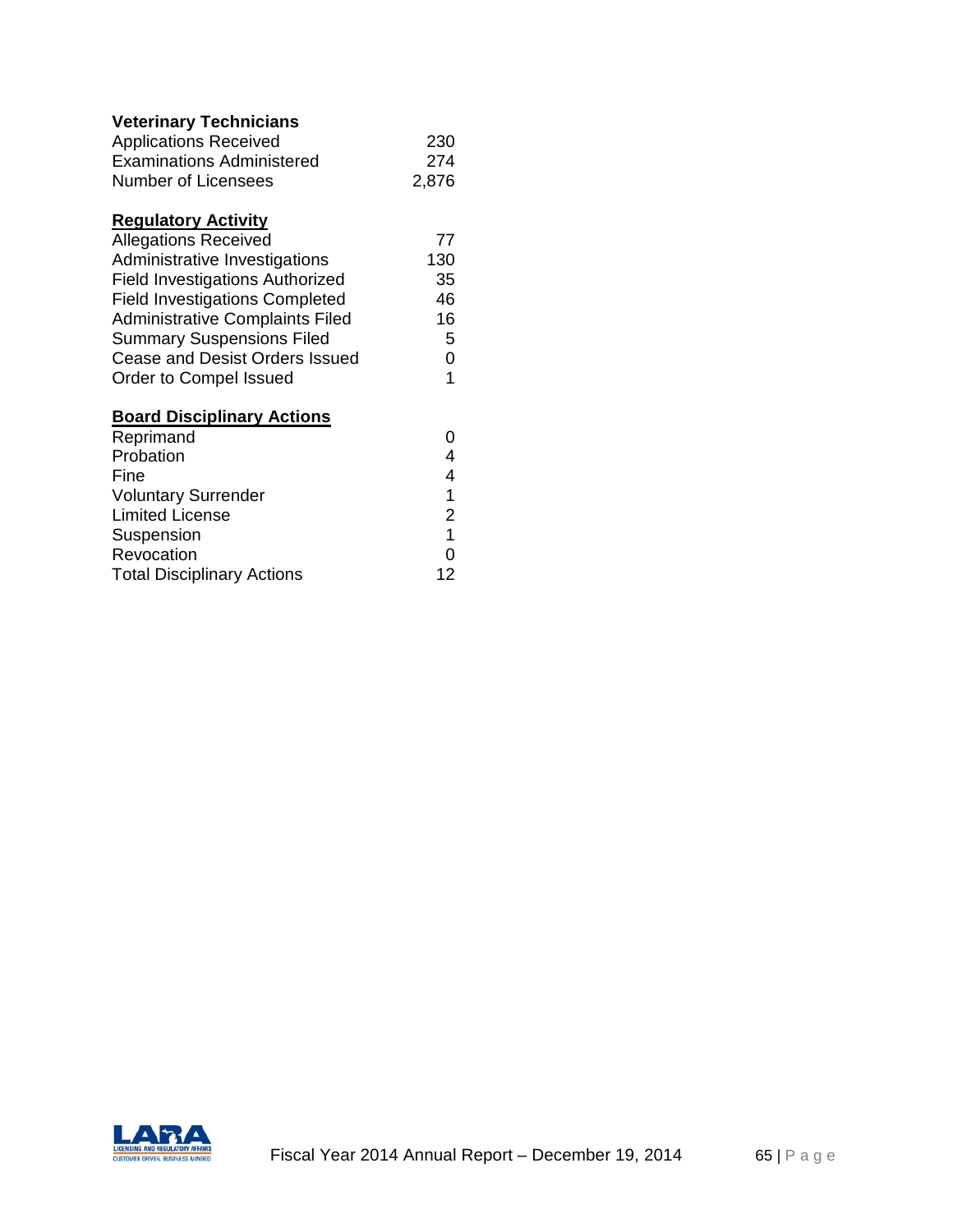**Veterinary Technicians**

| | |
|---|---|
| Applications Received | 230 |
| Examinations Administered | 274 |
| Number of Licensees | 2,876 |

**Regulatory Activity**

| | |
|---|---|
| Allegations Received | 77 |
| Administrative Investigations | 130 |
| Field Investigations Authorized | 35 |
| Field Investigations Completed | 46 |
| Administrative Complaints Filed | 16 |
| Summary Suspensions Filed | 5 |
| Cease and Desist Orders Issued | 0 |
| Order to Compel Issued | 1 |

**Board Disciplinary Actions**

| | |
|---|---|
| Reprimand | 0 |
| Probation | 4 |
| Fine | 4 |
| Voluntary Surrender | 1 |
| Limited License | 2 |
| Suspension | 1 |
| Revocation | 0 |
| Total Disciplinary Actions | 12 |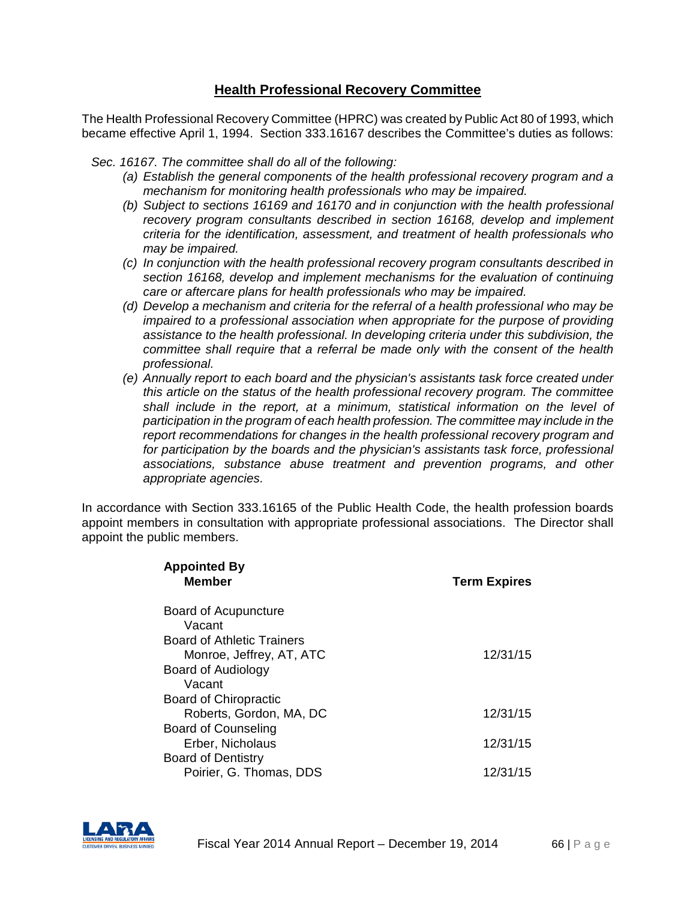## Health Professional Recovery Committee

The Health Professional Recovery Committee (HPRC) was created by Public Act 80 of 1993, which became effective April 1, 1994. Section 333.16167 describes the Committee's duties as follows:

*Sec. 16167. The committee shall do all of the following:*

- *(a) Establish the general components of the health professional recovery program and a mechanism for monitoring health professionals who may be impaired.*
- *(b) Subject to sections 16169 and 16170 and in conjunction with the health professional recovery program consultants described in section 16168, develop and implement criteria for the identification, assessment, and treatment of health professionals who may be impaired.*
- *(c) In conjunction with the health professional recovery program consultants described in section 16168, develop and implement mechanisms for the evaluation of continuing care or aftercare plans for health professionals who may be impaired.*
- *(d) Develop a mechanism and criteria for the referral of a health professional who may be impaired to a professional association when appropriate for the purpose of providing assistance to the health professional. In developing criteria under this subdivision, the committee shall require that a referral be made only with the consent of the health professional.*
- *(e) Annually report to each board and the physician's assistants task force created under this article on the status of the health professional recovery program. The committee shall include in the report, at a minimum, statistical information on the level of participation in the program of each health profession. The committee may include in the report recommendations for changes in the health professional recovery program and for participation by the boards and the physician's assistants task force, professional associations, substance abuse treatment and prevention programs, and other appropriate agencies.*

In accordance with Section 333.16165 of the Public Health Code, the health profession boards appoint members in consultation with appropriate professional associations. The Director shall appoint the public members.

| Appointed By<br>Member | Term Expires |
|---|---|
| Board of Acupuncture | |
| Vacant | |
| Board of Athletic Trainers | |
| Monroe, Jeffrey, AT, ATC | 12/31/15 |
| Board of Audiology | |
| Vacant | |
| Board of Chiropractic | |
| Roberts, Gordon, MA, DC | 12/31/15 |
| Board of Counseling | |
| Erber, Nicholaus | 12/31/15 |
| Board of Dentistry | |
| Poirier, G. Thomas, DDS | 12/31/15 |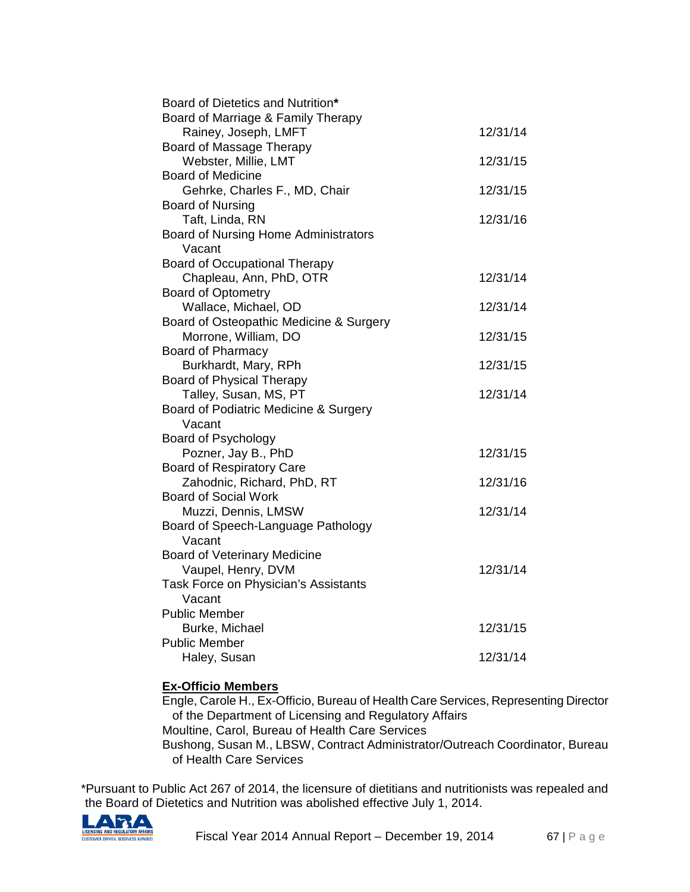| | |
|---|---|
| Board of Dietetics and Nutrition* | |
| Board of Marriage & Family Therapy | |
| Rainey, Joseph, LMFT | 12/31/14 |
| Board of Massage Therapy | |
| Webster, Millie, LMT | 12/31/15 |
| Board of Medicine | |
| Gehrke, Charles F., MD, Chair | 12/31/15 |
| Board of Nursing | |
| Taft, Linda, RN | 12/31/16 |
| Board of Nursing Home Administrators | |
| Vacant | |
| Board of Occupational Therapy | |
| Chapleau, Ann, PhD, OTR | 12/31/14 |
| Board of Optometry | |
| Wallace, Michael, OD | 12/31/14 |
| Board of Osteopathic Medicine & Surgery | |
| Morrone, William, DO | 12/31/15 |
| Board of Pharmacy | |
| Burkhardt, Mary, RPh | 12/31/15 |
| Board of Physical Therapy | |
| Talley, Susan, MS, PT | 12/31/14 |
| Board of Podiatric Medicine & Surgery | |
| Vacant | |
| Board of Psychology | |
| Pozner, Jay B., PhD | 12/31/15 |
| Board of Respiratory Care | |
| Zahodnic, Richard, PhD, RT | 12/31/16 |
| Board of Social Work | |
| Muzzi, Dennis, LMSW | 12/31/14 |
| Board of Speech-Language Pathology | |
| Vacant | |
| Board of Veterinary Medicine | |
| Vaupel, Henry, DVM | 12/31/14 |
| Task Force on Physician's Assistants | |
| Vacant | |
| Public Member | |
| Burke, Michael | 12/31/15 |
| Public Member | |
| Haley, Susan | 12/31/14 |

**Ex-Officio Members**

Engle, Carole H., Ex-Officio, Bureau of Health Care Services, Representing Director of the Department of Licensing and Regulatory Affairs

Moultine, Carol, Bureau of Health Care Services

Bushong, Susan M., LBSW, Contract Administrator/Outreach Coordinator, Bureau of Health Care Services

*Pursuant to Public Act 267 of 2014, the licensure of dietitians and nutritionists was repealed and the Board of Dietetics and Nutrition was abolished effective July 1, 2014.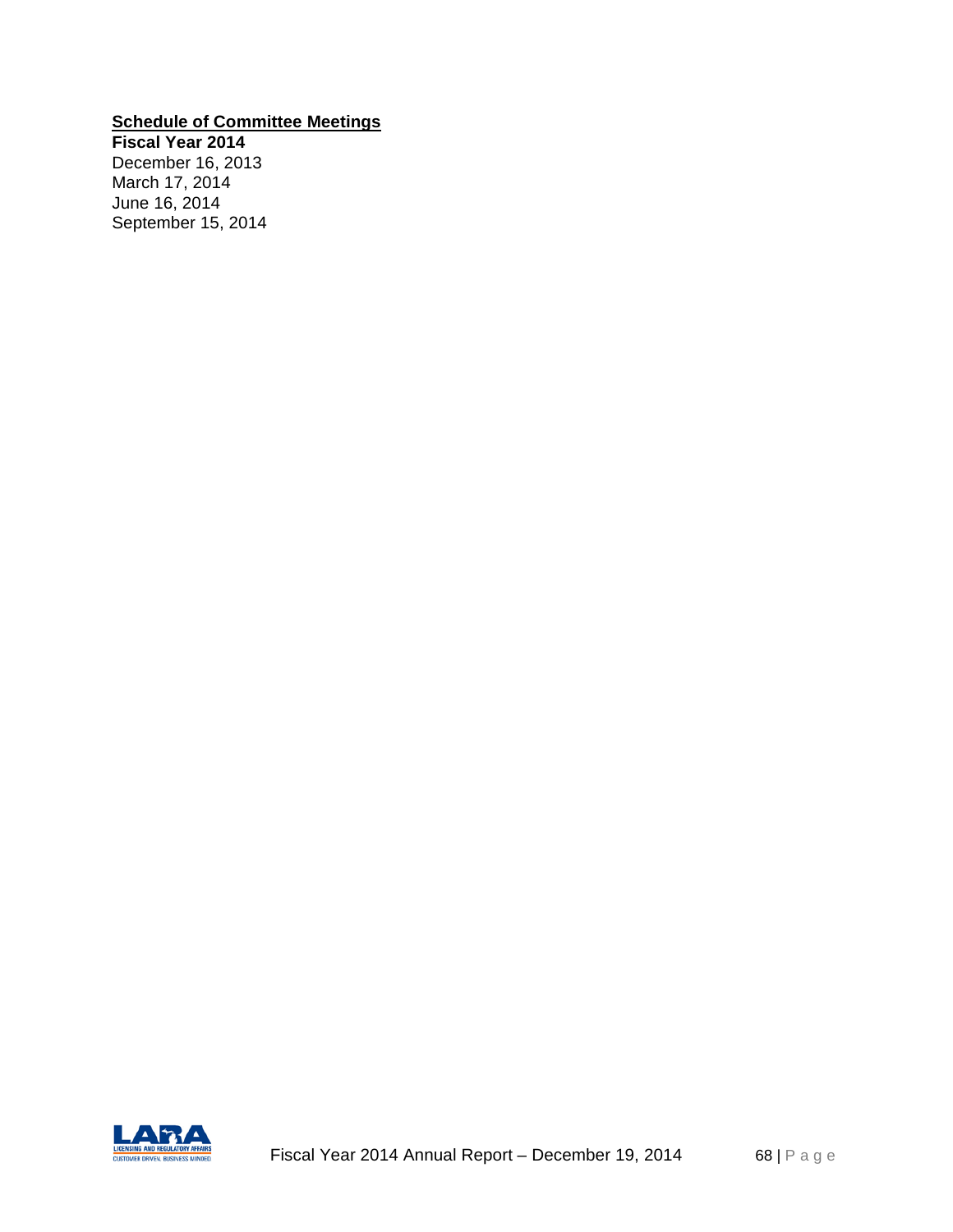**Schedule of Committee Meetings**

**Fiscal Year 2014**

December 16, 2013
March 17, 2014
June 16, 2014
September 15, 2014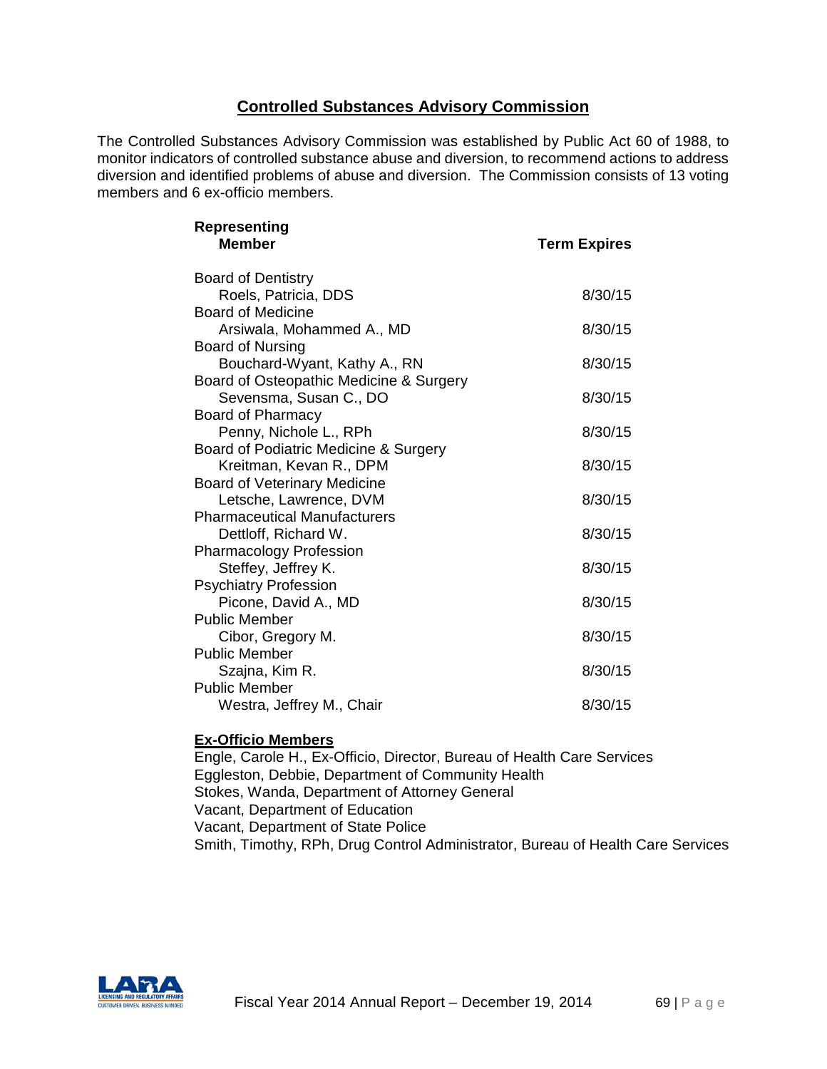## Controlled Substances Advisory Commission

The Controlled Substances Advisory Commission was established by Public Act 60 of 1988, to monitor indicators of controlled substance abuse and diversion, to recommend actions to address diversion and identified problems of abuse and diversion. The Commission consists of 13 voting members and 6 ex-officio members.

| Representing<br>Member | Term Expires |
|---|---|
| Board of Dentistry | |
| Roels, Patricia, DDS | 8/30/15 |
| Board of Medicine | |
| Arsiwala, Mohammed A., MD | 8/30/15 |
| Board of Nursing | |
| Bouchard-Wyant, Kathy A., RN | 8/30/15 |
| Board of Osteopathic Medicine & Surgery | |
| Sevensma, Susan C., DO | 8/30/15 |
| Board of Pharmacy | |
| Penny, Nichole L., RPh | 8/30/15 |
| Board of Podiatric Medicine & Surgery | |
| Kreitman, Kevan R., DPM | 8/30/15 |
| Board of Veterinary Medicine | |
| Letsche, Lawrence, DVM | 8/30/15 |
| Pharmaceutical Manufacturers | |
| Dettloff, Richard W. | 8/30/15 |
| Pharmacology Profession | |
| Steffey, Jeffrey K. | 8/30/15 |
| Psychiatry Profession | |
| Picone, David A., MD | 8/30/15 |
| Public Member | |
| Cibor, Gregory M. | 8/30/15 |
| Public Member | |
| Szajna, Kim R. | 8/30/15 |
| Public Member | |
| Westra, Jeffrey M., Chair | 8/30/15 |

**Ex-Officio Members**

Engle, Carole H., Ex-Officio, Director, Bureau of Health Care Services
Eggleston, Debbie, Department of Community Health
Stokes, Wanda, Department of Attorney General
Vacant, Department of Education
Vacant, Department of State Police
Smith, Timothy, RPh, Drug Control Administrator, Bureau of Health Care Services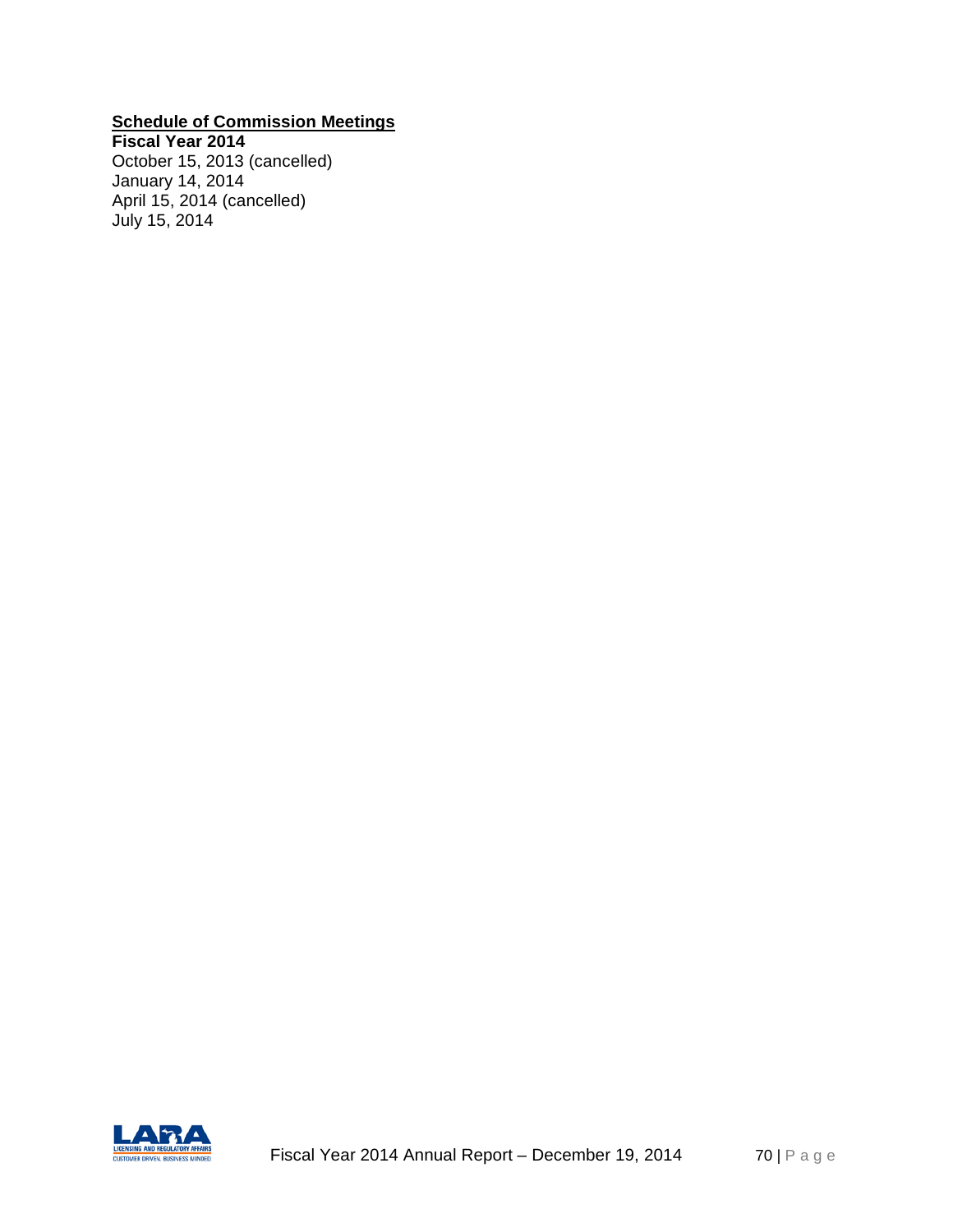**<u>Schedule of Commission Meetings</u>**

**Fiscal Year 2014**

October 15, 2013 (cancelled)
January 14, 2014
April 15, 2014 (cancelled)
July 15, 2014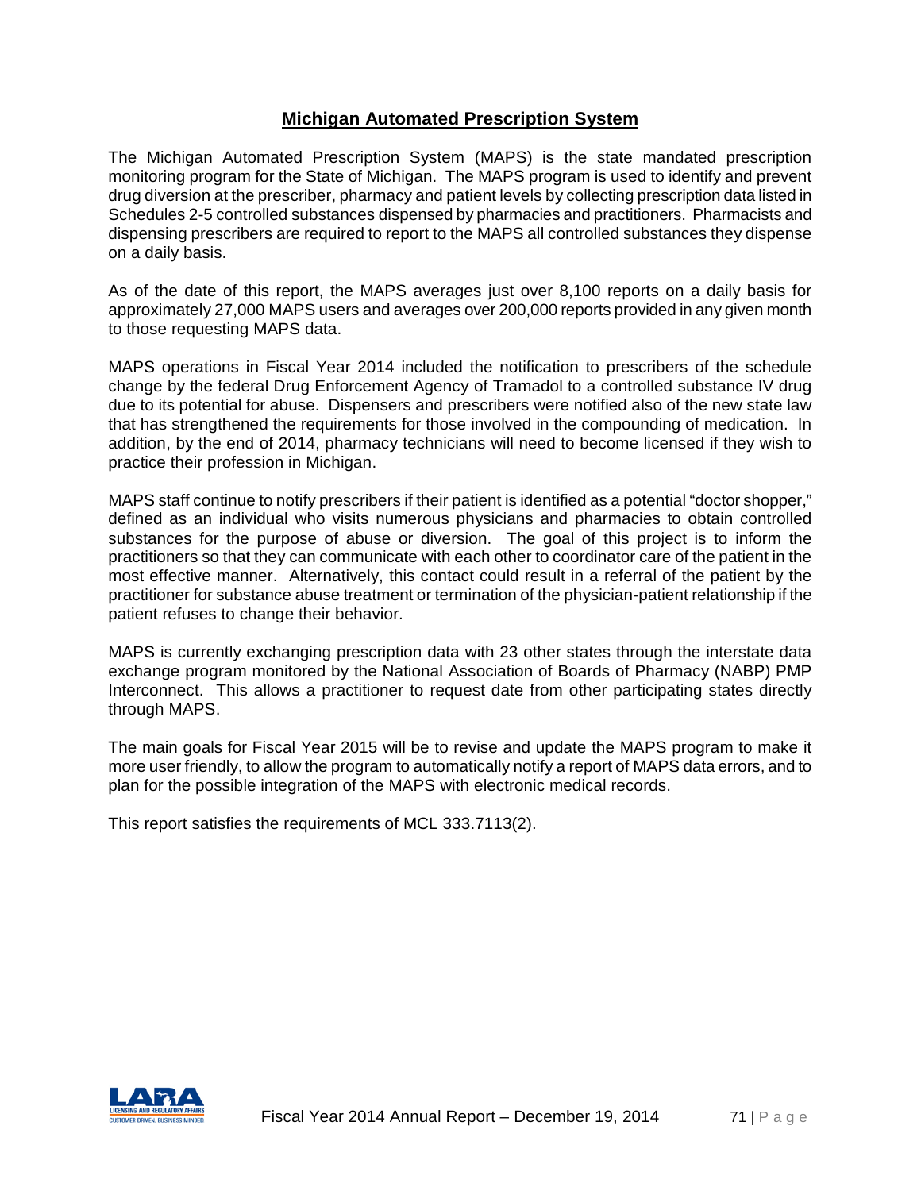## Michigan Automated Prescription System

The Michigan Automated Prescription System (MAPS) is the state mandated prescription monitoring program for the State of Michigan. The MAPS program is used to identify and prevent drug diversion at the prescriber, pharmacy and patient levels by collecting prescription data listed in Schedules 2-5 controlled substances dispensed by pharmacies and practitioners. Pharmacists and dispensing prescribers are required to report to the MAPS all controlled substances they dispense on a daily basis.

As of the date of this report, the MAPS averages just over 8,100 reports on a daily basis for approximately 27,000 MAPS users and averages over 200,000 reports provided in any given month to those requesting MAPS data.

MAPS operations in Fiscal Year 2014 included the notification to prescribers of the schedule change by the federal Drug Enforcement Agency of Tramadol to a controlled substance IV drug due to its potential for abuse. Dispensers and prescribers were notified also of the new state law that has strengthened the requirements for those involved in the compounding of medication. In addition, by the end of 2014, pharmacy technicians will need to become licensed if they wish to practice their profession in Michigan.

MAPS staff continue to notify prescribers if their patient is identified as a potential "doctor shopper," defined as an individual who visits numerous physicians and pharmacies to obtain controlled substances for the purpose of abuse or diversion. The goal of this project is to inform the practitioners so that they can communicate with each other to coordinator care of the patient in the most effective manner. Alternatively, this contact could result in a referral of the patient by the practitioner for substance abuse treatment or termination of the physician-patient relationship if the patient refuses to change their behavior.

MAPS is currently exchanging prescription data with 23 other states through the interstate data exchange program monitored by the National Association of Boards of Pharmacy (NABP) PMP Interconnect. This allows a practitioner to request date from other participating states directly through MAPS.

The main goals for Fiscal Year 2015 will be to revise and update the MAPS program to make it more user friendly, to allow the program to automatically notify a report of MAPS data errors, and to plan for the possible integration of the MAPS with electronic medical records.

This report satisfies the requirements of MCL 333.7113(2).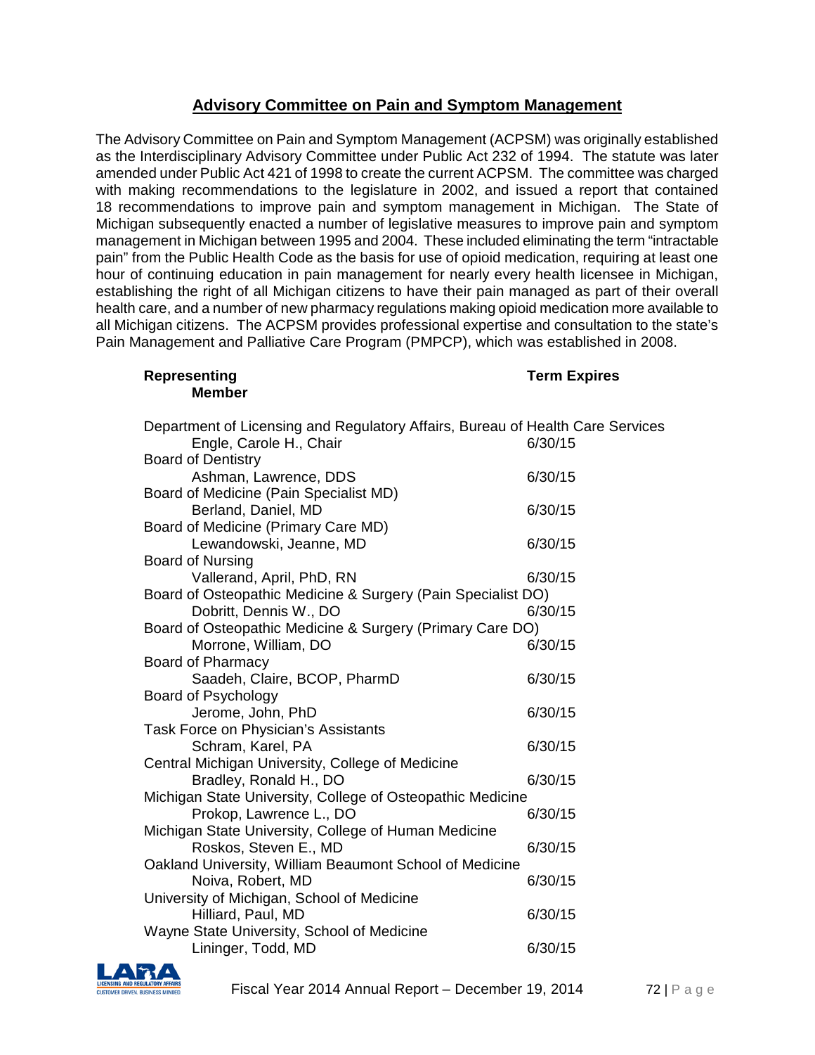## Advisory Committee on Pain and Symptom Management

The Advisory Committee on Pain and Symptom Management (ACPSM) was originally established as the Interdisciplinary Advisory Committee under Public Act 232 of 1994. The statute was later amended under Public Act 421 of 1998 to create the current ACPSM. The committee was charged with making recommendations to the legislature in 2002, and issued a report that contained 18 recommendations to improve pain and symptom management in Michigan. The State of Michigan subsequently enacted a number of legislative measures to improve pain and symptom management in Michigan between 1995 and 2004. These included eliminating the term "intractable pain" from the Public Health Code as the basis for use of opioid medication, requiring at least one hour of continuing education in pain management for nearly every health licensee in Michigan, establishing the right of all Michigan citizens to have their pain managed as part of their overall health care, and a number of new pharmacy regulations making opioid medication more available to all Michigan citizens. The ACPSM provides professional expertise and consultation to the state's Pain Management and Palliative Care Program (PMPCP), which was established in 2008.

| Representing / Member | Term Expires |
|---|---|
| **Department of Licensing and Regulatory Affairs, Bureau of Health Care Services** | |
| Engle, Carole H., Chair | 6/30/15 |
| **Board of Dentistry** | |
| Ashman, Lawrence, DDS | 6/30/15 |
| **Board of Medicine (Pain Specialist MD)** | |
| Berland, Daniel, MD | 6/30/15 |
| **Board of Medicine (Primary Care MD)** | |
| Lewandowski, Jeanne, MD | 6/30/15 |
| **Board of Nursing** | |
| Vallerand, April, PhD, RN | 6/30/15 |
| **Board of Osteopathic Medicine & Surgery (Pain Specialist DO)** | |
| Dobritt, Dennis W., DO | 6/30/15 |
| **Board of Osteopathic Medicine & Surgery (Primary Care DO)** | |
| Morrone, William, DO | 6/30/15 |
| **Board of Pharmacy** | |
| Saadeh, Claire, BCOP, PharmD | 6/30/15 |
| **Board of Psychology** | |
| Jerome, John, PhD | 6/30/15 |
| **Task Force on Physician's Assistants** | |
| Schram, Karel, PA | 6/30/15 |
| **Central Michigan University, College of Medicine** | |
| Bradley, Ronald H., DO | 6/30/15 |
| **Michigan State University, College of Osteopathic Medicine** | |
| Prokop, Lawrence L., DO | 6/30/15 |
| **Michigan State University, College of Human Medicine** | |
| Roskos, Steven E., MD | 6/30/15 |
| **Oakland University, William Beaumont School of Medicine** | |
| Noiva, Robert, MD | 6/30/15 |
| **University of Michigan, School of Medicine** | |
| Hilliard, Paul, MD | 6/30/15 |
| **Wayne State University, School of Medicine** | |
| Lininger, Todd, MD | 6/30/15 |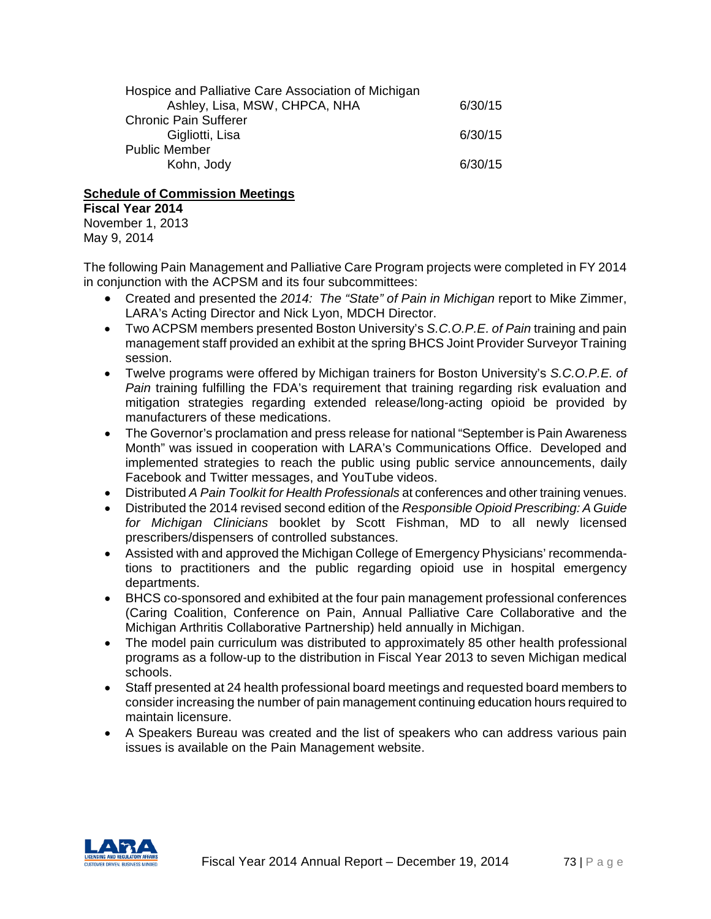| | |
|---|---|
| Hospice and Palliative Care Association of Michigan | |
| Ashley, Lisa, MSW, CHPCA, NHA | 6/30/15 |
| Chronic Pain Sufferer | |
| Gigliotti, Lisa | 6/30/15 |
| Public Member | |
| Kohn, Jody | 6/30/15 |

**Schedule of Commission Meetings**

**Fiscal Year 2014**
November 1, 2013
May 9, 2014

The following Pain Management and Palliative Care Program projects were completed in FY 2014 in conjunction with the ACPSM and its four subcommittees:

- Created and presented the *2014: The "State" of Pain in Michigan* report to Mike Zimmer, LARA's Acting Director and Nick Lyon, MDCH Director.
- Two ACPSM members presented Boston University's *S.C.O.P.E. of Pain* training and pain management staff provided an exhibit at the spring BHCS Joint Provider Surveyor Training session.
- Twelve programs were offered by Michigan trainers for Boston University's *S.C.O.P.E. of Pain* training fulfilling the FDA's requirement that training regarding risk evaluation and mitigation strategies regarding extended release/long-acting opioid be provided by manufacturers of these medications.
- The Governor's proclamation and press release for national "September is Pain Awareness Month" was issued in cooperation with LARA's Communications Office. Developed and implemented strategies to reach the public using public service announcements, daily Facebook and Twitter messages, and YouTube videos.
- Distributed *A Pain Toolkit for Health Professionals* at conferences and other training venues.
- Distributed the 2014 revised second edition of the *Responsible Opioid Prescribing: A Guide for Michigan Clinicians* booklet by Scott Fishman, MD to all newly licensed prescribers/dispensers of controlled substances.
- Assisted with and approved the Michigan College of Emergency Physicians' recommendations to practitioners and the public regarding opioid use in hospital emergency departments.
- BHCS co-sponsored and exhibited at the four pain management professional conferences (Caring Coalition, Conference on Pain, Annual Palliative Care Collaborative and the Michigan Arthritis Collaborative Partnership) held annually in Michigan.
- The model pain curriculum was distributed to approximately 85 other health professional programs as a follow-up to the distribution in Fiscal Year 2013 to seven Michigan medical schools.
- Staff presented at 24 health professional board meetings and requested board members to consider increasing the number of pain management continuing education hours required to maintain licensure.
- A Speakers Bureau was created and the list of speakers who can address various pain issues is available on the Pain Management website.